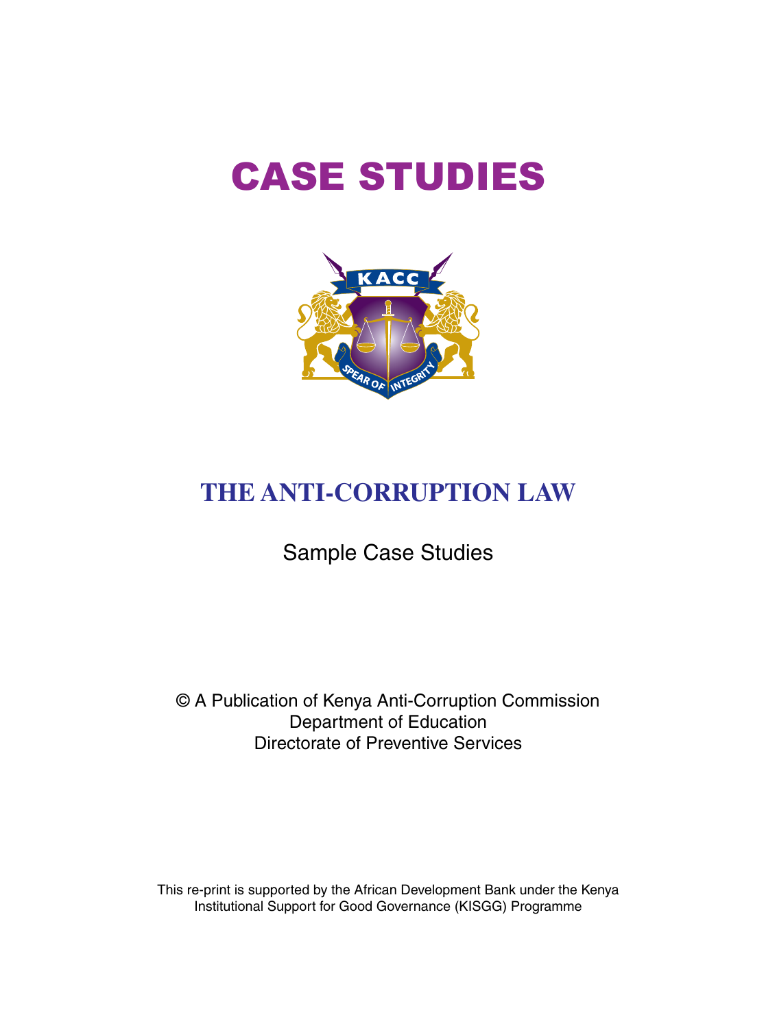# CASE STUDIES

## THE ANTI-CORRUPTION LAW

Sample Case Studies

© A Publication of Kenya Anti-Corruption Commission
Department of Education
Directorate of Preventive Services

This re-print is supported by the African Development Bank under the Kenya Institutional Support for Good Governance (KISGG) Programme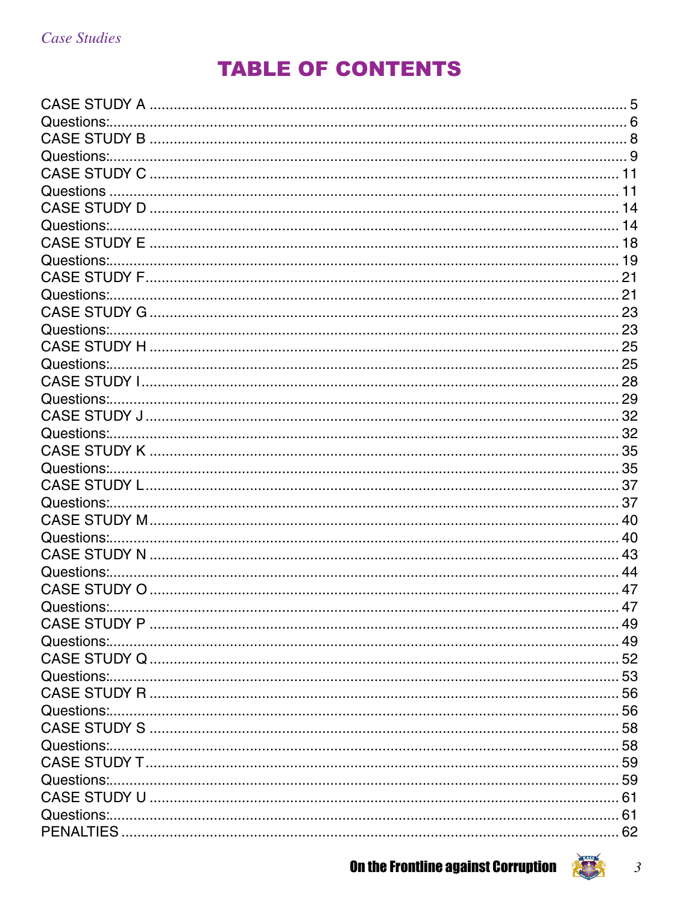# TABLE OF CONTENTS

CASE STUDY A ........................................................................................................ 5
Questions:................................................................................................................ 6
CASE STUDY B ........................................................................................................ 8
Questions:................................................................................................................ 9
CASE STUDY C ...................................................................................................... 11
Questions ................................................................................................................ 11
CASE STUDY D ...................................................................................................... 14
Questions:................................................................................................................ 14
CASE STUDY E ...................................................................................................... 18
Questions:................................................................................................................ 19
CASE STUDY F....................................................................................................... 21
Questions:................................................................................................................ 21
CASE STUDY G ...................................................................................................... 23
Questions:................................................................................................................ 23
CASE STUDY H ...................................................................................................... 25
Questions:................................................................................................................ 25
CASE STUDY I........................................................................................................ 28
Questions:................................................................................................................ 29
CASE STUDY J ...................................................................................................... 32
Questions:................................................................................................................ 32
CASE STUDY K ...................................................................................................... 35
Questions:................................................................................................................ 35
CASE STUDY L....................................................................................................... 37
Questions:................................................................................................................ 37
CASE STUDY M...................................................................................................... 40
Questions:................................................................................................................ 40
CASE STUDY N ...................................................................................................... 43
Questions:................................................................................................................ 44
CASE STUDY O ...................................................................................................... 47
Questions:................................................................................................................ 47
CASE STUDY P ...................................................................................................... 49
Questions:................................................................................................................ 49
CASE STUDY Q ...................................................................................................... 52
Questions:................................................................................................................ 53
CASE STUDY R ...................................................................................................... 56
Questions:................................................................................................................ 56
CASE STUDY S ...................................................................................................... 58
Questions:................................................................................................................ 58
CASE STUDY T....................................................................................................... 59
Questions:................................................................................................................ 59
CASE STUDY U ...................................................................................................... 61
Questions:................................................................................................................ 61
PENALTIES ............................................................................................................. 62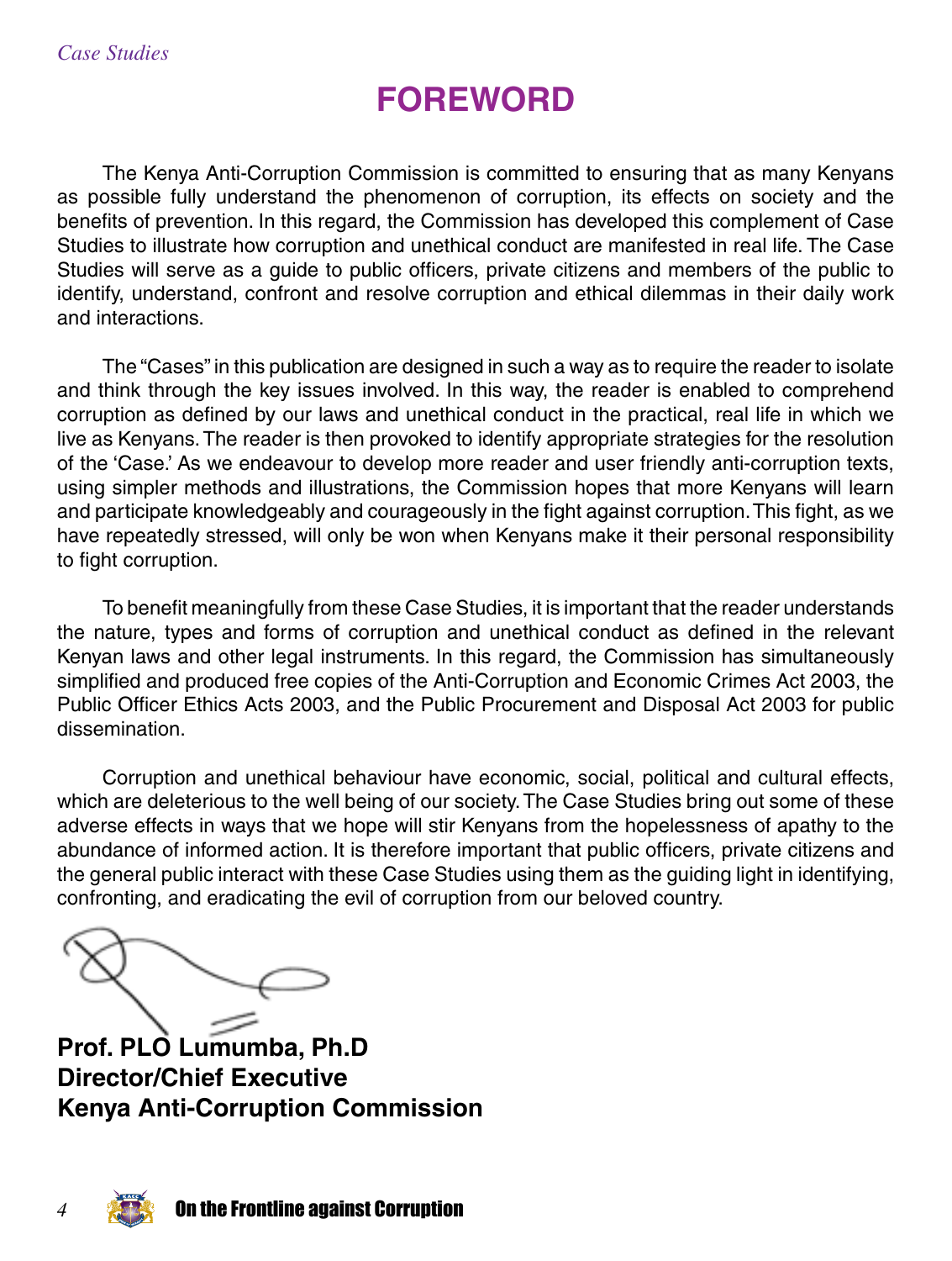# FOREWORD

The Kenya Anti-Corruption Commission is committed to ensuring that as many Kenyans as possible fully understand the phenomenon of corruption, its effects on society and the benefits of prevention. In this regard, the Commission has developed this complement of Case Studies to illustrate how corruption and unethical conduct are manifested in real life. The Case Studies will serve as a guide to public officers, private citizens and members of the public to identify, understand, confront and resolve corruption and ethical dilemmas in their daily work and interactions.

The "Cases" in this publication are designed in such a way as to require the reader to isolate and think through the key issues involved. In this way, the reader is enabled to comprehend corruption as defined by our laws and unethical conduct in the practical, real life in which we live as Kenyans. The reader is then provoked to identify appropriate strategies for the resolution of the 'Case.' As we endeavour to develop more reader and user friendly anti-corruption texts, using simpler methods and illustrations, the Commission hopes that more Kenyans will learn and participate knowledgeably and courageously in the fight against corruption. This fight, as we have repeatedly stressed, will only be won when Kenyans make it their personal responsibility to fight corruption.

To benefit meaningfully from these Case Studies, it is important that the reader understands the nature, types and forms of corruption and unethical conduct as defined in the relevant Kenyan laws and other legal instruments. In this regard, the Commission has simultaneously simplified and produced free copies of the Anti-Corruption and Economic Crimes Act 2003, the Public Officer Ethics Acts 2003, and the Public Procurement and Disposal Act 2003 for public dissemination.

Corruption and unethical behaviour have economic, social, political and cultural effects, which are deleterious to the well being of our society. The Case Studies bring out some of these adverse effects in ways that we hope will stir Kenyans from the hopelessness of apathy to the abundance of informed action. It is therefore important that public officers, private citizens and the general public interact with these Case Studies using them as the guiding light in identifying, confronting, and eradicating the evil of corruption from our beloved country.

**Prof. PLO Lumumba, Ph.D**
**Director/Chief Executive**
**Kenya Anti-Corruption Commission**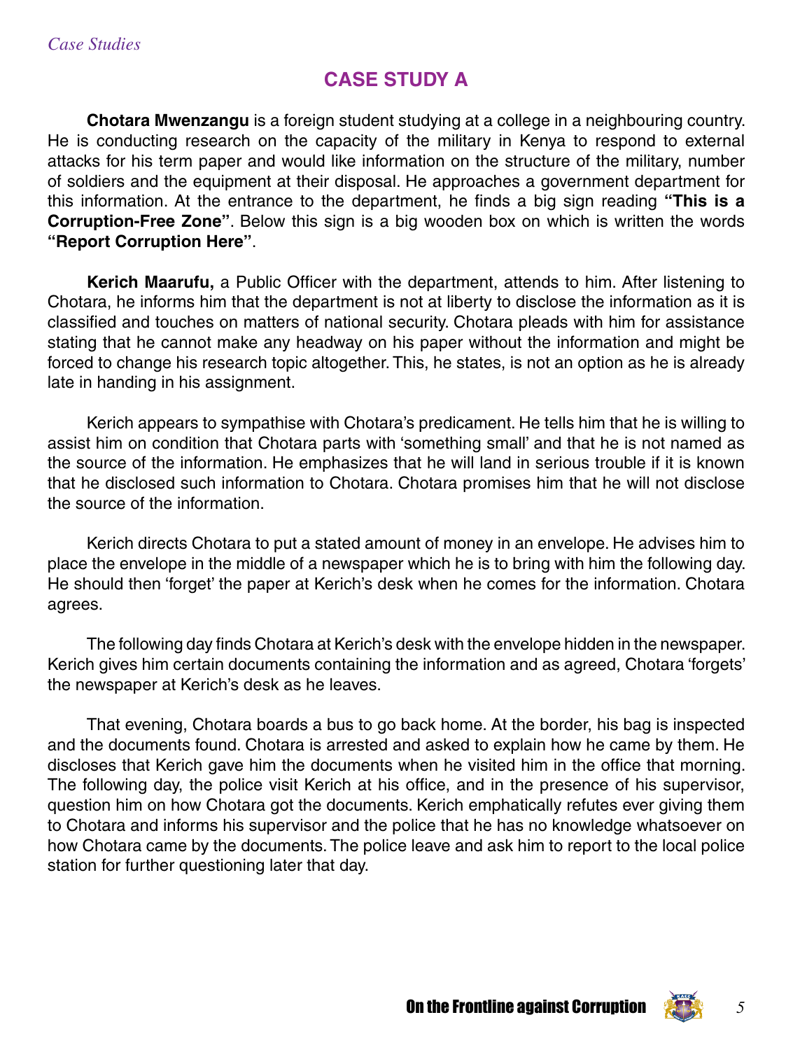# CASE STUDY A

**Chotara Mwenzangu** is a foreign student studying at a college in a neighbouring country. He is conducting research on the capacity of the military in Kenya to respond to external attacks for his term paper and would like information on the structure of the military, number of soldiers and the equipment at their disposal. He approaches a government department for this information. At the entrance to the department, he finds a big sign reading **"This is a Corruption-Free Zone"**. Below this sign is a big wooden box on which is written the words **"Report Corruption Here"**.

**Kerich Maarufu,** a Public Officer with the department, attends to him. After listening to Chotara, he informs him that the department is not at liberty to disclose the information as it is classified and touches on matters of national security. Chotara pleads with him for assistance stating that he cannot make any headway on his paper without the information and might be forced to change his research topic altogether. This, he states, is not an option as he is already late in handing in his assignment.

Kerich appears to sympathise with Chotara's predicament. He tells him that he is willing to assist him on condition that Chotara parts with 'something small' and that he is not named as the source of the information. He emphasizes that he will land in serious trouble if it is known that he disclosed such information to Chotara. Chotara promises him that he will not disclose the source of the information.

Kerich directs Chotara to put a stated amount of money in an envelope. He advises him to place the envelope in the middle of a newspaper which he is to bring with him the following day. He should then 'forget' the paper at Kerich's desk when he comes for the information. Chotara agrees.

The following day finds Chotara at Kerich's desk with the envelope hidden in the newspaper. Kerich gives him certain documents containing the information and as agreed, Chotara 'forgets' the newspaper at Kerich's desk as he leaves.

That evening, Chotara boards a bus to go back home. At the border, his bag is inspected and the documents found. Chotara is arrested and asked to explain how he came by them. He discloses that Kerich gave him the documents when he visited him in the office that morning. The following day, the police visit Kerich at his office, and in the presence of his supervisor, question him on how Chotara got the documents. Kerich emphatically refutes ever giving them to Chotara and informs his supervisor and the police that he has no knowledge whatsoever on how Chotara came by the documents. The police leave and ask him to report to the local police station for further questioning later that day.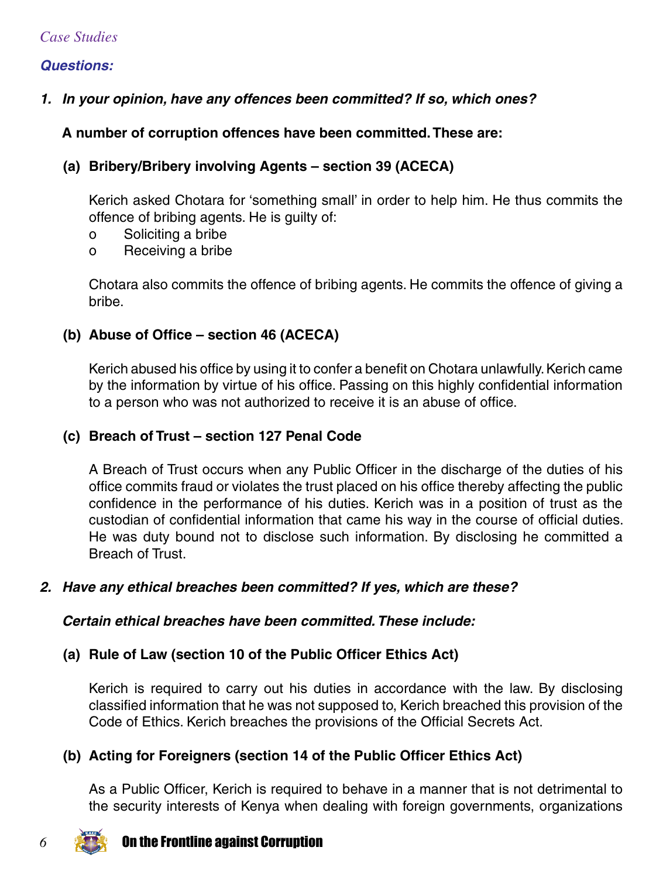*Case Studies*

***Questions:***

1. ***In your opinion, have any offences been committed? If so, which ones?***

   **A number of corruption offences have been committed. These are:**

   **(a) Bribery/Bribery involving Agents – section 39 (ACECA)**

   Kerich asked Chotara for 'something small' in order to help him. He thus commits the offence of bribing agents. He is guilty of:

   - o Soliciting a bribe
   - o Receiving a bribe

   Chotara also commits the offence of bribing agents. He commits the offence of giving a bribe.

   **(b) Abuse of Office – section 46 (ACECA)**

   Kerich abused his office by using it to confer a benefit on Chotara unlawfully. Kerich came by the information by virtue of his office. Passing on this highly confidential information to a person who was not authorized to receive it is an abuse of office.

   **(c) Breach of Trust – section 127 Penal Code**

   A Breach of Trust occurs when any Public Officer in the discharge of the duties of his office commits fraud or violates the trust placed on his office thereby affecting the public confidence in the performance of his duties. Kerich was in a position of trust as the custodian of confidential information that came his way in the course of official duties. He was duty bound not to disclose such information. By disclosing he committed a Breach of Trust.

2. ***Have any ethical breaches been committed? If yes, which are these?***

   ***Certain ethical breaches have been committed. These include:***

   **(a) Rule of Law (section 10 of the Public Officer Ethics Act)**

   Kerich is required to carry out his duties in accordance with the law. By disclosing classified information that he was not supposed to, Kerich breached this provision of the Code of Ethics. Kerich breaches the provisions of the Official Secrets Act.

   **(b) Acting for Foreigners (section 14 of the Public Officer Ethics Act)**

   As a Public Officer, Kerich is required to behave in a manner that is not detrimental to the security interests of Kenya when dealing with foreign governments, organizations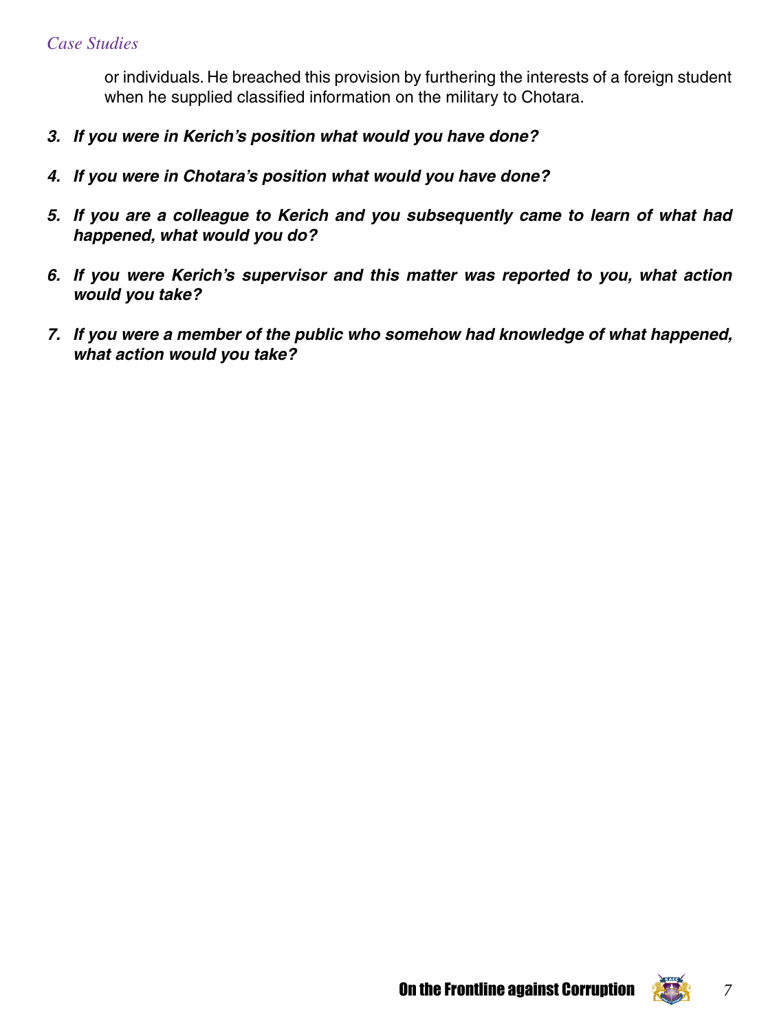or individuals. He breached this provision by furthering the interests of a foreign student when he supplied classified information on the military to Chotara.

3. ***If you were in Kerich's position what would you have done?***

4. ***If you were in Chotara's position what would you have done?***

5. ***If you are a colleague to Kerich and you subsequently came to learn of what had happened, what would you do?***

6. ***If you were Kerich's supervisor and this matter was reported to you, what action would you take?***

7. ***If you were a member of the public who somehow had knowledge of what happened, what action would you take?***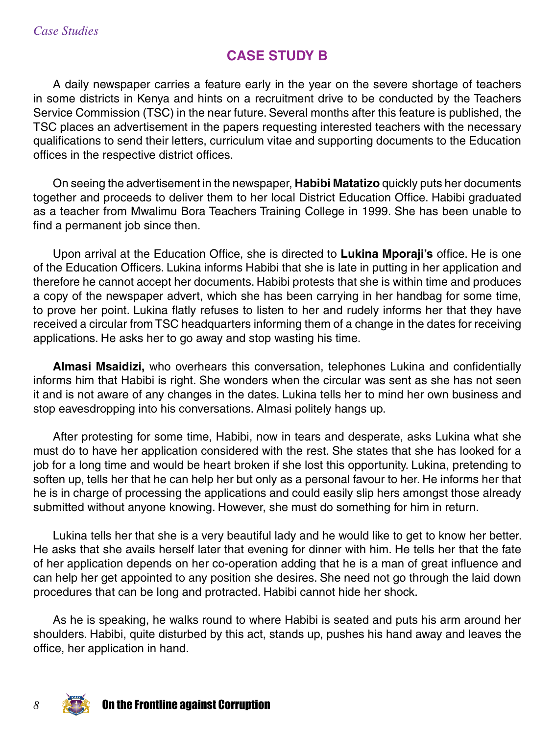## CASE STUDY B

A daily newspaper carries a feature early in the year on the severe shortage of teachers in some districts in Kenya and hints on a recruitment drive to be conducted by the Teachers Service Commission (TSC) in the near future. Several months after this feature is published, the TSC places an advertisement in the papers requesting interested teachers with the necessary qualifications to send their letters, curriculum vitae and supporting documents to the Education offices in the respective district offices.

On seeing the advertisement in the newspaper, **Habibi Matatizo** quickly puts her documents together and proceeds to deliver them to her local District Education Office. Habibi graduated as a teacher from Mwalimu Bora Teachers Training College in 1999. She has been unable to find a permanent job since then.

Upon arrival at the Education Office, she is directed to **Lukina Mporaji's** office. He is one of the Education Officers. Lukina informs Habibi that she is late in putting in her application and therefore he cannot accept her documents. Habibi protests that she is within time and produces a copy of the newspaper advert, which she has been carrying in her handbag for some time, to prove her point. Lukina flatly refuses to listen to her and rudely informs her that they have received a circular from TSC headquarters informing them of a change in the dates for receiving applications. He asks her to go away and stop wasting his time.

**Almasi Msaidizi,** who overhears this conversation, telephones Lukina and confidentially informs him that Habibi is right. She wonders when the circular was sent as she has not seen it and is not aware of any changes in the dates. Lukina tells her to mind her own business and stop eavesdropping into his conversations. Almasi politely hangs up.

After protesting for some time, Habibi, now in tears and desperate, asks Lukina what she must do to have her application considered with the rest. She states that she has looked for a job for a long time and would be heart broken if she lost this opportunity. Lukina, pretending to soften up, tells her that he can help her but only as a personal favour to her. He informs her that he is in charge of processing the applications and could easily slip hers amongst those already submitted without anyone knowing. However, she must do something for him in return.

Lukina tells her that she is a very beautiful lady and he would like to get to know her better. He asks that she avails herself later that evening for dinner with him. He tells her that the fate of her application depends on her co-operation adding that he is a man of great influence and can help her get appointed to any position she desires. She need not go through the laid down procedures that can be long and protracted. Habibi cannot hide her shock.

As he is speaking, he walks round to where Habibi is seated and puts his arm around her shoulders. Habibi, quite disturbed by this act, stands up, pushes his hand away and leaves the office, her application in hand.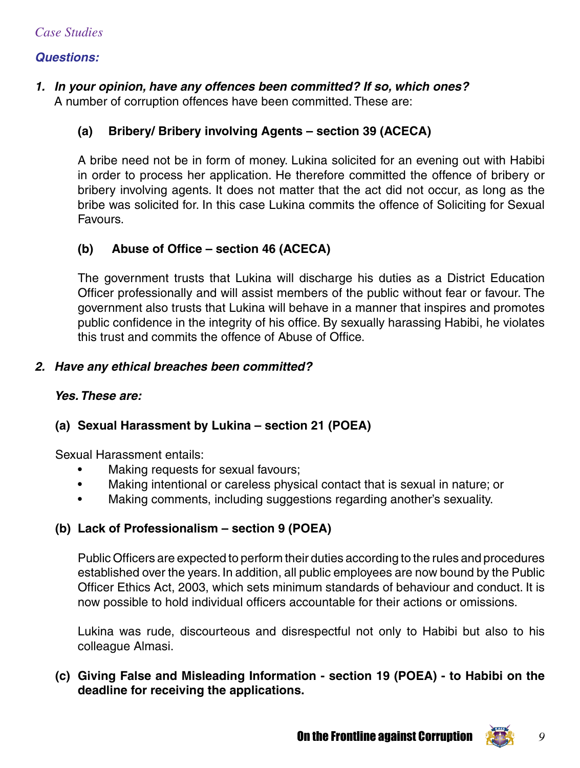*Case Studies*

***Questions:***

1. ***In your opinion, have any offences been committed? If so, which ones?***
   A number of corruption offences have been committed. These are:

   **(a) Bribery/ Bribery involving Agents – section 39 (ACECA)**

   A bribe need not be in form of money. Lukina solicited for an evening out with Habibi in order to process her application. He therefore committed the offence of bribery or bribery involving agents. It does not matter that the act did not occur, as long as the bribe was solicited for. In this case Lukina commits the offence of Soliciting for Sexual Favours.

   **(b) Abuse of Office – section 46 (ACECA)**

   The government trusts that Lukina will discharge his duties as a District Education Officer professionally and will assist members of the public without fear or favour. The government also trusts that Lukina will behave in a manner that inspires and promotes public confidence in the integrity of his office. By sexually harassing Habibi, he violates this trust and commits the offence of Abuse of Office.

2. ***Have any ethical breaches been committed?***

   ***Yes. These are:***

   **(a) Sexual Harassment by Lukina – section 21 (POEA)**

   Sexual Harassment entails:

   - Making requests for sexual favours;
   - Making intentional or careless physical contact that is sexual in nature; or
   - Making comments, including suggestions regarding another's sexuality.

   **(b) Lack of Professionalism – section 9 (POEA)**

   Public Officers are expected to perform their duties according to the rules and procedures established over the years. In addition, all public employees are now bound by the Public Officer Ethics Act, 2003, which sets minimum standards of behaviour and conduct. It is now possible to hold individual officers accountable for their actions or omissions.

   Lukina was rude, discourteous and disrespectful not only to Habibi but also to his colleague Almasi.

   **(c) Giving False and Misleading Information - section 19 (POEA) - to Habibi on the deadline for receiving the applications.**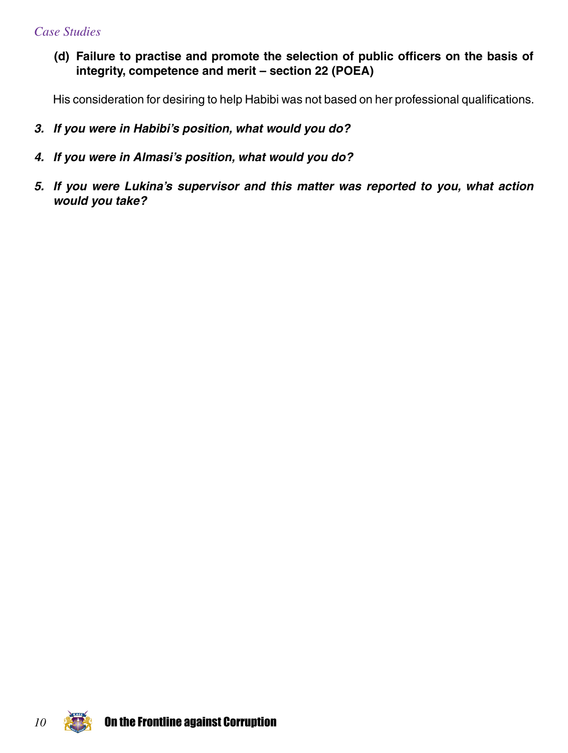**(d) Failure to practise and promote the selection of public officers on the basis of integrity, competence and merit – section 22 (POEA)**

His consideration for desiring to help Habibi was not based on her professional qualifications.

3. ***If you were in Habibi's position, what would you do?***

4. ***If you were in Almasi's position, what would you do?***

5. ***If you were Lukina's supervisor and this matter was reported to you, what action would you take?***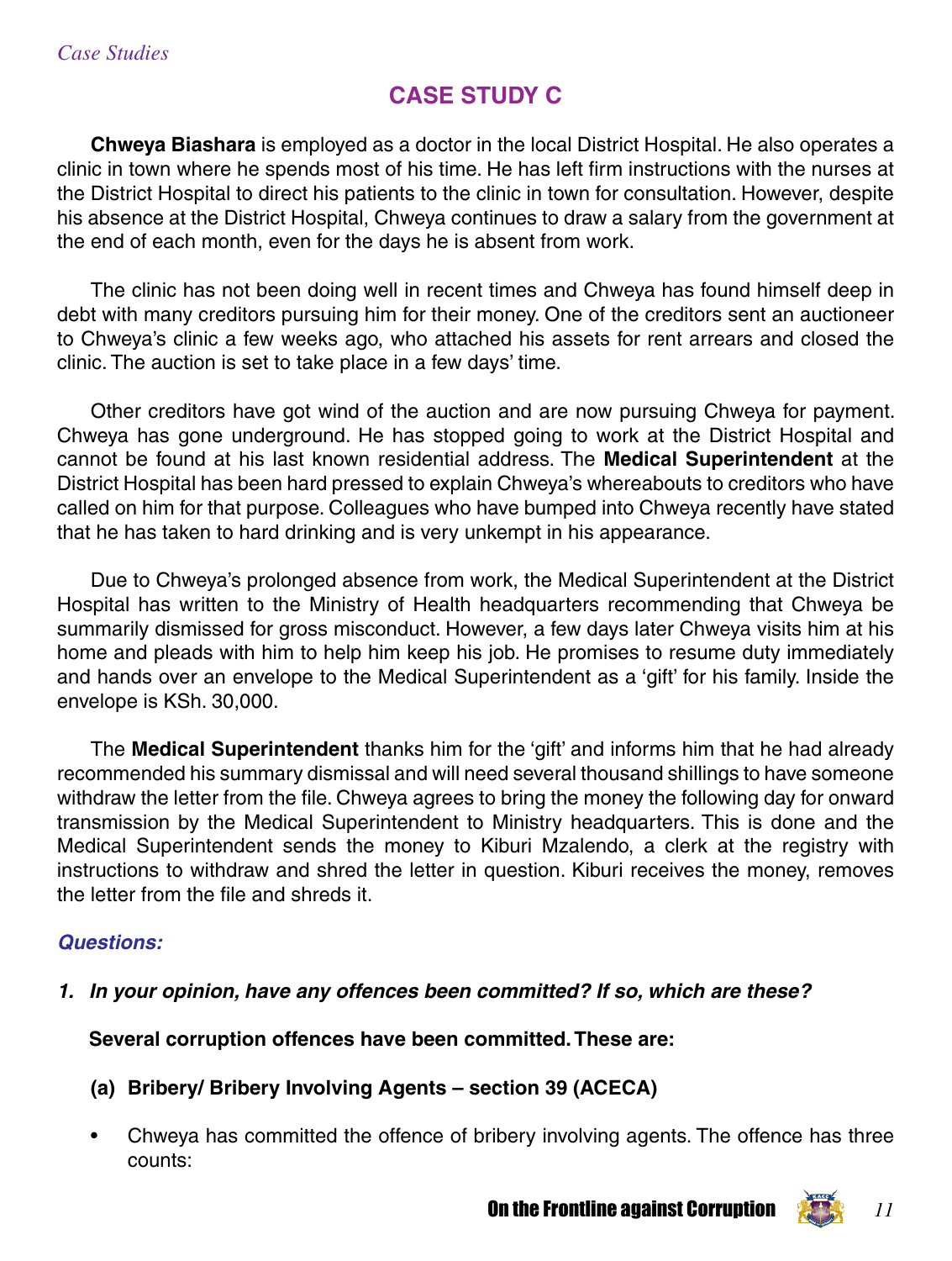## CASE STUDY C

**Chweya Biashara** is employed as a doctor in the local District Hospital. He also operates a clinic in town where he spends most of his time. He has left firm instructions with the nurses at the District Hospital to direct his patients to the clinic in town for consultation. However, despite his absence at the District Hospital, Chweya continues to draw a salary from the government at the end of each month, even for the days he is absent from work.

The clinic has not been doing well in recent times and Chweya has found himself deep in debt with many creditors pursuing him for their money. One of the creditors sent an auctioneer to Chweya's clinic a few weeks ago, who attached his assets for rent arrears and closed the clinic. The auction is set to take place in a few days' time.

Other creditors have got wind of the auction and are now pursuing Chweya for payment. Chweya has gone underground. He has stopped going to work at the District Hospital and cannot be found at his last known residential address. The **Medical Superintendent** at the District Hospital has been hard pressed to explain Chweya's whereabouts to creditors who have called on him for that purpose. Colleagues who have bumped into Chweya recently have stated that he has taken to hard drinking and is very unkempt in his appearance.

Due to Chweya's prolonged absence from work, the Medical Superintendent at the District Hospital has written to the Ministry of Health headquarters recommending that Chweya be summarily dismissed for gross misconduct. However, a few days later Chweya visits him at his home and pleads with him to help him keep his job. He promises to resume duty immediately and hands over an envelope to the Medical Superintendent as a 'gift' for his family. Inside the envelope is KSh. 30,000.

The **Medical Superintendent** thanks him for the 'gift' and informs him that he had already recommended his summary dismissal and will need several thousand shillings to have someone withdraw the letter from the file. Chweya agrees to bring the money the following day for onward transmission by the Medical Superintendent to Ministry headquarters. This is done and the Medical Superintendent sends the money to Kiburi Mzalendo, a clerk at the registry with instructions to withdraw and shred the letter in question. Kiburi receives the money, removes the letter from the file and shreds it.

### *Questions:*

1. ***In your opinion, have any offences been committed? If so, which are these?***

   **Several corruption offences have been committed. These are:**

   **(a) Bribery/ Bribery Involving Agents – section 39 (ACECA)**

   - Chweya has committed the offence of bribery involving agents. The offence has three counts: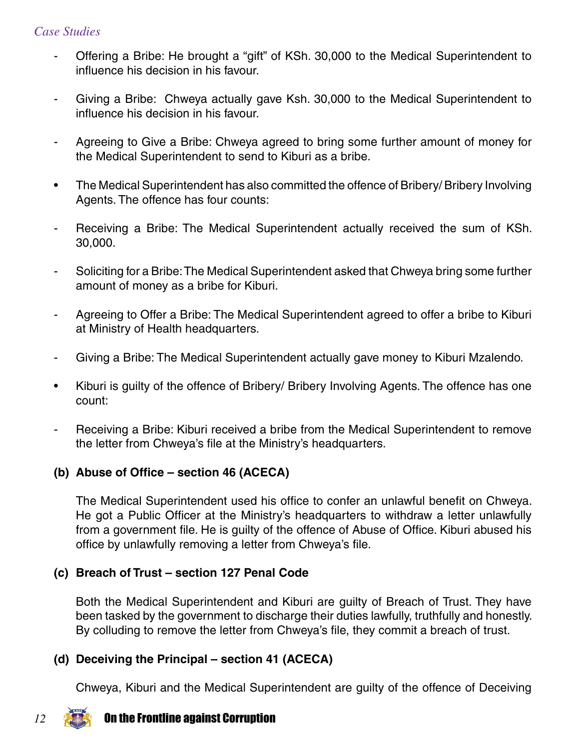- Offering a Bribe: He brought a "gift" of KSh. 30,000 to the Medical Superintendent to influence his decision in his favour.

- Giving a Bribe: Chweya actually gave Ksh. 30,000 to the Medical Superintendent to influence his decision in his favour.

- Agreeing to Give a Bribe: Chweya agreed to bring some further amount of money for the Medical Superintendent to send to Kiburi as a bribe.

- The Medical Superintendent has also committed the offence of Bribery/ Bribery Involving Agents. The offence has four counts:

  - Receiving a Bribe: The Medical Superintendent actually received the sum of KSh. 30,000.

  - Soliciting for a Bribe: The Medical Superintendent asked that Chweya bring some further amount of money as a bribe for Kiburi.

  - Agreeing to Offer a Bribe: The Medical Superintendent agreed to offer a bribe to Kiburi at Ministry of Health headquarters.

  - Giving a Bribe: The Medical Superintendent actually gave money to Kiburi Mzalendo.

- Kiburi is guilty of the offence of Bribery/ Bribery Involving Agents. The offence has one count:

  - Receiving a Bribe: Kiburi received a bribe from the Medical Superintendent to remove the letter from Chweya's file at the Ministry's headquarters.

**(b) Abuse of Office – section 46 (ACECA)**

The Medical Superintendent used his office to confer an unlawful benefit on Chweya. He got a Public Officer at the Ministry's headquarters to withdraw a letter unlawfully from a government file. He is guilty of the offence of Abuse of Office. Kiburi abused his office by unlawfully removing a letter from Chweya's file.

**(c) Breach of Trust – section 127 Penal Code**

Both the Medical Superintendent and Kiburi are guilty of Breach of Trust. They have been tasked by the government to discharge their duties lawfully, truthfully and honestly. By colluding to remove the letter from Chweya's file, they commit a breach of trust.

**(d) Deceiving the Principal – section 41 (ACECA)**

Chweya, Kiburi and the Medical Superintendent are guilty of the offence of Deceiving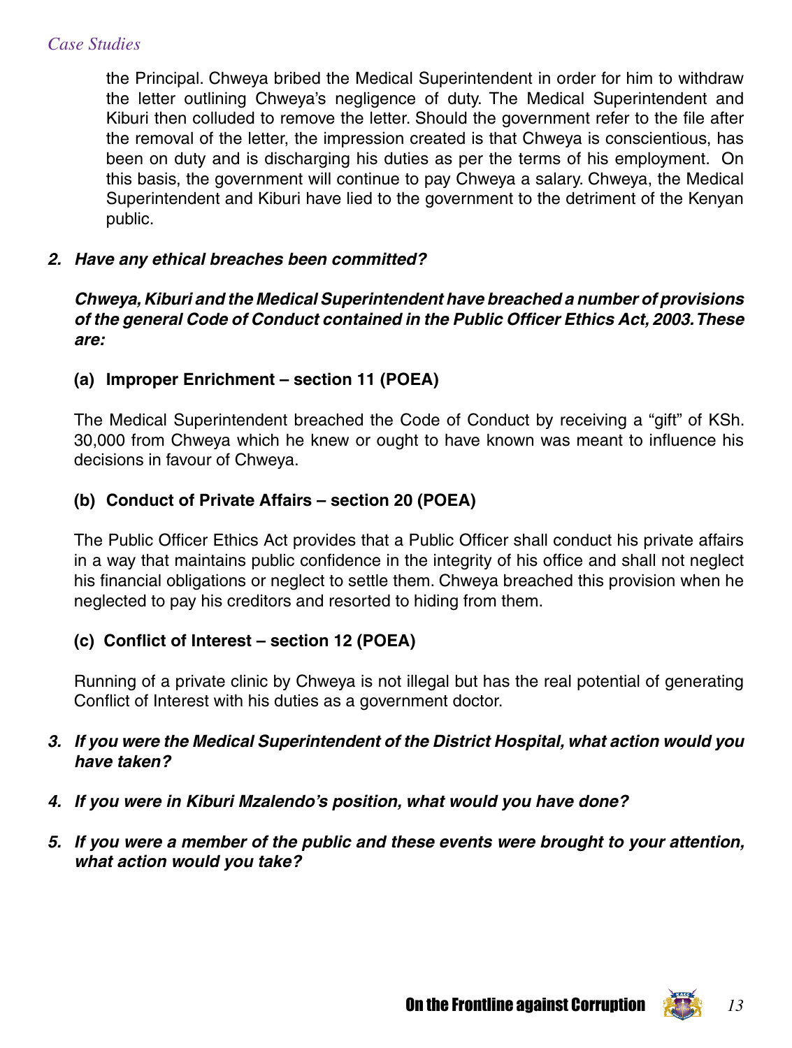the Principal. Chweya bribed the Medical Superintendent in order for him to withdraw the letter outlining Chweya's negligence of duty. The Medical Superintendent and Kiburi then colluded to remove the letter. Should the government refer to the file after the removal of the letter, the impression created is that Chweya is conscientious, has been on duty and is discharging his duties as per the terms of his employment. On this basis, the government will continue to pay Chweya a salary. Chweya, the Medical Superintendent and Kiburi have lied to the government to the detriment of the Kenyan public.

2. ***Have any ethical breaches been committed?***

   ***Chweya, Kiburi and the Medical Superintendent have breached a number of provisions of the general Code of Conduct contained in the Public Officer Ethics Act, 2003. These are:***

   **(a) Improper Enrichment – section 11 (POEA)**

   The Medical Superintendent breached the Code of Conduct by receiving a "gift" of KSh. 30,000 from Chweya which he knew or ought to have known was meant to influence his decisions in favour of Chweya.

   **(b) Conduct of Private Affairs – section 20 (POEA)**

   The Public Officer Ethics Act provides that a Public Officer shall conduct his private affairs in a way that maintains public confidence in the integrity of his office and shall not neglect his financial obligations or neglect to settle them. Chweya breached this provision when he neglected to pay his creditors and resorted to hiding from them.

   **(c) Conflict of Interest – section 12 (POEA)**

   Running of a private clinic by Chweya is not illegal but has the real potential of generating Conflict of Interest with his duties as a government doctor.

3. ***If you were the Medical Superintendent of the District Hospital, what action would you have taken?***

4. ***If you were in Kiburi Mzalendo's position, what would you have done?***

5. ***If you were a member of the public and these events were brought to your attention, what action would you take?***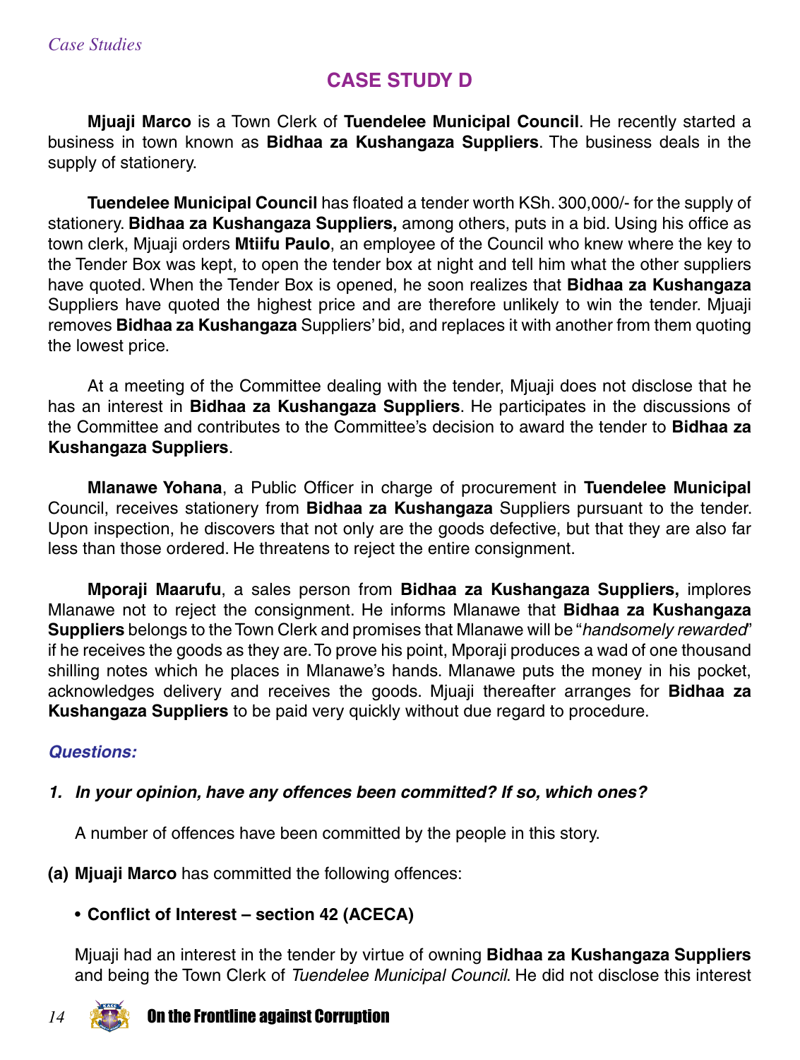## CASE STUDY D

**Mjuaji Marco** is a Town Clerk of **Tuendelee Municipal Council**. He recently started a business in town known as **Bidhaa za Kushangaza Suppliers**. The business deals in the supply of stationery.

**Tuendelee Municipal Council** has floated a tender worth KSh. 300,000/- for the supply of stationery. **Bidhaa za Kushangaza Suppliers,** among others, puts in a bid. Using his office as town clerk, Mjuaji orders **Mtiifu Paulo**, an employee of the Council who knew where the key to the Tender Box was kept, to open the tender box at night and tell him what the other suppliers have quoted. When the Tender Box is opened, he soon realizes that **Bidhaa za Kushangaza** Suppliers have quoted the highest price and are therefore unlikely to win the tender. Mjuaji removes **Bidhaa za Kushangaza** Suppliers' bid, and replaces it with another from them quoting the lowest price.

At a meeting of the Committee dealing with the tender, Mjuaji does not disclose that he has an interest in **Bidhaa za Kushangaza Suppliers**. He participates in the discussions of the Committee and contributes to the Committee's decision to award the tender to **Bidhaa za Kushangaza Suppliers**.

**Mlanawe Yohana**, a Public Officer in charge of procurement in **Tuendelee Municipal** Council, receives stationery from **Bidhaa za Kushangaza** Suppliers pursuant to the tender. Upon inspection, he discovers that not only are the goods defective, but that they are also far less than those ordered. He threatens to reject the entire consignment.

**Mporaji Maarufu**, a sales person from **Bidhaa za Kushangaza Suppliers,** implores Mlanawe not to reject the consignment. He informs Mlanawe that **Bidhaa za Kushangaza Suppliers** belongs to the Town Clerk and promises that Mlanawe will be "*handsomely rewarded*" if he receives the goods as they are. To prove his point, Mporaji produces a wad of one thousand shilling notes which he places in Mlanawe's hands. Mlanawe puts the money in his pocket, acknowledges delivery and receives the goods. Mjuaji thereafter arranges for **Bidhaa za Kushangaza Suppliers** to be paid very quickly without due regard to procedure.

### *Questions:*

***1. In your opinion, have any offences been committed? If so, which ones?***

A number of offences have been committed by the people in this story.

**(a) Mjuaji Marco** has committed the following offences:

- **Conflict of Interest – section 42 (ACECA)**

Mjuaji had an interest in the tender by virtue of owning **Bidhaa za Kushangaza Suppliers** and being the Town Clerk of *Tuendelee Municipal Council*. He did not disclose this interest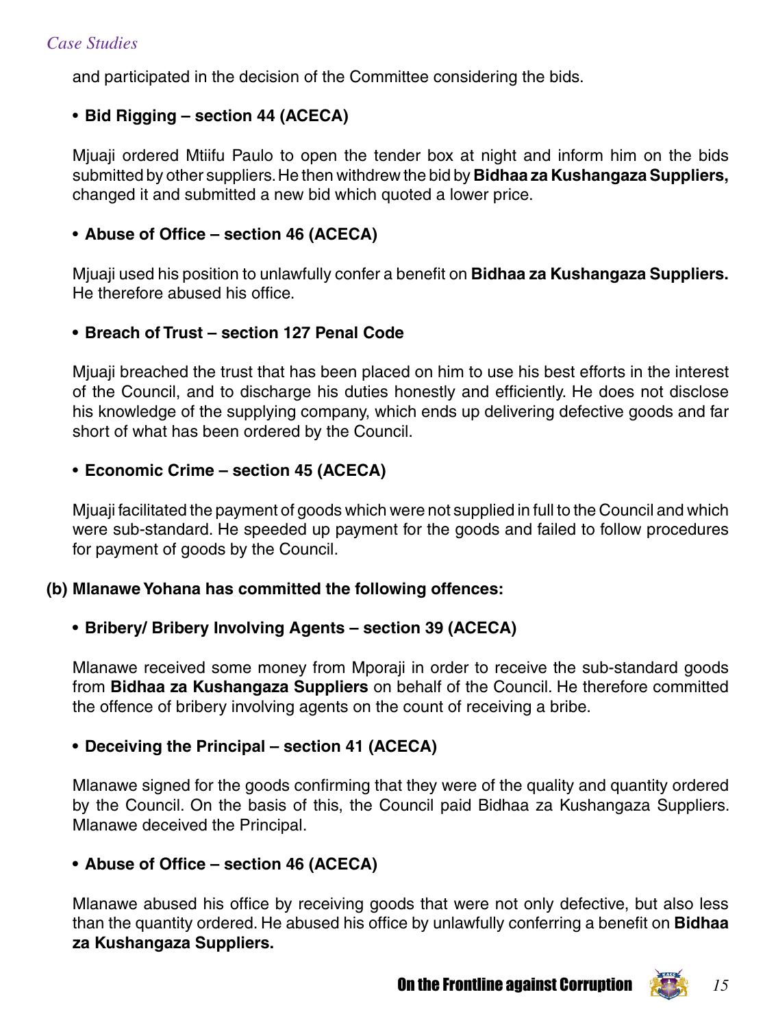and participated in the decision of the Committee considering the bids.

- **Bid Rigging – section 44 (ACECA)**

Mjuaji ordered Mtiifu Paulo to open the tender box at night and inform him on the bids submitted by other suppliers. He then withdrew the bid by **Bidhaa za Kushangaza Suppliers,** changed it and submitted a new bid which quoted a lower price.

- **Abuse of Office – section 46 (ACECA)**

Mjuaji used his position to unlawfully confer a benefit on **Bidhaa za Kushangaza Suppliers.** He therefore abused his office.

- **Breach of Trust – section 127 Penal Code**

Mjuaji breached the trust that has been placed on him to use his best efforts in the interest of the Council, and to discharge his duties honestly and efficiently. He does not disclose his knowledge of the supplying company, which ends up delivering defective goods and far short of what has been ordered by the Council.

- **Economic Crime – section 45 (ACECA)**

Mjuaji facilitated the payment of goods which were not supplied in full to the Council and which were sub-standard. He speeded up payment for the goods and failed to follow procedures for payment of goods by the Council.

**(b) Mlanawe Yohana has committed the following offences:**

- **Bribery/ Bribery Involving Agents – section 39 (ACECA)**

Mlanawe received some money from Mporaji in order to receive the sub-standard goods from **Bidhaa za Kushangaza Suppliers** on behalf of the Council. He therefore committed the offence of bribery involving agents on the count of receiving a bribe.

- **Deceiving the Principal – section 41 (ACECA)**

Mlanawe signed for the goods confirming that they were of the quality and quantity ordered by the Council. On the basis of this, the Council paid Bidhaa za Kushangaza Suppliers. Mlanawe deceived the Principal.

- **Abuse of Office – section 46 (ACECA)**

Mlanawe abused his office by receiving goods that were not only defective, but also less than the quantity ordered. He abused his office by unlawfully conferring a benefit on **Bidhaa za Kushangaza Suppliers.**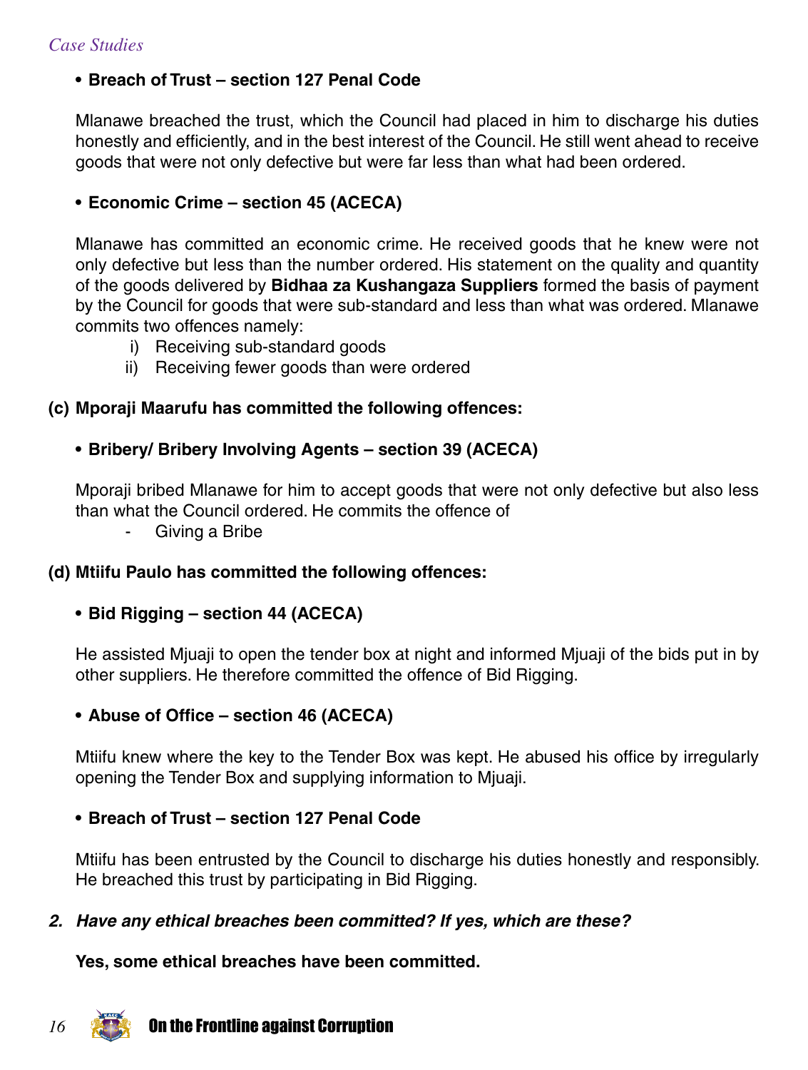- **Breach of Trust – section 127 Penal Code**

  Mlanawe breached the trust, which the Council had placed in him to discharge his duties honestly and efficiently, and in the best interest of the Council. He still went ahead to receive goods that were not only defective but were far less than what had been ordered.

- **Economic Crime – section 45 (ACECA)**

  Mlanawe has committed an economic crime. He received goods that he knew were not only defective but less than the number ordered. His statement on the quality and quantity of the goods delivered by **Bidhaa za Kushangaza Suppliers** formed the basis of payment by the Council for goods that were sub-standard and less than what was ordered. Mlanawe commits two offences namely:

  i) Receiving sub-standard goods
  ii) Receiving fewer goods than were ordered

**(c) Mporaji Maarufu has committed the following offences:**

- **Bribery/ Bribery Involving Agents – section 39 (ACECA)**

  Mporaji bribed Mlanawe for him to accept goods that were not only defective but also less than what the Council ordered. He commits the offence of

  - Giving a Bribe

**(d) Mtiifu Paulo has committed the following offences:**

- **Bid Rigging – section 44 (ACECA)**

  He assisted Mjuaji to open the tender box at night and informed Mjuaji of the bids put in by other suppliers. He therefore committed the offence of Bid Rigging.

- **Abuse of Office – section 46 (ACECA)**

  Mtiifu knew where the key to the Tender Box was kept. He abused his office by irregularly opening the Tender Box and supplying information to Mjuaji.

- **Breach of Trust – section 127 Penal Code**

  Mtiifu has been entrusted by the Council to discharge his duties honestly and responsibly. He breached this trust by participating in Bid Rigging.

***2. Have any ethical breaches been committed? If yes, which are these?***

**Yes, some ethical breaches have been committed.**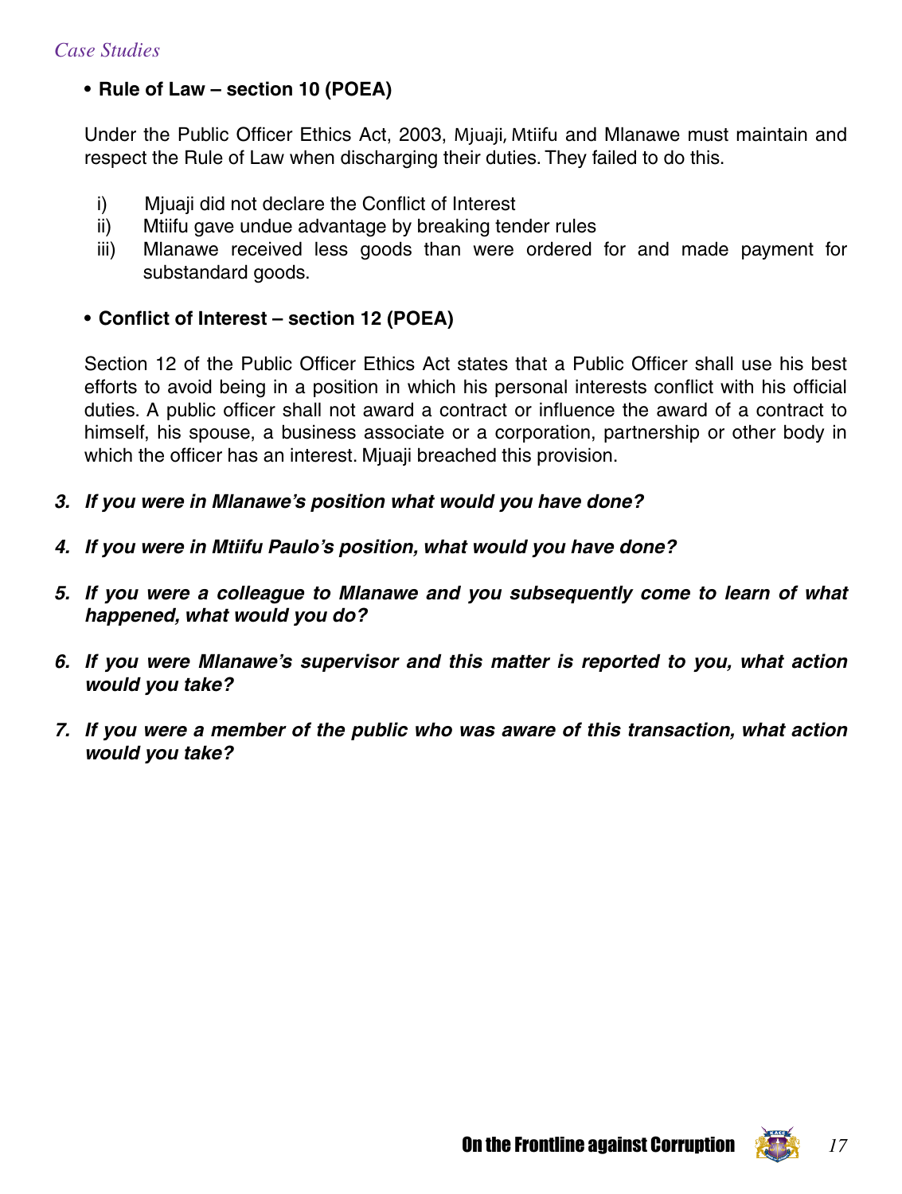- **Rule of Law – section 10 (POEA)**

Under the Public Officer Ethics Act, 2003, Mjuaji, Mtiifu and Mlanawe must maintain and respect the Rule of Law when discharging their duties. They failed to do this.

i) Mjuaji did not declare the Conflict of Interest
ii) Mtiifu gave undue advantage by breaking tender rules
iii) Mlanawe received less goods than were ordered for and made payment for substandard goods.

- **Conflict of Interest – section 12 (POEA)**

Section 12 of the Public Officer Ethics Act states that a Public Officer shall use his best efforts to avoid being in a position in which his personal interests conflict with his official duties. A public officer shall not award a contract or influence the award of a contract to himself, his spouse, a business associate or a corporation, partnership or other body in which the officer has an interest. Mjuaji breached this provision.

3. ***If you were in Mlanawe's position what would you have done?***

4. ***If you were in Mtiifu Paulo's position, what would you have done?***

5. ***If you were a colleague to Mlanawe and you subsequently come to learn of what happened, what would you do?***

6. ***If you were Mlanawe's supervisor and this matter is reported to you, what action would you take?***

7. ***If you were a member of the public who was aware of this transaction, what action would you take?***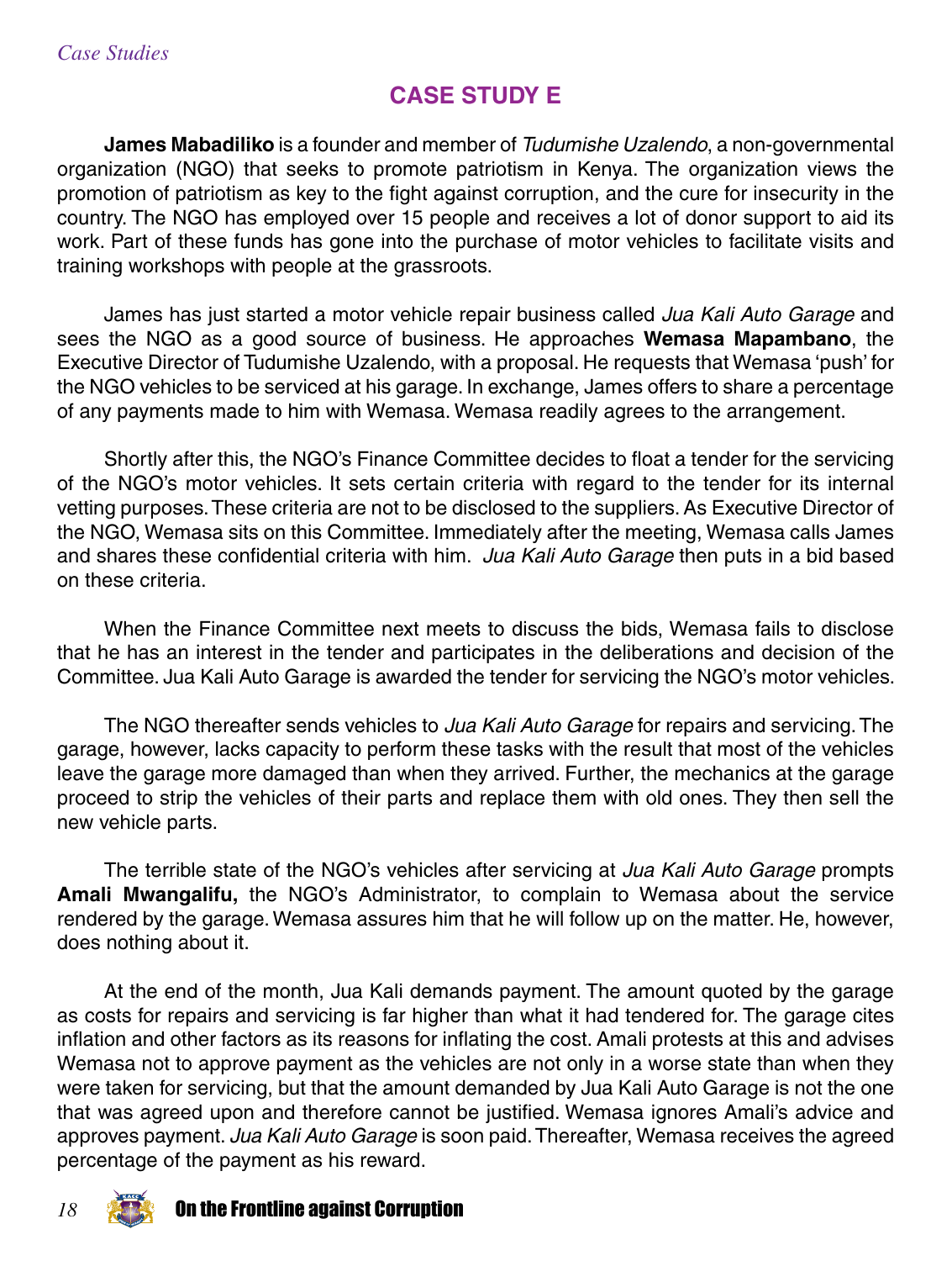## CASE STUDY E

**James Mabadiliko** is a founder and member of *Tudumishe Uzalendo*, a non-governmental organization (NGO) that seeks to promote patriotism in Kenya. The organization views the promotion of patriotism as key to the fight against corruption, and the cure for insecurity in the country. The NGO has employed over 15 people and receives a lot of donor support to aid its work. Part of these funds has gone into the purchase of motor vehicles to facilitate visits and training workshops with people at the grassroots.

James has just started a motor vehicle repair business called *Jua Kali Auto Garage* and sees the NGO as a good source of business. He approaches **Wemasa Mapambano**, the Executive Director of Tudumishe Uzalendo, with a proposal. He requests that Wemasa 'push' for the NGO vehicles to be serviced at his garage. In exchange, James offers to share a percentage of any payments made to him with Wemasa. Wemasa readily agrees to the arrangement.

Shortly after this, the NGO's Finance Committee decides to float a tender for the servicing of the NGO's motor vehicles. It sets certain criteria with regard to the tender for its internal vetting purposes. These criteria are not to be disclosed to the suppliers. As Executive Director of the NGO, Wemasa sits on this Committee. Immediately after the meeting, Wemasa calls James and shares these confidential criteria with him. *Jua Kali Auto Garage* then puts in a bid based on these criteria.

When the Finance Committee next meets to discuss the bids, Wemasa fails to disclose that he has an interest in the tender and participates in the deliberations and decision of the Committee. Jua Kali Auto Garage is awarded the tender for servicing the NGO's motor vehicles.

The NGO thereafter sends vehicles to *Jua Kali Auto Garage* for repairs and servicing. The garage, however, lacks capacity to perform these tasks with the result that most of the vehicles leave the garage more damaged than when they arrived. Further, the mechanics at the garage proceed to strip the vehicles of their parts and replace them with old ones. They then sell the new vehicle parts.

The terrible state of the NGO's vehicles after servicing at *Jua Kali Auto Garage* prompts **Amali Mwangalifu,** the NGO's Administrator, to complain to Wemasa about the service rendered by the garage. Wemasa assures him that he will follow up on the matter. He, however, does nothing about it.

At the end of the month, Jua Kali demands payment. The amount quoted by the garage as costs for repairs and servicing is far higher than what it had tendered for. The garage cites inflation and other factors as its reasons for inflating the cost. Amali protests at this and advises Wemasa not to approve payment as the vehicles are not only in a worse state than when they were taken for servicing, but that the amount demanded by Jua Kali Auto Garage is not the one that was agreed upon and therefore cannot be justified. Wemasa ignores Amali's advice and approves payment. *Jua Kali Auto Garage* is soon paid. Thereafter, Wemasa receives the agreed percentage of the payment as his reward.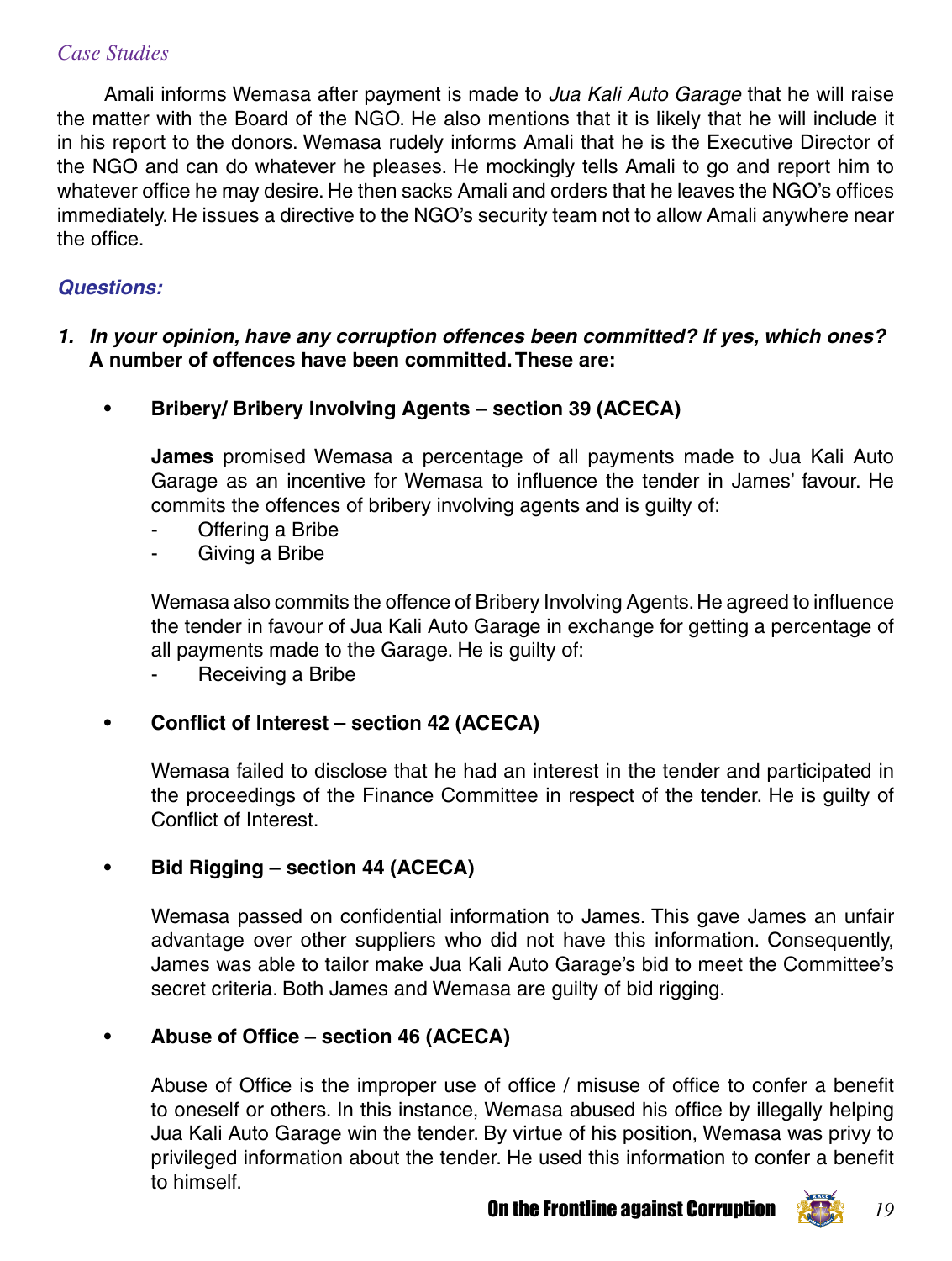*Case Studies*

Amali informs Wemasa after payment is made to *Jua Kali Auto Garage* that he will raise the matter with the Board of the NGO. He also mentions that it is likely that he will include it in his report to the donors. Wemasa rudely informs Amali that he is the Executive Director of the NGO and can do whatever he pleases. He mockingly tells Amali to go and report him to whatever office he may desire. He then sacks Amali and orders that he leaves the NGO's offices immediately. He issues a directive to the NGO's security team not to allow Amali anywhere near the office.

### *Questions:*

1. ***In your opinion, have any corruption offences been committed? If yes, which ones?***
   **A number of offences have been committed. These are:**

- **Bribery/ Bribery Involving Agents – section 39 (ACECA)**

  **James** promised Wemasa a percentage of all payments made to Jua Kali Auto Garage as an incentive for Wemasa to influence the tender in James' favour. He commits the offences of bribery involving agents and is guilty of:
  - Offering a Bribe
  - Giving a Bribe

  Wemasa also commits the offence of Bribery Involving Agents. He agreed to influence the tender in favour of Jua Kali Auto Garage in exchange for getting a percentage of all payments made to the Garage. He is guilty of:
  - Receiving a Bribe

- **Conflict of Interest – section 42 (ACECA)**

  Wemasa failed to disclose that he had an interest in the tender and participated in the proceedings of the Finance Committee in respect of the tender. He is guilty of Conflict of Interest.

- **Bid Rigging – section 44 (ACECA)**

  Wemasa passed on confidential information to James. This gave James an unfair advantage over other suppliers who did not have this information. Consequently, James was able to tailor make Jua Kali Auto Garage's bid to meet the Committee's secret criteria. Both James and Wemasa are guilty of bid rigging.

- **Abuse of Office – section 46 (ACECA)**

  Abuse of Office is the improper use of office / misuse of office to confer a benefit to oneself or others. In this instance, Wemasa abused his office by illegally helping Jua Kali Auto Garage win the tender. By virtue of his position, Wemasa was privy to privileged information about the tender. He used this information to confer a benefit to himself.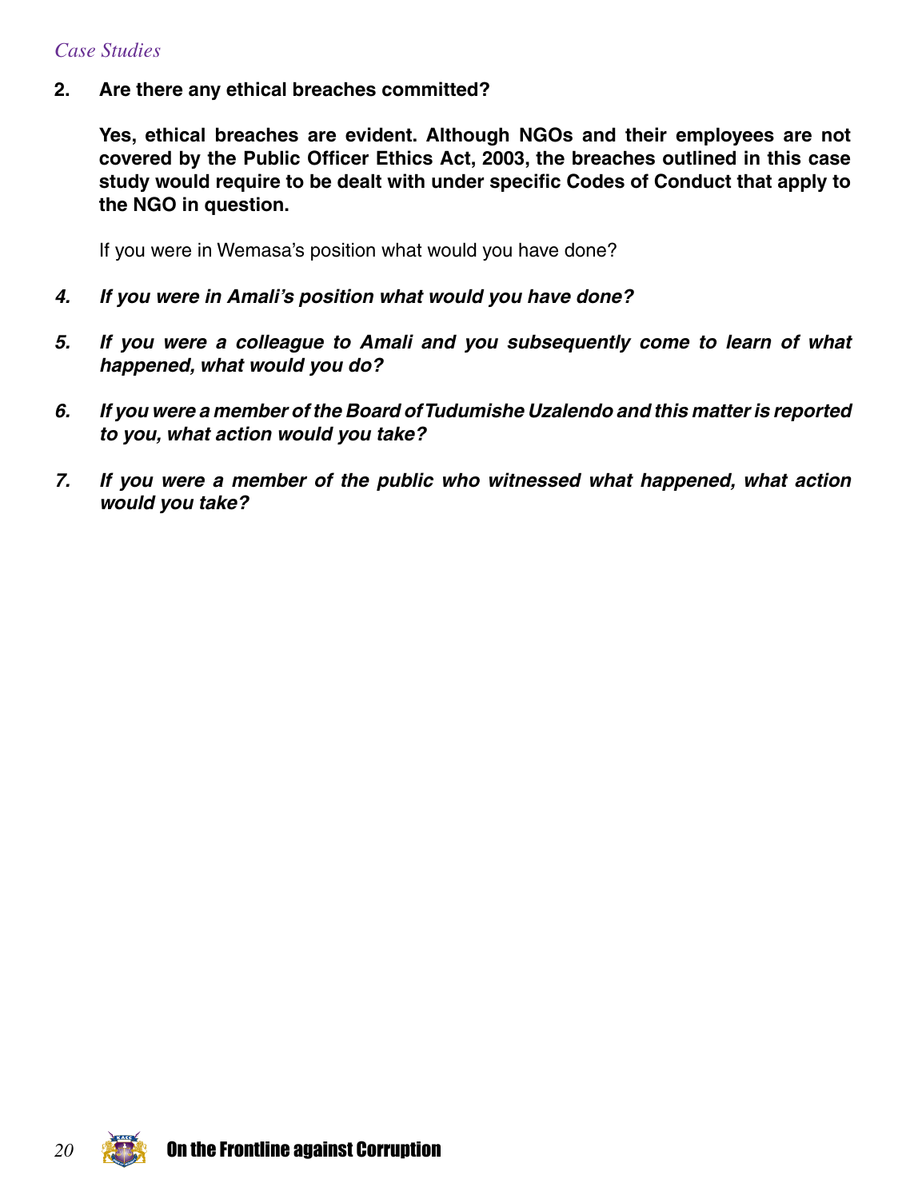**2. Are there any ethical breaches committed?**

**Yes, ethical breaches are evident. Although NGOs and their employees are not covered by the Public Officer Ethics Act, 2003, the breaches outlined in this case study would require to be dealt with under specific Codes of Conduct that apply to the NGO in question.**

If you were in Wemasa's position what would you have done?

***4. If you were in Amali's position what would you have done?***

***5. If you were a colleague to Amali and you subsequently come to learn of what happened, what would you do?***

***6. If you were a member of the Board of Tudumishe Uzalendo and this matter is reported to you, what action would you take?***

***7. If you were a member of the public who witnessed what happened, what action would you take?***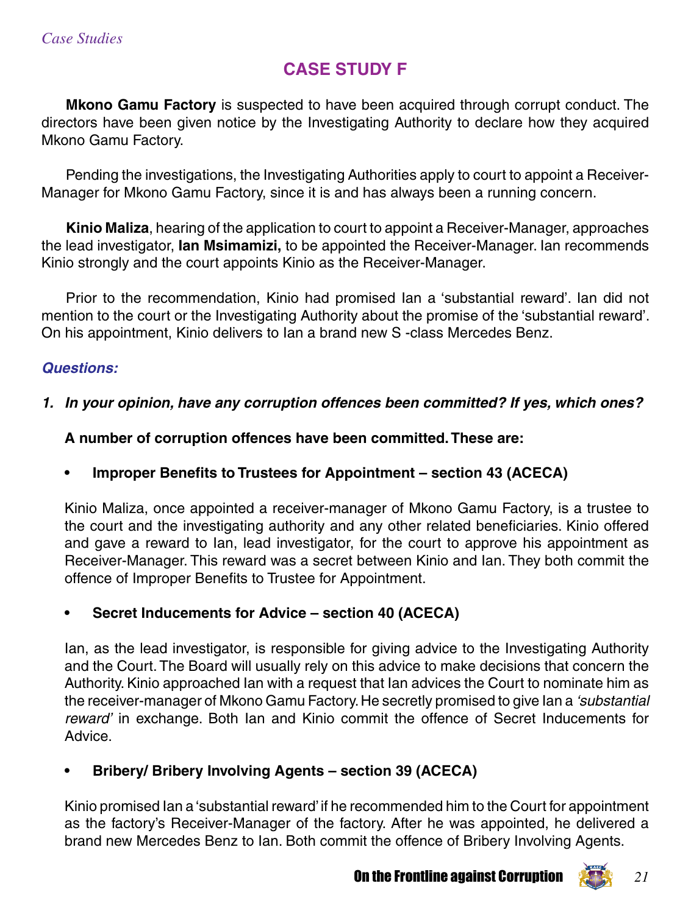# CASE STUDY F

**Mkono Gamu Factory** is suspected to have been acquired through corrupt conduct. The directors have been given notice by the Investigating Authority to declare how they acquired Mkono Gamu Factory.

Pending the investigations, the Investigating Authorities apply to court to appoint a Receiver-Manager for Mkono Gamu Factory, since it is and has always been a running concern.

**Kinio Maliza**, hearing of the application to court to appoint a Receiver-Manager, approaches the lead investigator, **Ian Msimamizi,** to be appointed the Receiver-Manager. Ian recommends Kinio strongly and the court appoints Kinio as the Receiver-Manager.

Prior to the recommendation, Kinio had promised Ian a 'substantial reward'. Ian did not mention to the court or the Investigating Authority about the promise of the 'substantial reward'. On his appointment, Kinio delivers to Ian a brand new S -class Mercedes Benz.

***Questions:***

1. ***In your opinion, have any corruption offences been committed? If yes, which ones?***

   **A number of corruption offences have been committed. These are:**

   - **Improper Benefits to Trustees for Appointment – section 43 (ACECA)**

   Kinio Maliza, once appointed a receiver-manager of Mkono Gamu Factory, is a trustee to the court and the investigating authority and any other related beneficiaries. Kinio offered and gave a reward to Ian, lead investigator, for the court to approve his appointment as Receiver-Manager. This reward was a secret between Kinio and Ian. They both commit the offence of Improper Benefits to Trustee for Appointment.

   - **Secret Inducements for Advice – section 40 (ACECA)**

   Ian, as the lead investigator, is responsible for giving advice to the Investigating Authority and the Court. The Board will usually rely on this advice to make decisions that concern the Authority. Kinio approached Ian with a request that Ian advices the Court to nominate him as the receiver-manager of Mkono Gamu Factory. He secretly promised to give Ian a *'substantial reward'* in exchange. Both Ian and Kinio commit the offence of Secret Inducements for Advice.

   - **Bribery/ Bribery Involving Agents – section 39 (ACECA)**

   Kinio promised Ian a 'substantial reward' if he recommended him to the Court for appointment as the factory's Receiver-Manager of the factory. After he was appointed, he delivered a brand new Mercedes Benz to Ian. Both commit the offence of Bribery Involving Agents.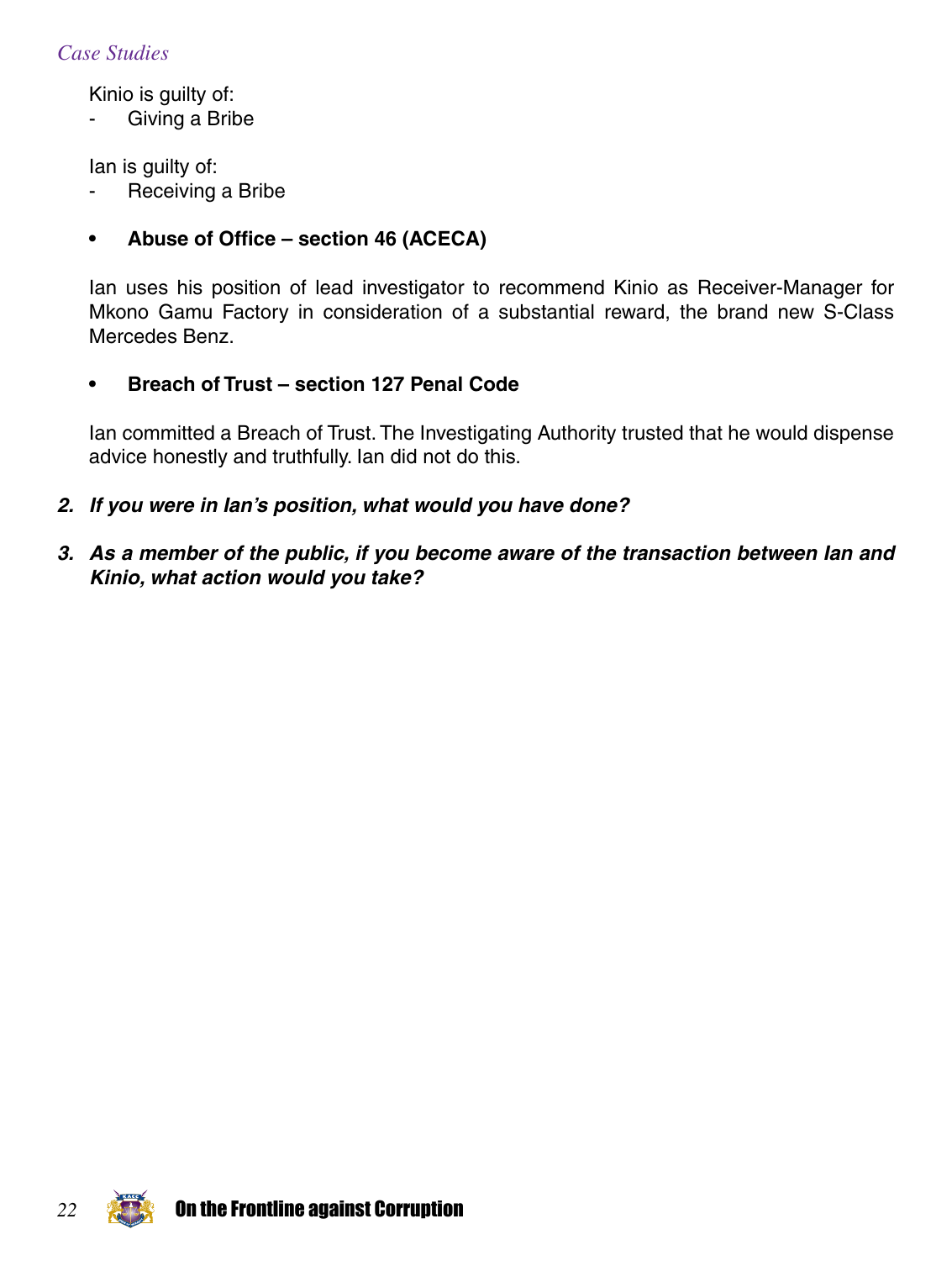Kinio is guilty of:

- Giving a Bribe

Ian is guilty of:

- Receiving a Bribe

- **Abuse of Office – section 46 (ACECA)**

Ian uses his position of lead investigator to recommend Kinio as Receiver-Manager for Mkono Gamu Factory in consideration of a substantial reward, the brand new S-Class Mercedes Benz.

- **Breach of Trust – section 127 Penal Code**

Ian committed a Breach of Trust. The Investigating Authority trusted that he would dispense advice honestly and truthfully. Ian did not do this.

2. ***If you were in Ian's position, what would you have done?***

3. ***As a member of the public, if you become aware of the transaction between Ian and Kinio, what action would you take?***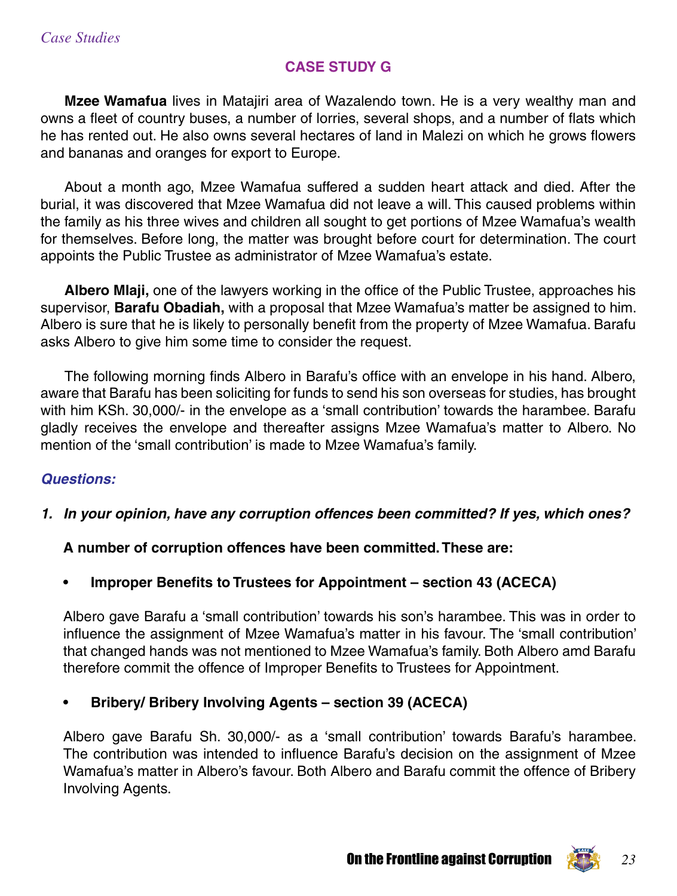## CASE STUDY G

**Mzee Wamafua** lives in Matajiri area of Wazalendo town. He is a very wealthy man and owns a fleet of country buses, a number of lorries, several shops, and a number of flats which he has rented out. He also owns several hectares of land in Malezi on which he grows flowers and bananas and oranges for export to Europe.

About a month ago, Mzee Wamafua suffered a sudden heart attack and died. After the burial, it was discovered that Mzee Wamafua did not leave a will. This caused problems within the family as his three wives and children all sought to get portions of Mzee Wamafua's wealth for themselves. Before long, the matter was brought before court for determination. The court appoints the Public Trustee as administrator of Mzee Wamafua's estate.

**Albero Mlaji,** one of the lawyers working in the office of the Public Trustee, approaches his supervisor, **Barafu Obadiah,** with a proposal that Mzee Wamafua's matter be assigned to him. Albero is sure that he is likely to personally benefit from the property of Mzee Wamafua. Barafu asks Albero to give him some time to consider the request.

The following morning finds Albero in Barafu's office with an envelope in his hand. Albero, aware that Barafu has been soliciting for funds to send his son overseas for studies, has brought with him KSh. 30,000/- in the envelope as a 'small contribution' towards the harambee. Barafu gladly receives the envelope and thereafter assigns Mzee Wamafua's matter to Albero. No mention of the 'small contribution' is made to Mzee Wamafua's family.

### *Questions:*

1. ***In your opinion, have any corruption offences been committed? If yes, which ones?***

   **A number of corruption offences have been committed. These are:**

   - **Improper Benefits to Trustees for Appointment – section 43 (ACECA)**

   Albero gave Barafu a 'small contribution' towards his son's harambee. This was in order to influence the assignment of Mzee Wamafua's matter in his favour. The 'small contribution' that changed hands was not mentioned to Mzee Wamafua's family. Both Albero amd Barafu therefore commit the offence of Improper Benefits to Trustees for Appointment.

   - **Bribery/ Bribery Involving Agents – section 39 (ACECA)**

   Albero gave Barafu Sh. 30,000/- as a 'small contribution' towards Barafu's harambee. The contribution was intended to influence Barafu's decision on the assignment of Mzee Wamafua's matter in Albero's favour. Both Albero and Barafu commit the offence of Bribery Involving Agents.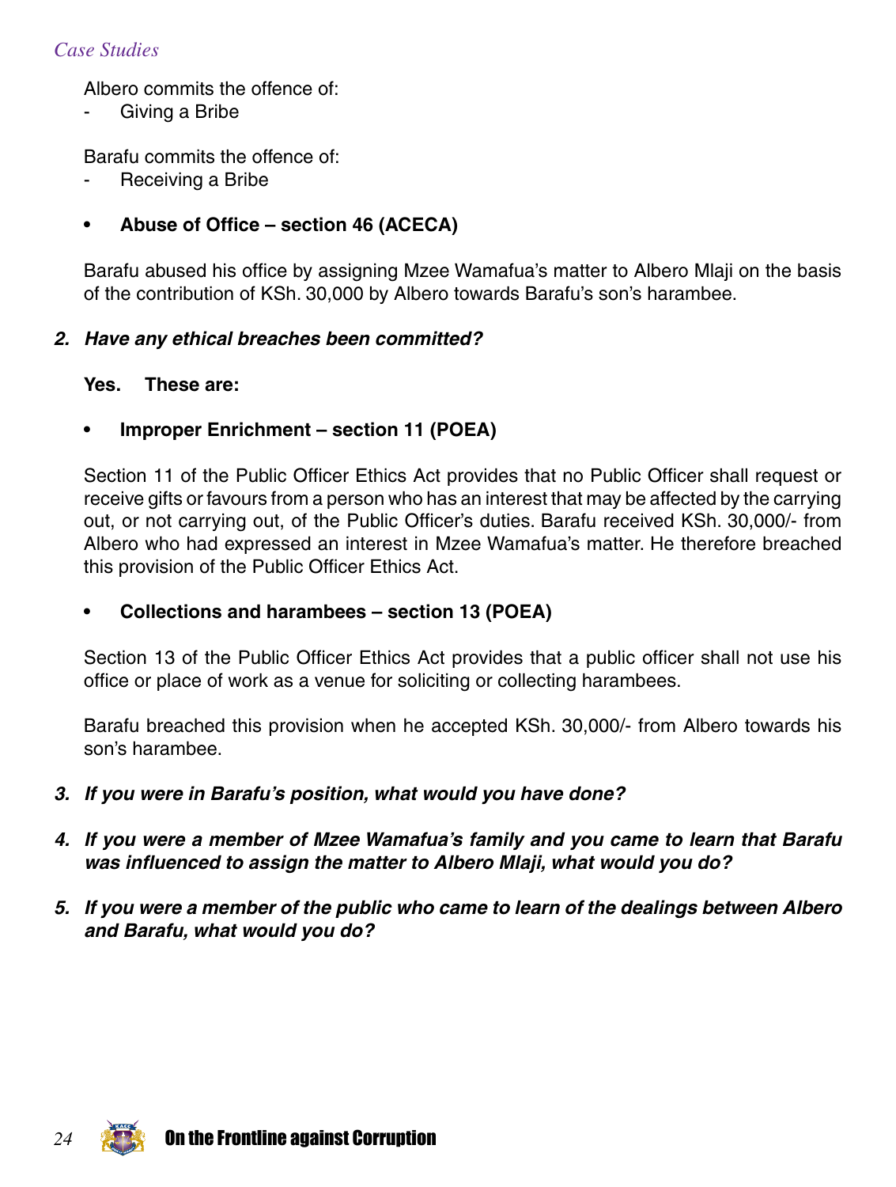Albero commits the offence of:

- Giving a Bribe

Barafu commits the offence of:

- Receiving a Bribe

- **Abuse of Office – section 46 (ACECA)**

Barafu abused his office by assigning Mzee Wamafua's matter to Albero Mlaji on the basis of the contribution of KSh. 30,000 by Albero towards Barafu's son's harambee.

***2. Have any ethical breaches been committed?***

**Yes. These are:**

- **Improper Enrichment – section 11 (POEA)**

Section 11 of the Public Officer Ethics Act provides that no Public Officer shall request or receive gifts or favours from a person who has an interest that may be affected by the carrying out, or not carrying out, of the Public Officer's duties. Barafu received KSh. 30,000/- from Albero who had expressed an interest in Mzee Wamafua's matter. He therefore breached this provision of the Public Officer Ethics Act.

- **Collections and harambees – section 13 (POEA)**

Section 13 of the Public Officer Ethics Act provides that a public officer shall not use his office or place of work as a venue for soliciting or collecting harambees.

Barafu breached this provision when he accepted KSh. 30,000/- from Albero towards his son's harambee.

***3. If you were in Barafu's position, what would you have done?***

***4. If you were a member of Mzee Wamafua's family and you came to learn that Barafu was influenced to assign the matter to Albero Mlaji, what would you do?***

***5. If you were a member of the public who came to learn of the dealings between Albero and Barafu, what would you do?***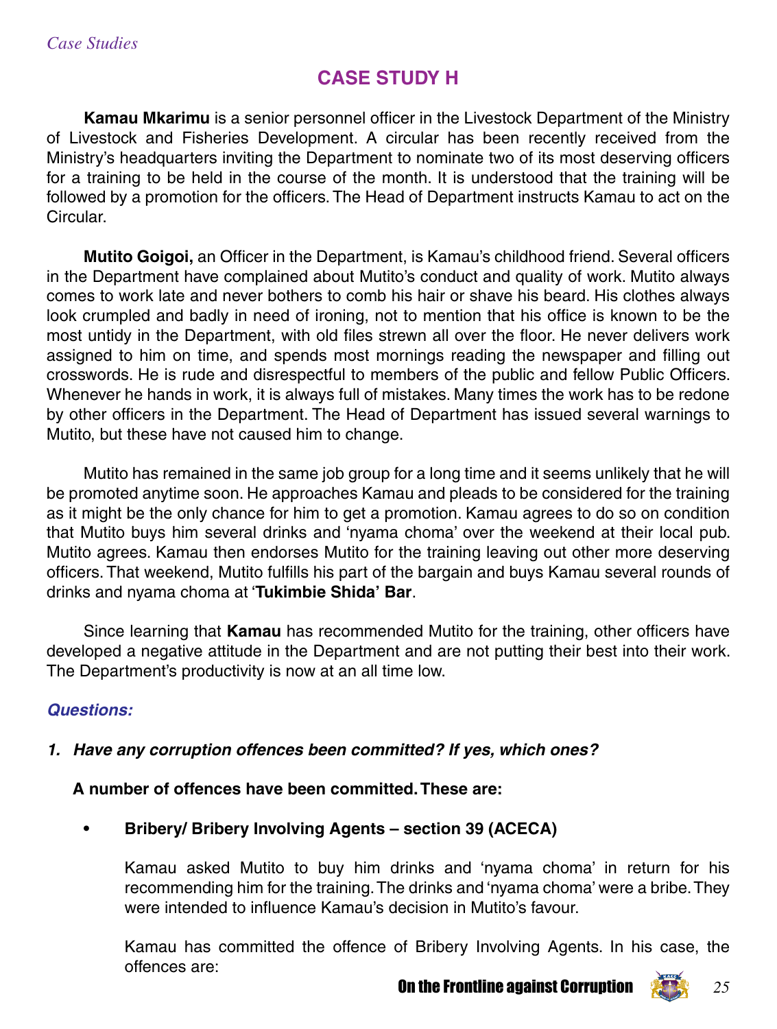*Case Studies*

# CASE STUDY H

**Kamau Mkarimu** is a senior personnel officer in the Livestock Department of the Ministry of Livestock and Fisheries Development. A circular has been recently received from the Ministry's headquarters inviting the Department to nominate two of its most deserving officers for a training to be held in the course of the month. It is understood that the training will be followed by a promotion for the officers. The Head of Department instructs Kamau to act on the Circular.

**Mutito Goigoi,** an Officer in the Department, is Kamau's childhood friend. Several officers in the Department have complained about Mutito's conduct and quality of work. Mutito always comes to work late and never bothers to comb his hair or shave his beard. His clothes always look crumpled and badly in need of ironing, not to mention that his office is known to be the most untidy in the Department, with old files strewn all over the floor. He never delivers work assigned to him on time, and spends most mornings reading the newspaper and filling out crosswords. He is rude and disrespectful to members of the public and fellow Public Officers. Whenever he hands in work, it is always full of mistakes. Many times the work has to be redone by other officers in the Department. The Head of Department has issued several warnings to Mutito, but these have not caused him to change.

Mutito has remained in the same job group for a long time and it seems unlikely that he will be promoted anytime soon. He approaches Kamau and pleads to be considered for the training as it might be the only chance for him to get a promotion. Kamau agrees to do so on condition that Mutito buys him several drinks and 'nyama choma' over the weekend at their local pub. Mutito agrees. Kamau then endorses Mutito for the training leaving out other more deserving officers. That weekend, Mutito fulfills his part of the bargain and buys Kamau several rounds of drinks and nyama choma at '**Tukimbie Shida' Bar**.

Since learning that **Kamau** has recommended Mutito for the training, other officers have developed a negative attitude in the Department and are not putting their best into their work. The Department's productivity is now at an all time low.

***Questions:***

***1. Have any corruption offences been committed? If yes, which ones?***

**A number of offences have been committed. These are:**

- **Bribery/ Bribery Involving Agents – section 39 (ACECA)**

  Kamau asked Mutito to buy him drinks and 'nyama choma' in return for his recommending him for the training. The drinks and 'nyama choma' were a bribe. They were intended to influence Kamau's decision in Mutito's favour.

  Kamau has committed the offence of Bribery Involving Agents. In his case, the offences are: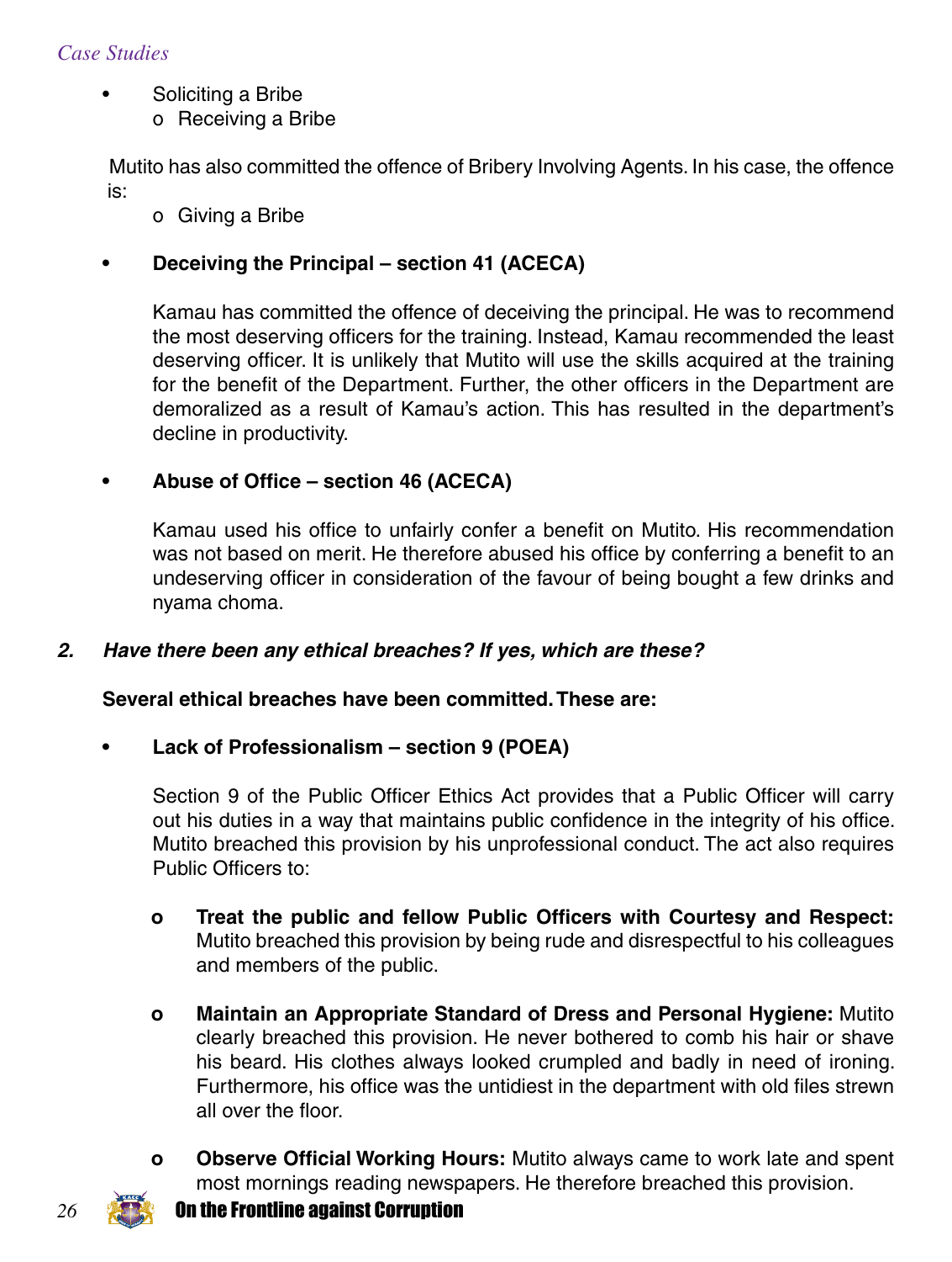- Soliciting a Bribe
    - Receiving a Bribe

Mutito has also committed the offence of Bribery Involving Agents. In his case, the offence is:

- Giving a Bribe

- **Deceiving the Principal – section 41 (ACECA)**

    Kamau has committed the offence of deceiving the principal. He was to recommend the most deserving officers for the training. Instead, Kamau recommended the least deserving officer. It is unlikely that Mutito will use the skills acquired at the training for the benefit of the Department. Further, the other officers in the Department are demoralized as a result of Kamau's action. This has resulted in the department's decline in productivity.

- **Abuse of Office – section 46 (ACECA)**

    Kamau used his office to unfairly confer a benefit on Mutito. His recommendation was not based on merit. He therefore abused his office by conferring a benefit to an undeserving officer in consideration of the favour of being bought a few drinks and nyama choma.

***2. Have there been any ethical breaches? If yes, which are these?***

**Several ethical breaches have been committed. These are:**

- **Lack of Professionalism – section 9 (POEA)**

    Section 9 of the Public Officer Ethics Act provides that a Public Officer will carry out his duties in a way that maintains public confidence in the integrity of his office. Mutito breached this provision by his unprofessional conduct. The act also requires Public Officers to:

    - **Treat the public and fellow Public Officers with Courtesy and Respect:** Mutito breached this provision by being rude and disrespectful to his colleagues and members of the public.

    - **Maintain an Appropriate Standard of Dress and Personal Hygiene:** Mutito clearly breached this provision. He never bothered to comb his hair or shave his beard. His clothes always looked crumpled and badly in need of ironing. Furthermore, his office was the untidiest in the department with old files strewn all over the floor.

    - **Observe Official Working Hours:** Mutito always came to work late and spent most mornings reading newspapers. He therefore breached this provision.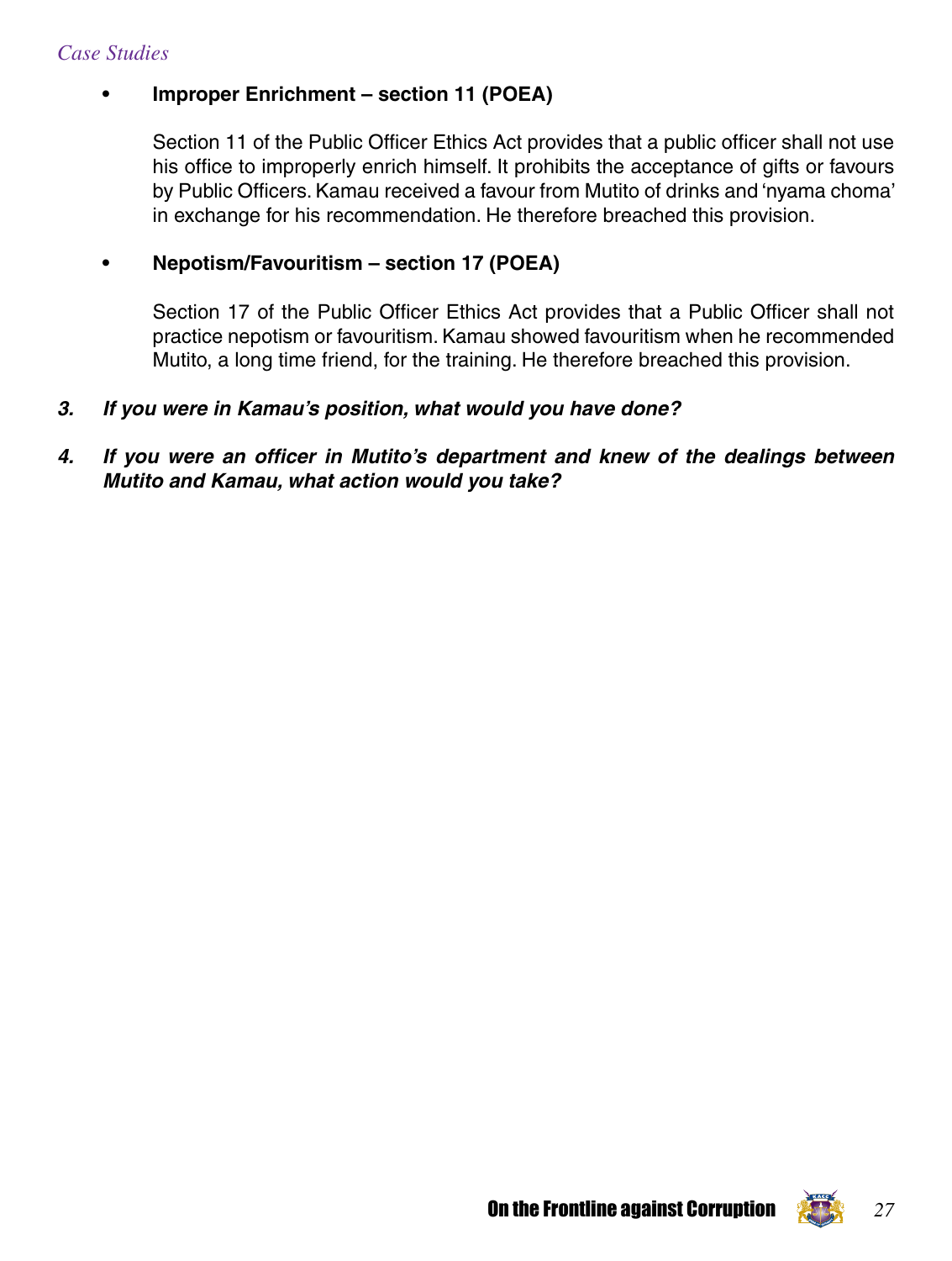- **Improper Enrichment – section 11 (POEA)**

  Section 11 of the Public Officer Ethics Act provides that a public officer shall not use his office to improperly enrich himself. It prohibits the acceptance of gifts or favours by Public Officers. Kamau received a favour from Mutito of drinks and 'nyama choma' in exchange for his recommendation. He therefore breached this provision.

- **Nepotism/Favouritism – section 17 (POEA)**

  Section 17 of the Public Officer Ethics Act provides that a Public Officer shall not practice nepotism or favouritism. Kamau showed favouritism when he recommended Mutito, a long time friend, for the training. He therefore breached this provision.

3. ***If you were in Kamau's position, what would you have done?***

4. ***If you were an officer in Mutito's department and knew of the dealings between Mutito and Kamau, what action would you take?***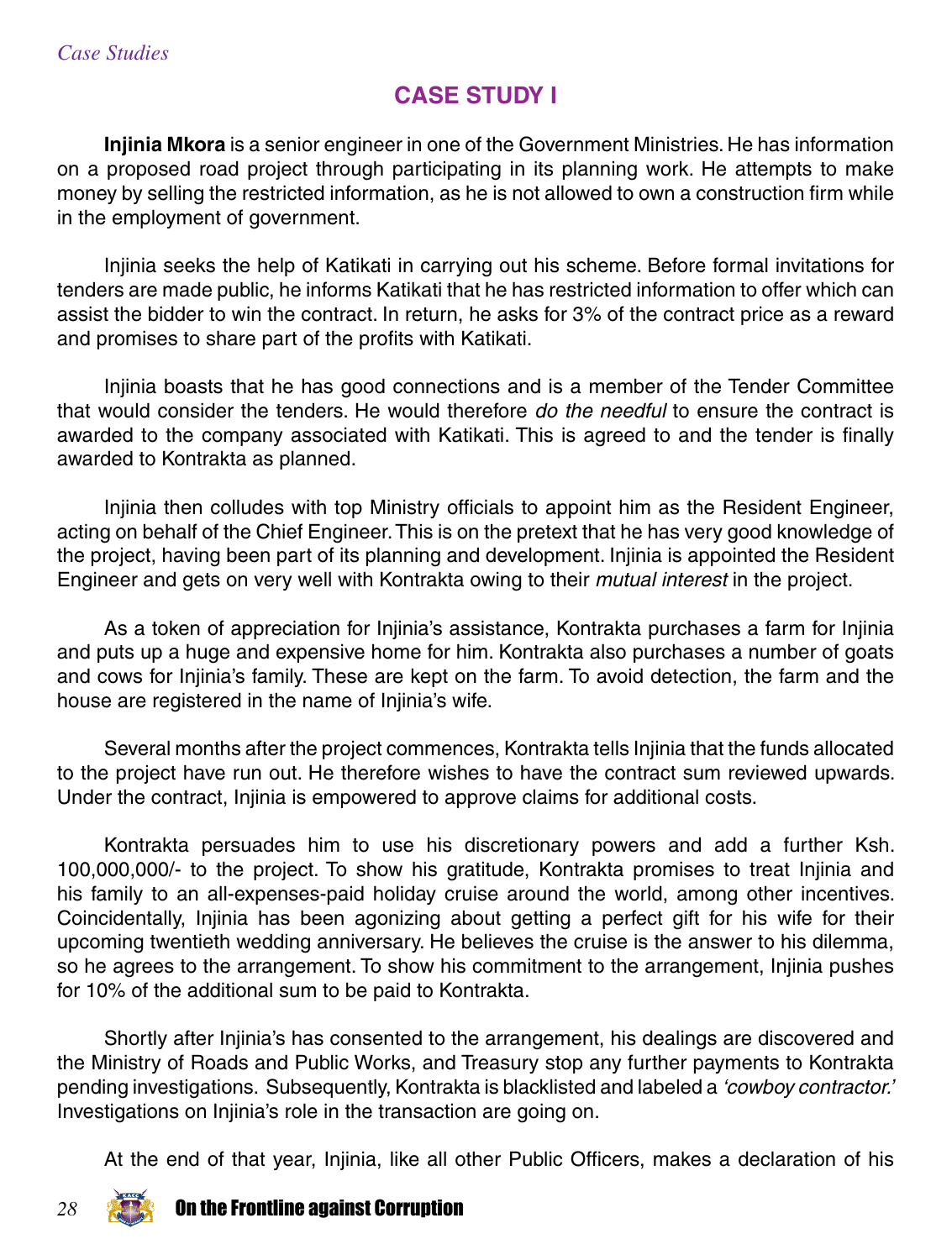## CASE STUDY I

**Injinia Mkora** is a senior engineer in one of the Government Ministries. He has information on a proposed road project through participating in its planning work. He attempts to make money by selling the restricted information, as he is not allowed to own a construction firm while in the employment of government.

Injinia seeks the help of Katikati in carrying out his scheme. Before formal invitations for tenders are made public, he informs Katikati that he has restricted information to offer which can assist the bidder to win the contract. In return, he asks for 3% of the contract price as a reward and promises to share part of the profits with Katikati.

Injinia boasts that he has good connections and is a member of the Tender Committee that would consider the tenders. He would therefore *do the needful* to ensure the contract is awarded to the company associated with Katikati. This is agreed to and the tender is finally awarded to Kontrakta as planned.

Injinia then colludes with top Ministry officials to appoint him as the Resident Engineer, acting on behalf of the Chief Engineer. This is on the pretext that he has very good knowledge of the project, having been part of its planning and development. Injinia is appointed the Resident Engineer and gets on very well with Kontrakta owing to their *mutual interest* in the project.

As a token of appreciation for Injinia's assistance, Kontrakta purchases a farm for Injinia and puts up a huge and expensive home for him. Kontrakta also purchases a number of goats and cows for Injinia's family. These are kept on the farm. To avoid detection, the farm and the house are registered in the name of Injinia's wife.

Several months after the project commences, Kontrakta tells Injinia that the funds allocated to the project have run out. He therefore wishes to have the contract sum reviewed upwards. Under the contract, Injinia is empowered to approve claims for additional costs.

Kontrakta persuades him to use his discretionary powers and add a further Ksh. 100,000,000/- to the project. To show his gratitude, Kontrakta promises to treat Injinia and his family to an all-expenses-paid holiday cruise around the world, among other incentives. Coincidentally, Injinia has been agonizing about getting a perfect gift for his wife for their upcoming twentieth wedding anniversary. He believes the cruise is the answer to his dilemma, so he agrees to the arrangement. To show his commitment to the arrangement, Injinia pushes for 10% of the additional sum to be paid to Kontrakta.

Shortly after Injinia's has consented to the arrangement, his dealings are discovered and the Ministry of Roads and Public Works, and Treasury stop any further payments to Kontrakta pending investigations. Subsequently, Kontrakta is blacklisted and labeled a *'cowboy contractor.'* Investigations on Injinia's role in the transaction are going on.

At the end of that year, Injinia, like all other Public Officers, makes a declaration of his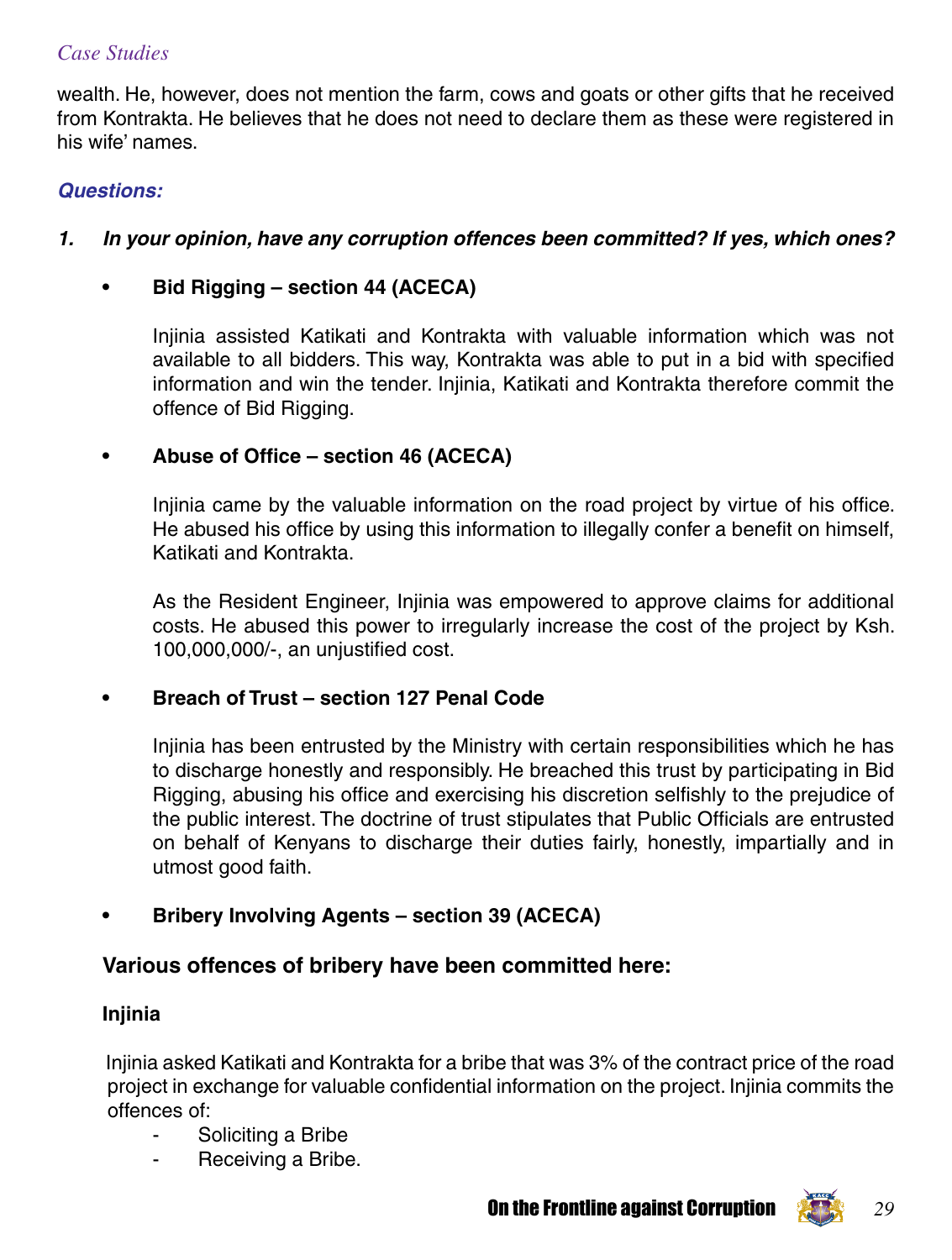wealth. He, however, does not mention the farm, cows and goats or other gifts that he received from Kontrakta. He believes that he does not need to declare them as these were registered in his wife' names.

***Questions:***

1. ***In your opinion, have any corruption offences been committed? If yes, which ones?***

- **Bid Rigging – section 44 (ACECA)**

  Injinia assisted Katikati and Kontrakta with valuable information which was not available to all bidders. This way, Kontrakta was able to put in a bid with specified information and win the tender. Injinia, Katikati and Kontrakta therefore commit the offence of Bid Rigging.

- **Abuse of Office – section 46 (ACECA)**

  Injinia came by the valuable information on the road project by virtue of his office. He abused his office by using this information to illegally confer a benefit on himself, Katikati and Kontrakta.

  As the Resident Engineer, Injinia was empowered to approve claims for additional costs. He abused this power to irregularly increase the cost of the project by Ksh. 100,000,000/-, an unjustified cost.

- **Breach of Trust – section 127 Penal Code**

  Injinia has been entrusted by the Ministry with certain responsibilities which he has to discharge honestly and responsibly. He breached this trust by participating in Bid Rigging, abusing his office and exercising his discretion selfishly to the prejudice of the public interest. The doctrine of trust stipulates that Public Officials are entrusted on behalf of Kenyans to discharge their duties fairly, honestly, impartially and in utmost good faith.

- **Bribery Involving Agents – section 39 (ACECA)**

**Various offences of bribery have been committed here:**

**Injinia**

Injinia asked Katikati and Kontrakta for a bribe that was 3% of the contract price of the road project in exchange for valuable confidential information on the project. Injinia commits the offences of:

- Soliciting a Bribe
- Receiving a Bribe.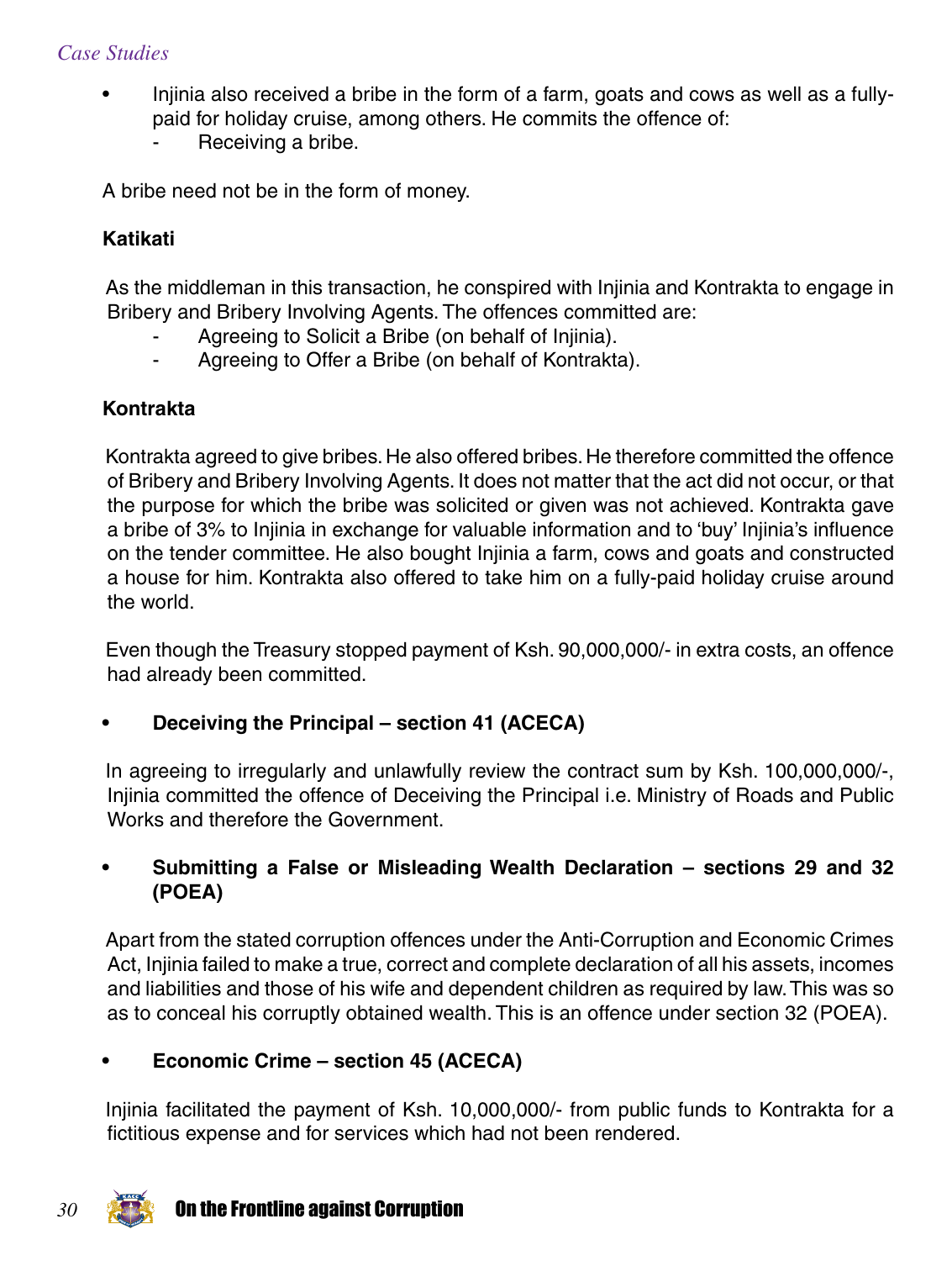- Injinia also received a bribe in the form of a farm, goats and cows as well as a fully-paid for holiday cruise, among others. He commits the offence of:
  - Receiving a bribe.

A bribe need not be in the form of money.

**Katikati**

As the middleman in this transaction, he conspired with Injinia and Kontrakta to engage in Bribery and Bribery Involving Agents. The offences committed are:

- Agreeing to Solicit a Bribe (on behalf of Injinia).
- Agreeing to Offer a Bribe (on behalf of Kontrakta).

**Kontrakta**

Kontrakta agreed to give bribes. He also offered bribes. He therefore committed the offence of Bribery and Bribery Involving Agents. It does not matter that the act did not occur, or that the purpose for which the bribe was solicited or given was not achieved. Kontrakta gave a bribe of 3% to Injinia in exchange for valuable information and to 'buy' Injinia's influence on the tender committee. He also bought Injinia a farm, cows and goats and constructed a house for him. Kontrakta also offered to take him on a fully-paid holiday cruise around the world.

Even though the Treasury stopped payment of Ksh. 90,000,000/- in extra costs, an offence had already been committed.

- **Deceiving the Principal – section 41 (ACECA)**

In agreeing to irregularly and unlawfully review the contract sum by Ksh. 100,000,000/-, Injinia committed the offence of Deceiving the Principal i.e. Ministry of Roads and Public Works and therefore the Government.

- **Submitting a False or Misleading Wealth Declaration – sections 29 and 32 (POEA)**

Apart from the stated corruption offences under the Anti-Corruption and Economic Crimes Act, Injinia failed to make a true, correct and complete declaration of all his assets, incomes and liabilities and those of his wife and dependent children as required by law. This was so as to conceal his corruptly obtained wealth. This is an offence under section 32 (POEA).

- **Economic Crime – section 45 (ACECA)**

Injinia facilitated the payment of Ksh. 10,000,000/- from public funds to Kontrakta for a fictitious expense and for services which had not been rendered.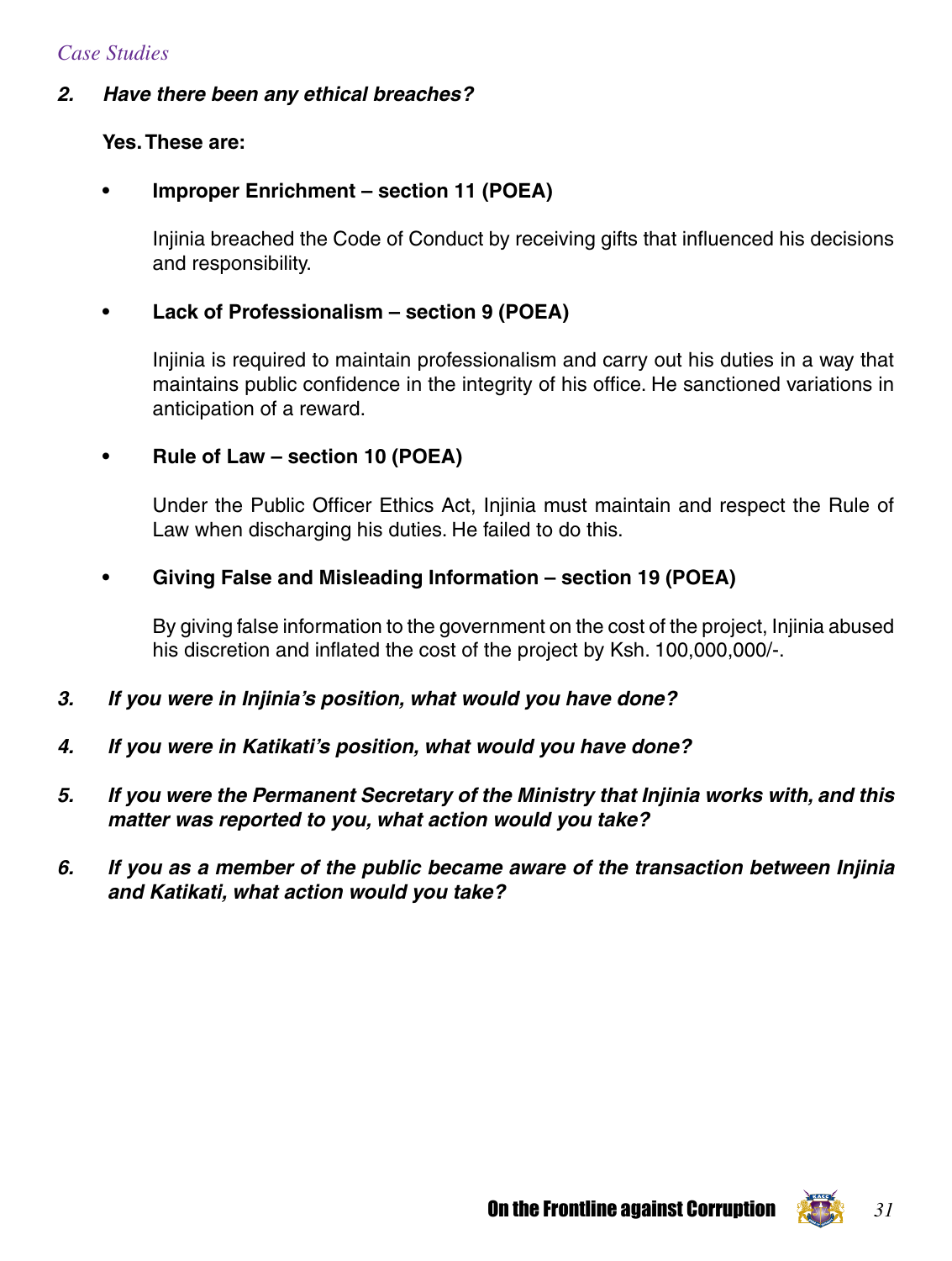2. ***Have there been any ethical breaches?***

   **Yes. These are:**

   - **Improper Enrichment – section 11 (POEA)**

     Injinia breached the Code of Conduct by receiving gifts that influenced his decisions and responsibility.

   - **Lack of Professionalism – section 9 (POEA)**

     Injinia is required to maintain professionalism and carry out his duties in a way that maintains public confidence in the integrity of his office. He sanctioned variations in anticipation of a reward.

   - **Rule of Law – section 10 (POEA)**

     Under the Public Officer Ethics Act, Injinia must maintain and respect the Rule of Law when discharging his duties. He failed to do this.

   - **Giving False and Misleading Information – section 19 (POEA)**

     By giving false information to the government on the cost of the project, Injinia abused his discretion and inflated the cost of the project by Ksh. 100,000,000/-.

3. ***If you were in Injinia's position, what would you have done?***

4. ***If you were in Katikati's position, what would you have done?***

5. ***If you were the Permanent Secretary of the Ministry that Injinia works with, and this matter was reported to you, what action would you take?***

6. ***If you as a member of the public became aware of the transaction between Injinia and Katikati, what action would you take?***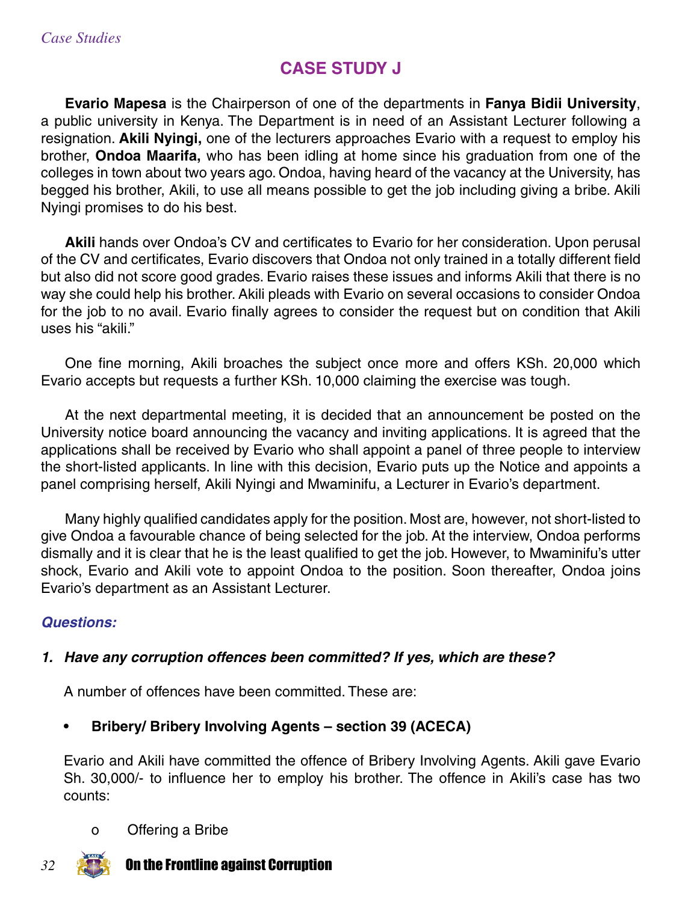## CASE STUDY J

**Evario Mapesa** is the Chairperson of one of the departments in **Fanya Bidii University**, a public university in Kenya. The Department is in need of an Assistant Lecturer following a resignation. **Akili Nyingi,** one of the lecturers approaches Evario with a request to employ his brother, **Ondoa Maarifa,** who has been idling at home since his graduation from one of the colleges in town about two years ago. Ondoa, having heard of the vacancy at the University, has begged his brother, Akili, to use all means possible to get the job including giving a bribe. Akili Nyingi promises to do his best.

**Akili** hands over Ondoa's CV and certificates to Evario for her consideration. Upon perusal of the CV and certificates, Evario discovers that Ondoa not only trained in a totally different field but also did not score good grades. Evario raises these issues and informs Akili that there is no way she could help his brother. Akili pleads with Evario on several occasions to consider Ondoa for the job to no avail. Evario finally agrees to consider the request but on condition that Akili uses his "akili."

One fine morning, Akili broaches the subject once more and offers KSh. 20,000 which Evario accepts but requests a further KSh. 10,000 claiming the exercise was tough.

At the next departmental meeting, it is decided that an announcement be posted on the University notice board announcing the vacancy and inviting applications. It is agreed that the applications shall be received by Evario who shall appoint a panel of three people to interview the short-listed applicants. In line with this decision, Evario puts up the Notice and appoints a panel comprising herself, Akili Nyingi and Mwaminifu, a Lecturer in Evario's department.

Many highly qualified candidates apply for the position. Most are, however, not short-listed to give Ondoa a favourable chance of being selected for the job. At the interview, Ondoa performs dismally and it is clear that he is the least qualified to get the job. However, to Mwaminifu's utter shock, Evario and Akili vote to appoint Ondoa to the position. Soon thereafter, Ondoa joins Evario's department as an Assistant Lecturer.

### *Questions:*

***1. Have any corruption offences been committed? If yes, which are these?***

A number of offences have been committed. These are:

- **Bribery/ Bribery Involving Agents – section 39 (ACECA)**

Evario and Akili have committed the offence of Bribery Involving Agents. Akili gave Evario Sh. 30,000/- to influence her to employ his brother. The offence in Akili's case has two counts:

- Offering a Bribe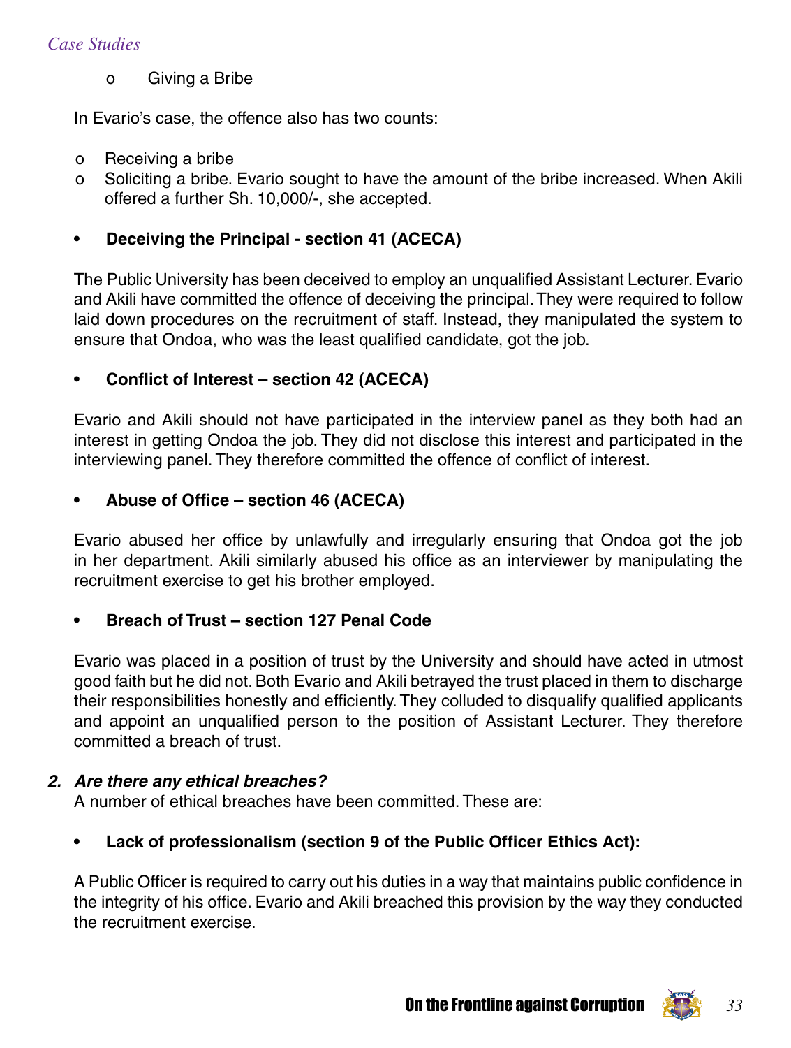- o Giving a Bribe

In Evario's case, the offence also has two counts:

- o Receiving a bribe
- o Soliciting a bribe. Evario sought to have the amount of the bribe increased. When Akili offered a further Sh. 10,000/-, she accepted.

- **Deceiving the Principal - section 41 (ACECA)**

The Public University has been deceived to employ an unqualified Assistant Lecturer. Evario and Akili have committed the offence of deceiving the principal. They were required to follow laid down procedures on the recruitment of staff. Instead, they manipulated the system to ensure that Ondoa, who was the least qualified candidate, got the job.

- **Conflict of Interest – section 42 (ACECA)**

Evario and Akili should not have participated in the interview panel as they both had an interest in getting Ondoa the job. They did not disclose this interest and participated in the interviewing panel. They therefore committed the offence of conflict of interest.

- **Abuse of Office – section 46 (ACECA)**

Evario abused her office by unlawfully and irregularly ensuring that Ondoa got the job in her department. Akili similarly abused his office as an interviewer by manipulating the recruitment exercise to get his brother employed.

- **Breach of Trust – section 127 Penal Code**

Evario was placed in a position of trust by the University and should have acted in utmost good faith but he did not. Both Evario and Akili betrayed the trust placed in them to discharge their responsibilities honestly and efficiently. They colluded to disqualify qualified applicants and appoint an unqualified person to the position of Assistant Lecturer. They therefore committed a breach of trust.

**2. *Are there any ethical breaches?***

A number of ethical breaches have been committed. These are:

- **Lack of professionalism (section 9 of the Public Officer Ethics Act):**

A Public Officer is required to carry out his duties in a way that maintains public confidence in the integrity of his office. Evario and Akili breached this provision by the way they conducted the recruitment exercise.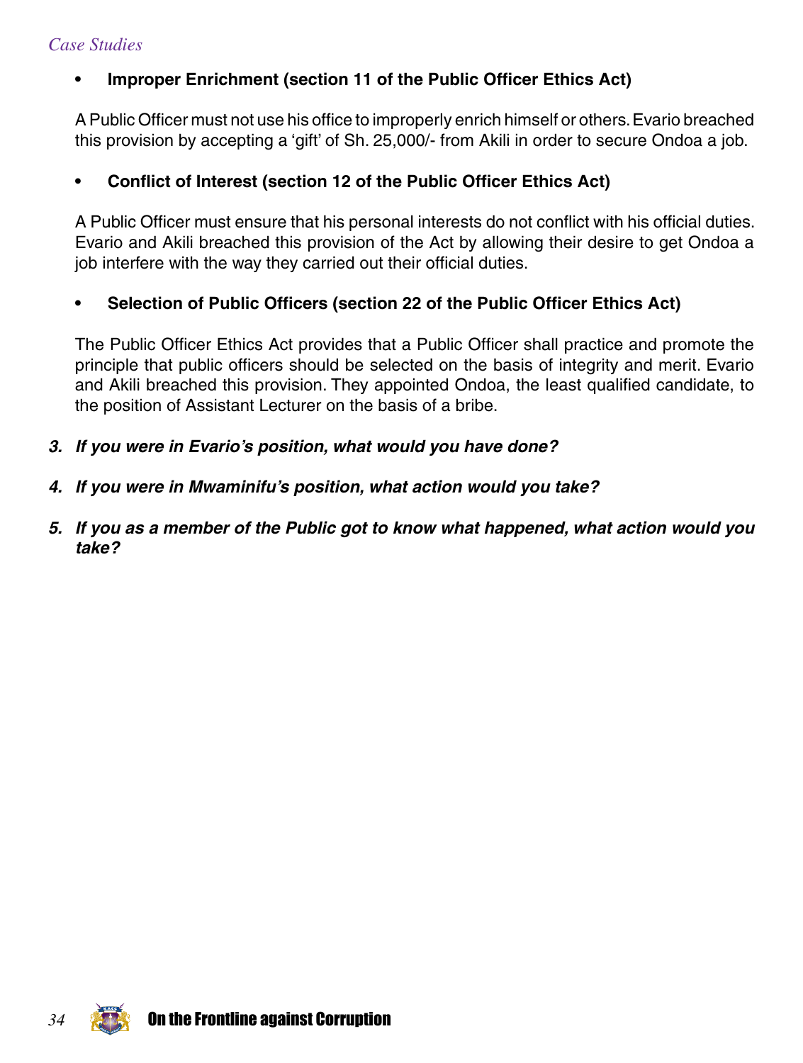- **Improper Enrichment (section 11 of the Public Officer Ethics Act)**

  A Public Officer must not use his office to improperly enrich himself or others. Evario breached this provision by accepting a 'gift' of Sh. 25,000/- from Akili in order to secure Ondoa a job.

- **Conflict of Interest (section 12 of the Public Officer Ethics Act)**

  A Public Officer must ensure that his personal interests do not conflict with his official duties. Evario and Akili breached this provision of the Act by allowing their desire to get Ondoa a job interfere with the way they carried out their official duties.

- **Selection of Public Officers (section 22 of the Public Officer Ethics Act)**

  The Public Officer Ethics Act provides that a Public Officer shall practice and promote the principle that public officers should be selected on the basis of integrity and merit. Evario and Akili breached this provision. They appointed Ondoa, the least qualified candidate, to the position of Assistant Lecturer on the basis of a bribe.

3. ***If you were in Evario's position, what would you have done?***

4. ***If you were in Mwaminifu's position, what action would you take?***

5. ***If you as a member of the Public got to know what happened, what action would you take?***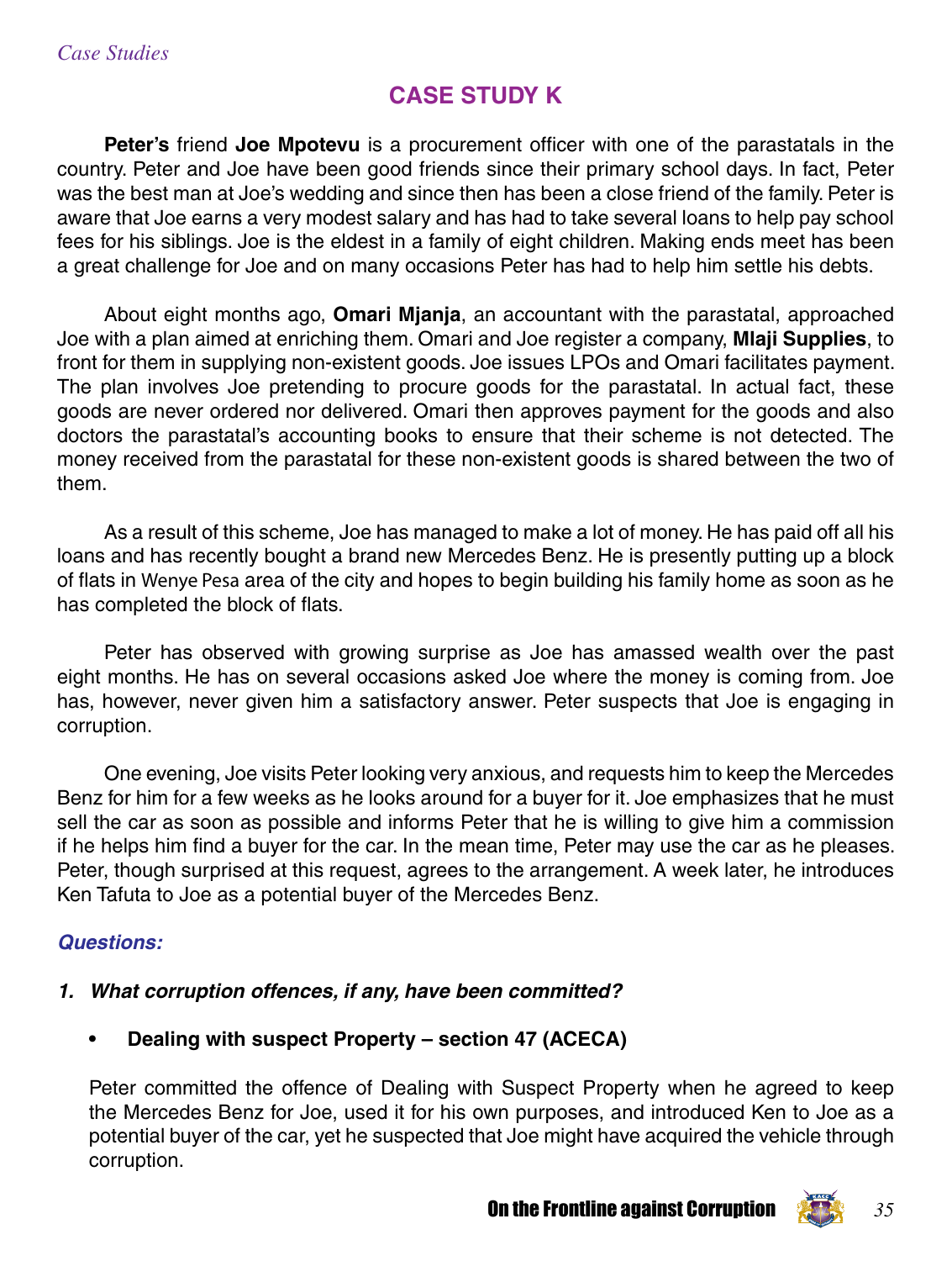## CASE STUDY K

**Peter's** friend **Joe Mpotevu** is a procurement officer with one of the parastatals in the country. Peter and Joe have been good friends since their primary school days. In fact, Peter was the best man at Joe's wedding and since then has been a close friend of the family. Peter is aware that Joe earns a very modest salary and has had to take several loans to help pay school fees for his siblings. Joe is the eldest in a family of eight children. Making ends meet has been a great challenge for Joe and on many occasions Peter has had to help him settle his debts.

About eight months ago, **Omari Mjanja**, an accountant with the parastatal, approached Joe with a plan aimed at enriching them. Omari and Joe register a company, **Mlaji Supplies**, to front for them in supplying non-existent goods. Joe issues LPOs and Omari facilitates payment. The plan involves Joe pretending to procure goods for the parastatal. In actual fact, these goods are never ordered nor delivered. Omari then approves payment for the goods and also doctors the parastatal's accounting books to ensure that their scheme is not detected. The money received from the parastatal for these non-existent goods is shared between the two of them.

As a result of this scheme, Joe has managed to make a lot of money. He has paid off all his loans and has recently bought a brand new Mercedes Benz. He is presently putting up a block of flats in Wenye Pesa area of the city and hopes to begin building his family home as soon as he has completed the block of flats.

Peter has observed with growing surprise as Joe has amassed wealth over the past eight months. He has on several occasions asked Joe where the money is coming from. Joe has, however, never given him a satisfactory answer. Peter suspects that Joe is engaging in corruption.

One evening, Joe visits Peter looking very anxious, and requests him to keep the Mercedes Benz for him for a few weeks as he looks around for a buyer for it. Joe emphasizes that he must sell the car as soon as possible and informs Peter that he is willing to give him a commission if he helps him find a buyer for the car. In the mean time, Peter may use the car as he pleases. Peter, though surprised at this request, agrees to the arrangement. A week later, he introduces Ken Tafuta to Joe as a potential buyer of the Mercedes Benz.

### *Questions:*

1. ***What corruption offences, if any, have been committed?***

- **Dealing with suspect Property – section 47 (ACECA)**

Peter committed the offence of Dealing with Suspect Property when he agreed to keep the Mercedes Benz for Joe, used it for his own purposes, and introduced Ken to Joe as a potential buyer of the car, yet he suspected that Joe might have acquired the vehicle through corruption.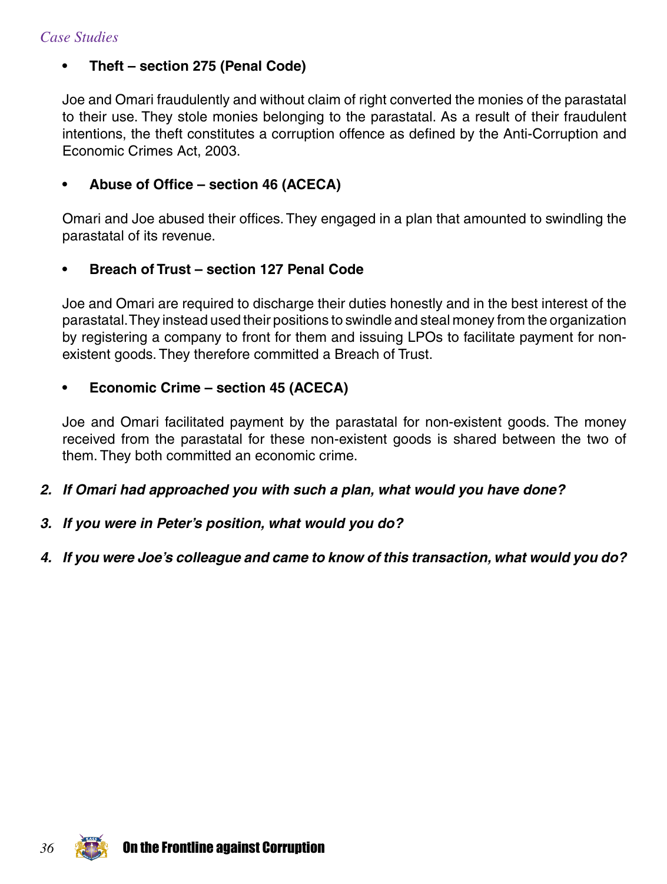- **Theft – section 275 (Penal Code)**

  Joe and Omari fraudulently and without claim of right converted the monies of the parastatal to their use. They stole monies belonging to the parastatal. As a result of their fraudulent intentions, the theft constitutes a corruption offence as defined by the Anti-Corruption and Economic Crimes Act, 2003.

- **Abuse of Office – section 46 (ACECA)**

  Omari and Joe abused their offices. They engaged in a plan that amounted to swindling the parastatal of its revenue.

- **Breach of Trust – section 127 Penal Code**

  Joe and Omari are required to discharge their duties honestly and in the best interest of the parastatal. They instead used their positions to swindle and steal money from the organization by registering a company to front for them and issuing LPOs to facilitate payment for non-existent goods. They therefore committed a Breach of Trust.

- **Economic Crime – section 45 (ACECA)**

  Joe and Omari facilitated payment by the parastatal for non-existent goods. The money received from the parastatal for these non-existent goods is shared between the two of them. They both committed an economic crime.

2. ***If Omari had approached you with such a plan, what would you have done?***

3. ***If you were in Peter's position, what would you do?***

4. ***If you were Joe's colleague and came to know of this transaction, what would you do?***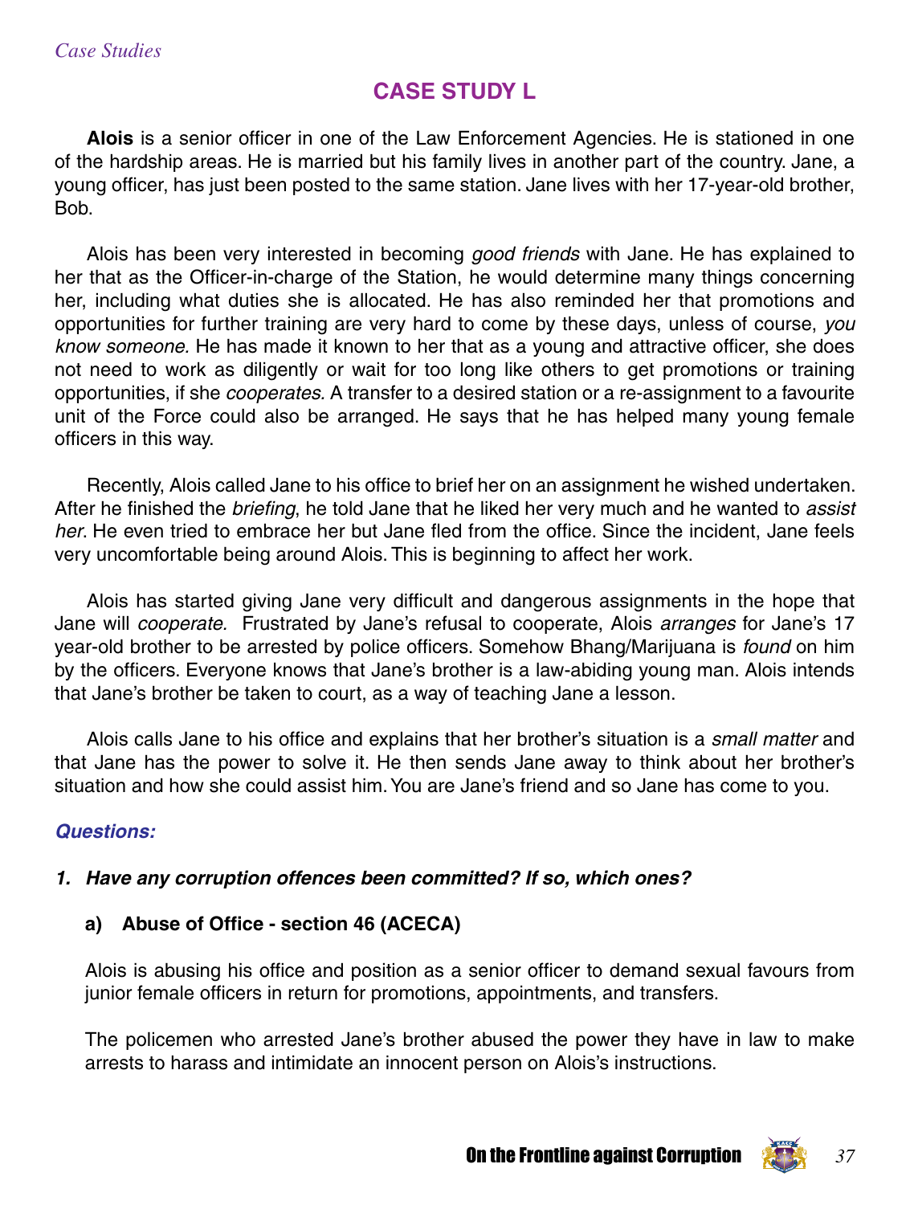## CASE STUDY L

**Alois** is a senior officer in one of the Law Enforcement Agencies. He is stationed in one of the hardship areas. He is married but his family lives in another part of the country. Jane, a young officer, has just been posted to the same station. Jane lives with her 17-year-old brother, Bob.

Alois has been very interested in becoming *good friends* with Jane. He has explained to her that as the Officer-in-charge of the Station, he would determine many things concerning her, including what duties she is allocated. He has also reminded her that promotions and opportunities for further training are very hard to come by these days, unless of course, *you know someone.* He has made it known to her that as a young and attractive officer, she does not need to work as diligently or wait for too long like others to get promotions or training opportunities, if she *cooperates.* A transfer to a desired station or a re-assignment to a favourite unit of the Force could also be arranged. He says that he has helped many young female officers in this way.

Recently, Alois called Jane to his office to brief her on an assignment he wished undertaken. After he finished the *briefing*, he told Jane that he liked her very much and he wanted to *assist her*. He even tried to embrace her but Jane fled from the office. Since the incident, Jane feels very uncomfortable being around Alois. This is beginning to affect her work.

Alois has started giving Jane very difficult and dangerous assignments in the hope that Jane will *cooperate.* Frustrated by Jane's refusal to cooperate, Alois *arranges* for Jane's 17 year-old brother to be arrested by police officers. Somehow Bhang/Marijuana is *found* on him by the officers. Everyone knows that Jane's brother is a law-abiding young man. Alois intends that Jane's brother be taken to court, as a way of teaching Jane a lesson.

Alois calls Jane to his office and explains that her brother's situation is a *small matter* and that Jane has the power to solve it. He then sends Jane away to think about her brother's situation and how she could assist him. You are Jane's friend and so Jane has come to you.

***Questions:***

***1. Have any corruption offences been committed? If so, which ones?***

**a) Abuse of Office - section 46 (ACECA)**

Alois is abusing his office and position as a senior officer to demand sexual favours from junior female officers in return for promotions, appointments, and transfers.

The policemen who arrested Jane's brother abused the power they have in law to make arrests to harass and intimidate an innocent person on Alois's instructions.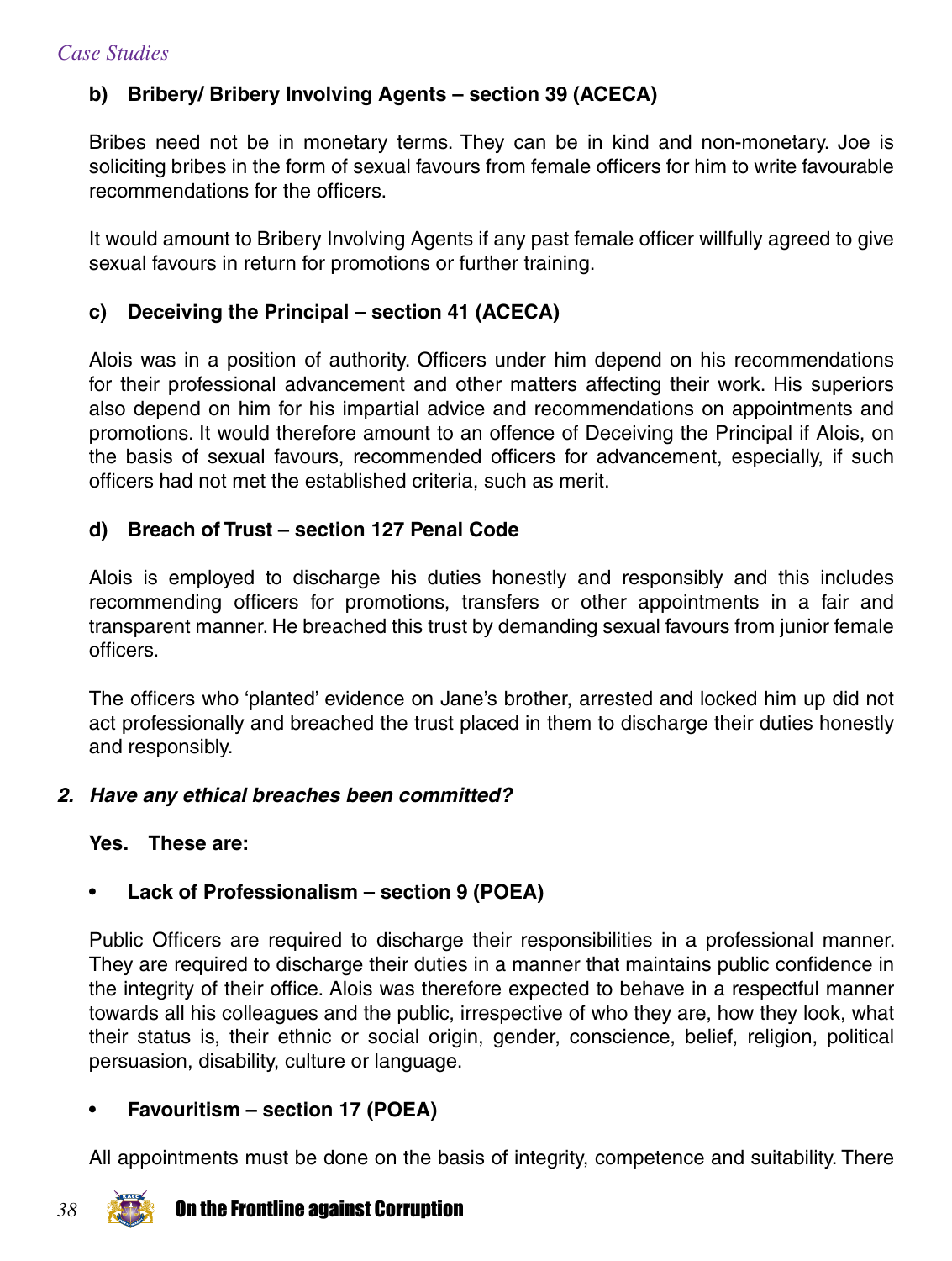**b) Bribery/ Bribery Involving Agents – section 39 (ACECA)**

Bribes need not be in monetary terms. They can be in kind and non-monetary. Joe is soliciting bribes in the form of sexual favours from female officers for him to write favourable recommendations for the officers.

It would amount to Bribery Involving Agents if any past female officer willfully agreed to give sexual favours in return for promotions or further training.

**c) Deceiving the Principal – section 41 (ACECA)**

Alois was in a position of authority. Officers under him depend on his recommendations for their professional advancement and other matters affecting their work. His superiors also depend on him for his impartial advice and recommendations on appointments and promotions. It would therefore amount to an offence of Deceiving the Principal if Alois, on the basis of sexual favours, recommended officers for advancement, especially, if such officers had not met the established criteria, such as merit.

**d) Breach of Trust – section 127 Penal Code**

Alois is employed to discharge his duties honestly and responsibly and this includes recommending officers for promotions, transfers or other appointments in a fair and transparent manner. He breached this trust by demanding sexual favours from junior female officers.

The officers who 'planted' evidence on Jane's brother, arrested and locked him up did not act professionally and breached the trust placed in them to discharge their duties honestly and responsibly.

***2. Have any ethical breaches been committed?***

**Yes. These are:**

- **Lack of Professionalism – section 9 (POEA)**

Public Officers are required to discharge their responsibilities in a professional manner. They are required to discharge their duties in a manner that maintains public confidence in the integrity of their office. Alois was therefore expected to behave in a respectful manner towards all his colleagues and the public, irrespective of who they are, how they look, what their status is, their ethnic or social origin, gender, conscience, belief, religion, political persuasion, disability, culture or language.

- **Favouritism – section 17 (POEA)**

All appointments must be done on the basis of integrity, competence and suitability. There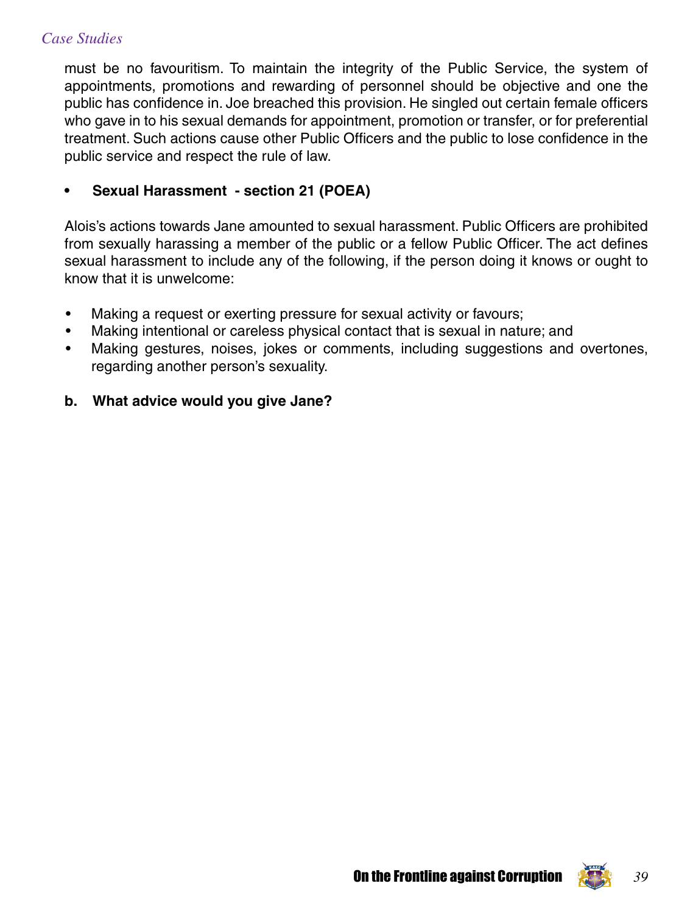must be no favouritism. To maintain the integrity of the Public Service, the system of appointments, promotions and rewarding of personnel should be objective and one the public has confidence in. Joe breached this provision. He singled out certain female officers who gave in to his sexual demands for appointment, promotion or transfer, or for preferential treatment. Such actions cause other Public Officers and the public to lose confidence in the public service and respect the rule of law.

- **Sexual Harassment - section 21 (POEA)**

Alois's actions towards Jane amounted to sexual harassment. Public Officers are prohibited from sexually harassing a member of the public or a fellow Public Officer. The act defines sexual harassment to include any of the following, if the person doing it knows or ought to know that it is unwelcome:

- Making a request or exerting pressure for sexual activity or favours;
- Making intentional or careless physical contact that is sexual in nature; and
- Making gestures, noises, jokes or comments, including suggestions and overtones, regarding another person's sexuality.

**b. What advice would you give Jane?**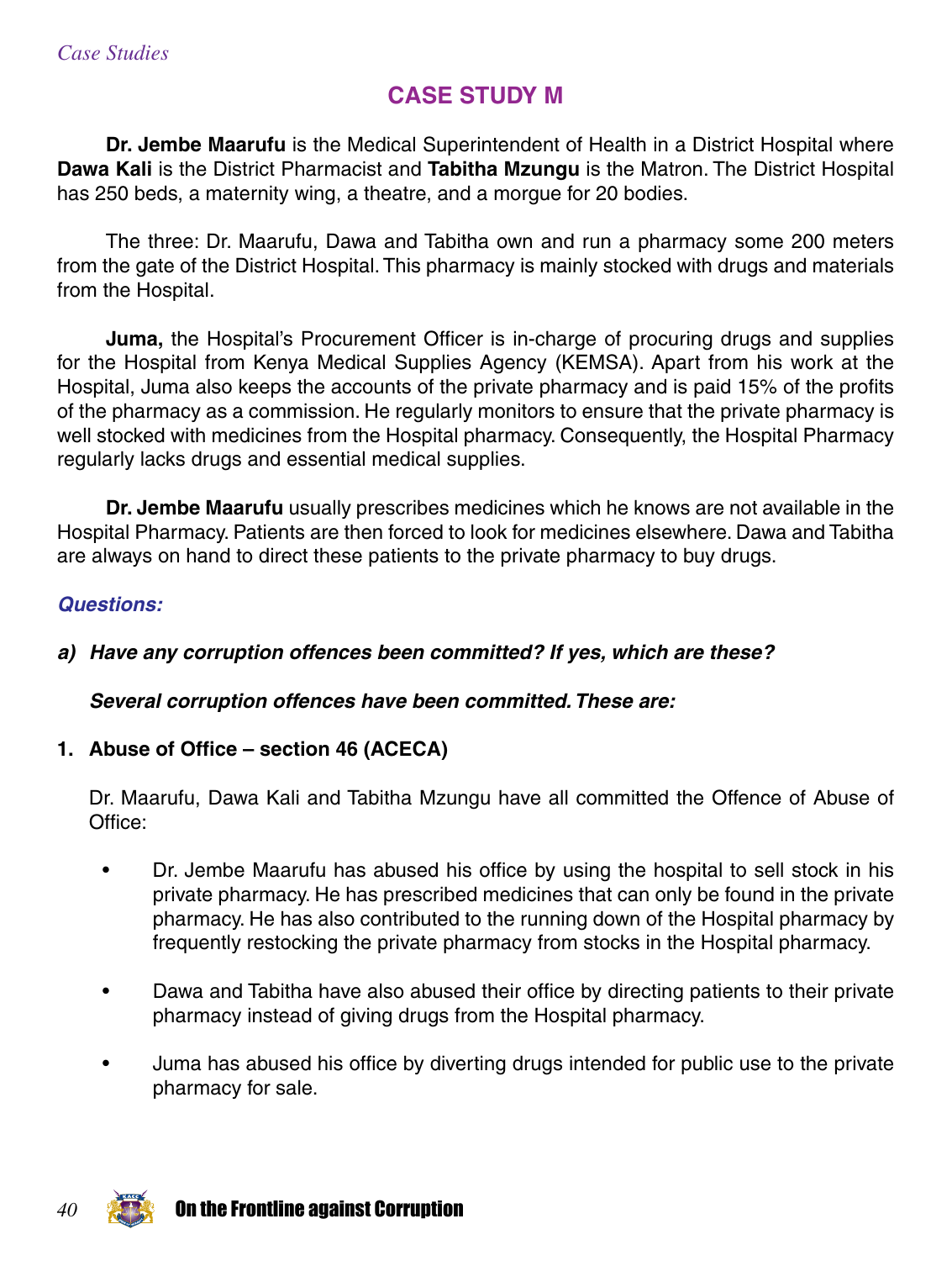## CASE STUDY M

**Dr. Jembe Maarufu** is the Medical Superintendent of Health in a District Hospital where **Dawa Kali** is the District Pharmacist and **Tabitha Mzungu** is the Matron. The District Hospital has 250 beds, a maternity wing, a theatre, and a morgue for 20 bodies.

The three: Dr. Maarufu, Dawa and Tabitha own and run a pharmacy some 200 meters from the gate of the District Hospital. This pharmacy is mainly stocked with drugs and materials from the Hospital.

**Juma,** the Hospital's Procurement Officer is in-charge of procuring drugs and supplies for the Hospital from Kenya Medical Supplies Agency (KEMSA). Apart from his work at the Hospital, Juma also keeps the accounts of the private pharmacy and is paid 15% of the profits of the pharmacy as a commission. He regularly monitors to ensure that the private pharmacy is well stocked with medicines from the Hospital pharmacy. Consequently, the Hospital Pharmacy regularly lacks drugs and essential medical supplies.

**Dr. Jembe Maarufu** usually prescribes medicines which he knows are not available in the Hospital Pharmacy. Patients are then forced to look for medicines elsewhere. Dawa and Tabitha are always on hand to direct these patients to the private pharmacy to buy drugs.

***Questions:***

***a) Have any corruption offences been committed? If yes, which are these?***

***Several corruption offences have been committed. These are:***

**1. Abuse of Office – section 46 (ACECA)**

Dr. Maarufu, Dawa Kali and Tabitha Mzungu have all committed the Offence of Abuse of Office:

- Dr. Jembe Maarufu has abused his office by using the hospital to sell stock in his private pharmacy. He has prescribed medicines that can only be found in the private pharmacy. He has also contributed to the running down of the Hospital pharmacy by frequently restocking the private pharmacy from stocks in the Hospital pharmacy.

- Dawa and Tabitha have also abused their office by directing patients to their private pharmacy instead of giving drugs from the Hospital pharmacy.

- Juma has abused his office by diverting drugs intended for public use to the private pharmacy for sale.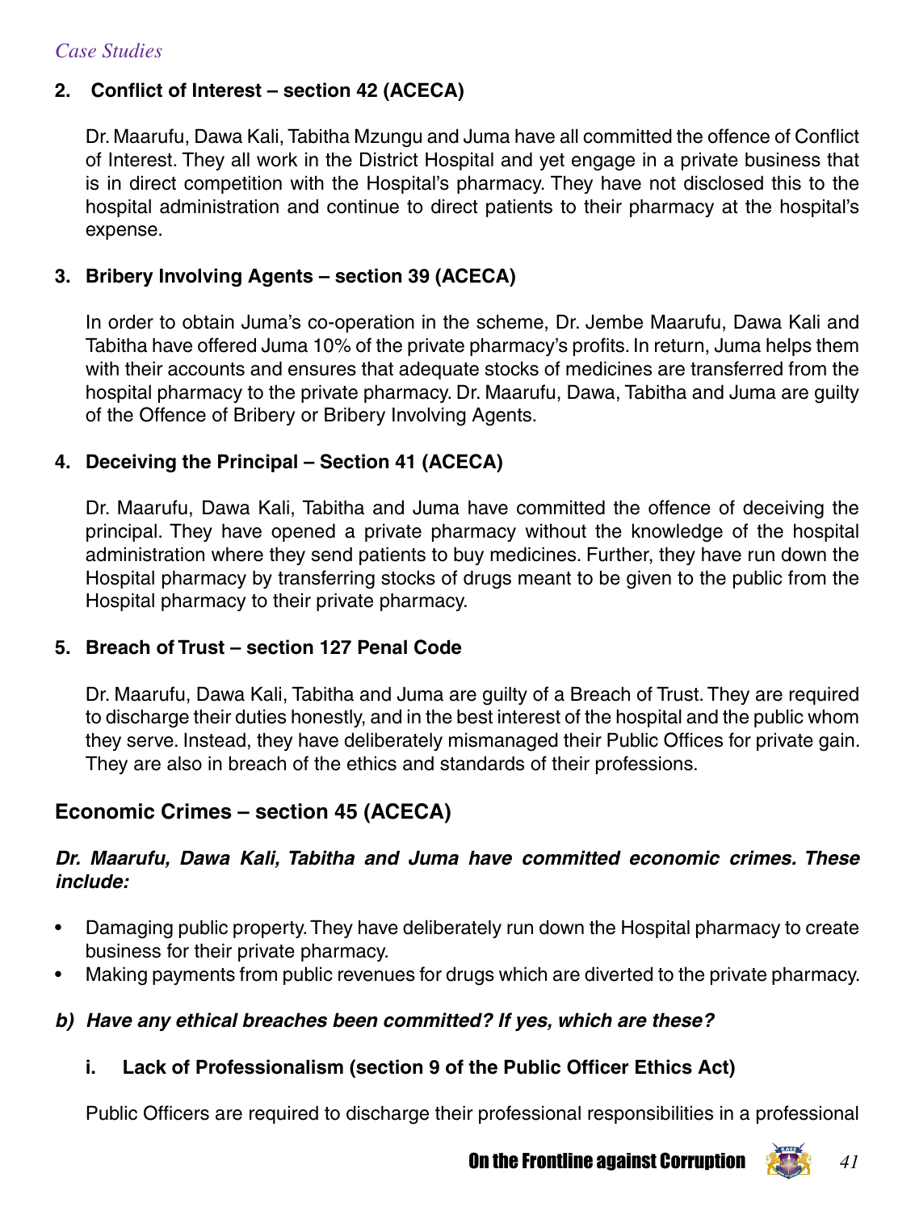### 2. Conflict of Interest – section 42 (ACECA)

Dr. Maarufu, Dawa Kali, Tabitha Mzungu and Juma have all committed the offence of Conflict of Interest. They all work in the District Hospital and yet engage in a private business that is in direct competition with the Hospital's pharmacy. They have not disclosed this to the hospital administration and continue to direct patients to their pharmacy at the hospital's expense.

### 3. Bribery Involving Agents – section 39 (ACECA)

In order to obtain Juma's co-operation in the scheme, Dr. Jembe Maarufu, Dawa Kali and Tabitha have offered Juma 10% of the private pharmacy's profits. In return, Juma helps them with their accounts and ensures that adequate stocks of medicines are transferred from the hospital pharmacy to the private pharmacy. Dr. Maarufu, Dawa, Tabitha and Juma are guilty of the Offence of Bribery or Bribery Involving Agents.

### 4. Deceiving the Principal – Section 41 (ACECA)

Dr. Maarufu, Dawa Kali, Tabitha and Juma have committed the offence of deceiving the principal. They have opened a private pharmacy without the knowledge of the hospital administration where they send patients to buy medicines. Further, they have run down the Hospital pharmacy by transferring stocks of drugs meant to be given to the public from the Hospital pharmacy to their private pharmacy.

### 5. Breach of Trust – section 127 Penal Code

Dr. Maarufu, Dawa Kali, Tabitha and Juma are guilty of a Breach of Trust. They are required to discharge their duties honestly, and in the best interest of the hospital and the public whom they serve. Instead, they have deliberately mismanaged their Public Offices for private gain. They are also in breach of the ethics and standards of their professions.

## Economic Crimes – section 45 (ACECA)

***Dr. Maarufu, Dawa Kali, Tabitha and Juma have committed economic crimes. These include:***

- Damaging public property. They have deliberately run down the Hospital pharmacy to create business for their private pharmacy.
- Making payments from public revenues for drugs which are diverted to the private pharmacy.

***b) Have any ethical breaches been committed? If yes, which are these?***

#### i. Lack of Professionalism (section 9 of the Public Officer Ethics Act)

Public Officers are required to discharge their professional responsibilities in a professional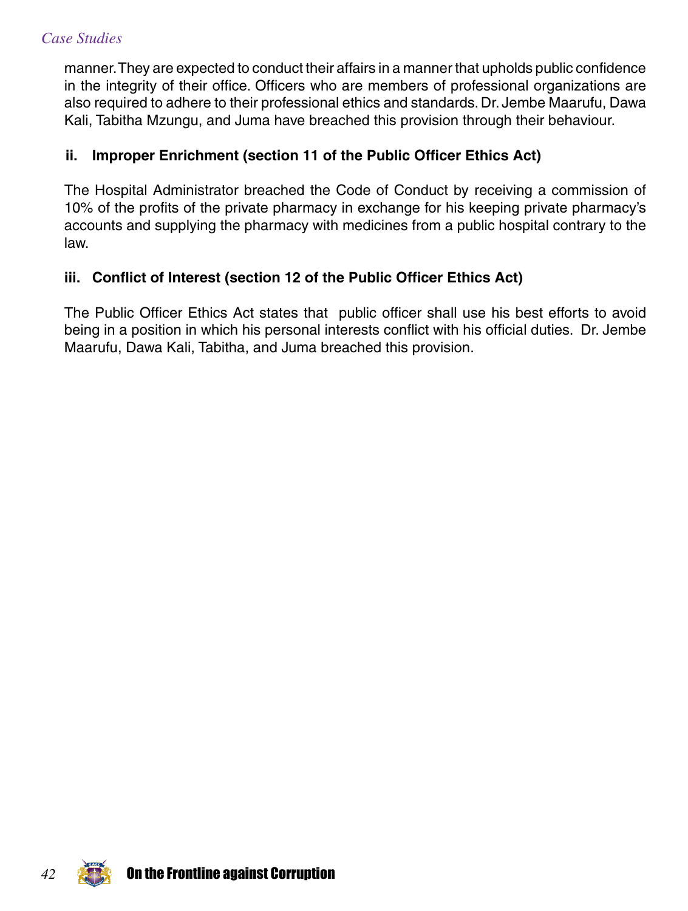manner. They are expected to conduct their affairs in a manner that upholds public confidence in the integrity of their office. Officers who are members of professional organizations are also required to adhere to their professional ethics and standards. Dr. Jembe Maarufu, Dawa Kali, Tabitha Mzungu, and Juma have breached this provision through their behaviour.

### ii. Improper Enrichment (section 11 of the Public Officer Ethics Act)

The Hospital Administrator breached the Code of Conduct by receiving a commission of 10% of the profits of the private pharmacy in exchange for his keeping private pharmacy's accounts and supplying the pharmacy with medicines from a public hospital contrary to the law.

### iii. Conflict of Interest (section 12 of the Public Officer Ethics Act)

The Public Officer Ethics Act states that public officer shall use his best efforts to avoid being in a position in which his personal interests conflict with his official duties. Dr. Jembe Maarufu, Dawa Kali, Tabitha, and Juma breached this provision.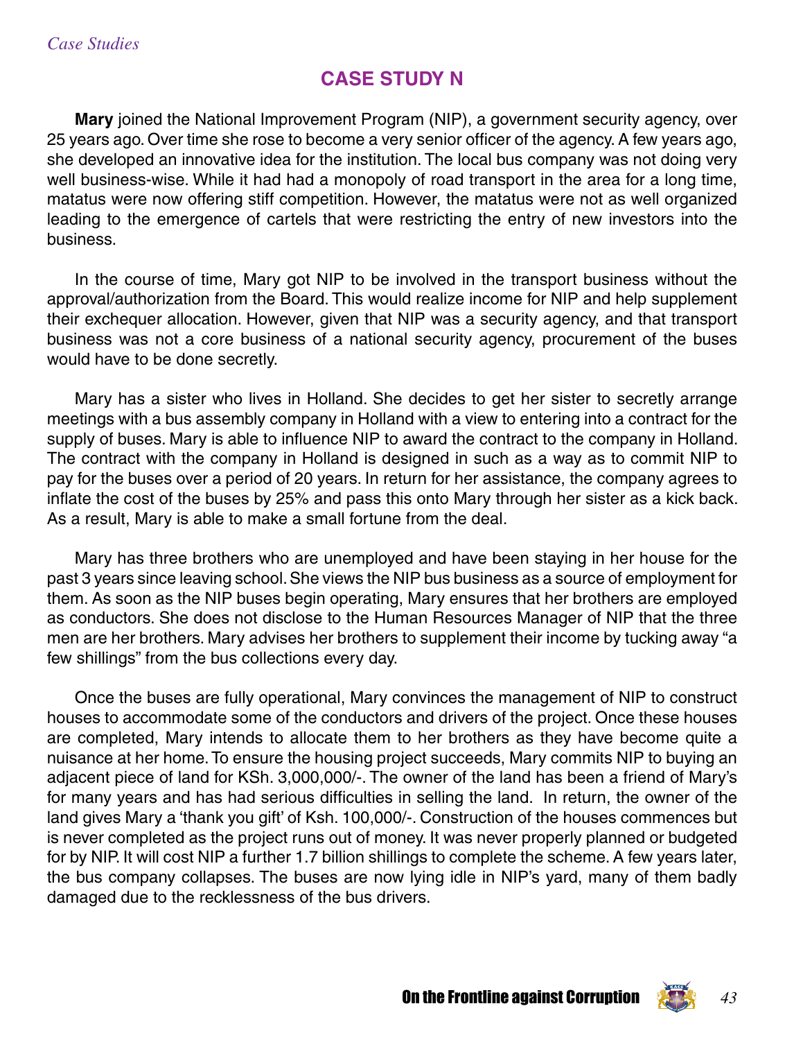## CASE STUDY N

**Mary** joined the National Improvement Program (NIP), a government security agency, over 25 years ago. Over time she rose to become a very senior officer of the agency. A few years ago, she developed an innovative idea for the institution. The local bus company was not doing very well business-wise. While it had had a monopoly of road transport in the area for a long time, matatus were now offering stiff competition. However, the matatus were not as well organized leading to the emergence of cartels that were restricting the entry of new investors into the business.

In the course of time, Mary got NIP to be involved in the transport business without the approval/authorization from the Board. This would realize income for NIP and help supplement their exchequer allocation. However, given that NIP was a security agency, and that transport business was not a core business of a national security agency, procurement of the buses would have to be done secretly.

Mary has a sister who lives in Holland. She decides to get her sister to secretly arrange meetings with a bus assembly company in Holland with a view to entering into a contract for the supply of buses. Mary is able to influence NIP to award the contract to the company in Holland. The contract with the company in Holland is designed in such as a way as to commit NIP to pay for the buses over a period of 20 years. In return for her assistance, the company agrees to inflate the cost of the buses by 25% and pass this onto Mary through her sister as a kick back. As a result, Mary is able to make a small fortune from the deal.

Mary has three brothers who are unemployed and have been staying in her house for the past 3 years since leaving school. She views the NIP bus business as a source of employment for them. As soon as the NIP buses begin operating, Mary ensures that her brothers are employed as conductors. She does not disclose to the Human Resources Manager of NIP that the three men are her brothers. Mary advises her brothers to supplement their income by tucking away "a few shillings" from the bus collections every day.

Once the buses are fully operational, Mary convinces the management of NIP to construct houses to accommodate some of the conductors and drivers of the project. Once these houses are completed, Mary intends to allocate them to her brothers as they have become quite a nuisance at her home. To ensure the housing project succeeds, Mary commits NIP to buying an adjacent piece of land for KSh. 3,000,000/-. The owner of the land has been a friend of Mary's for many years and has had serious difficulties in selling the land. In return, the owner of the land gives Mary a 'thank you gift' of Ksh. 100,000/-. Construction of the houses commences but is never completed as the project runs out of money. It was never properly planned or budgeted for by NIP. It will cost NIP a further 1.7 billion shillings to complete the scheme. A few years later, the bus company collapses. The buses are now lying idle in NIP's yard, many of them badly damaged due to the recklessness of the bus drivers.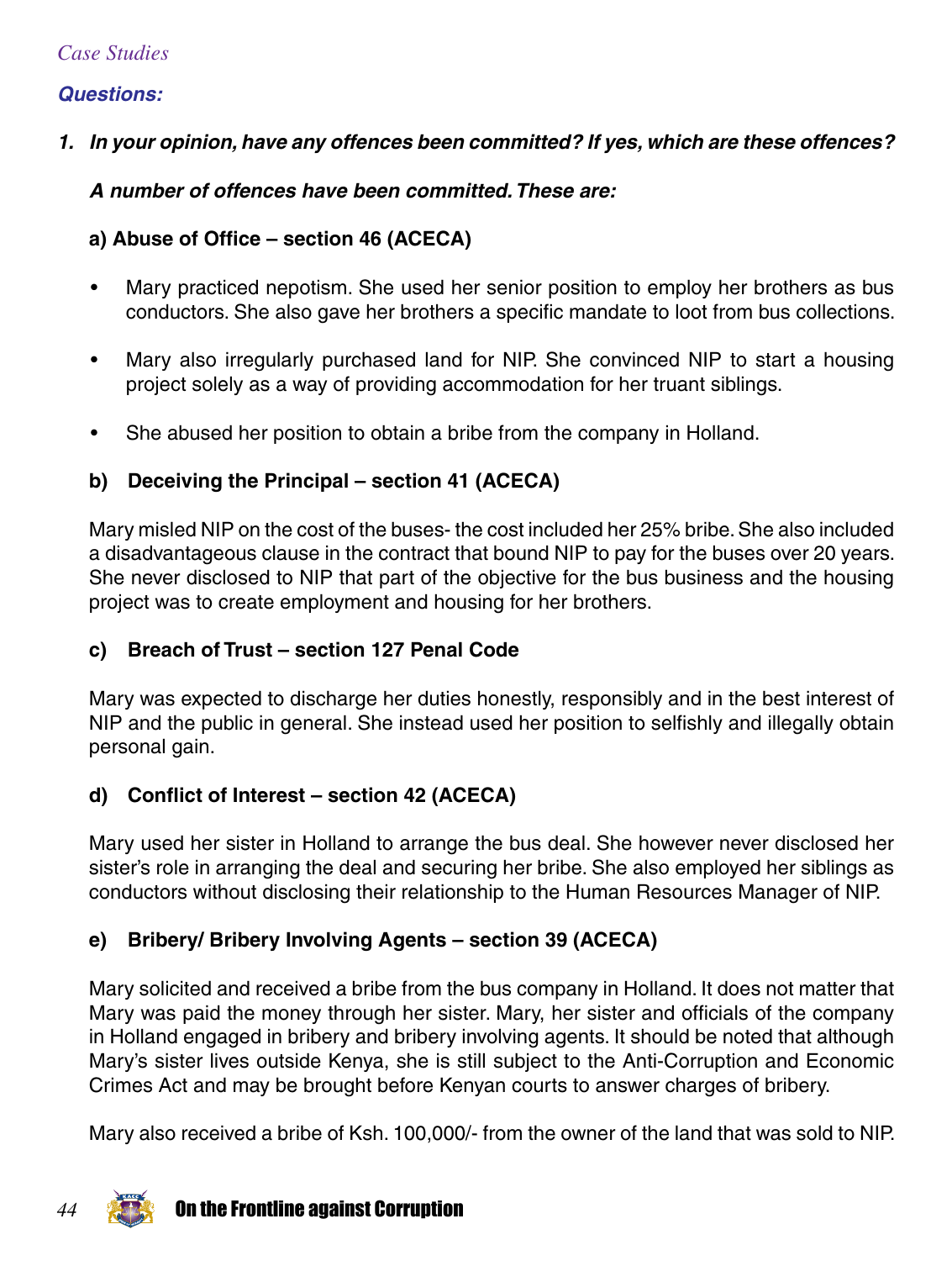### Questions:

1. ***In your opinion, have any offences been committed? If yes, which are these offences?***

   ***A number of offences have been committed. These are:***

   **a) Abuse of Office – section 46 (ACECA)**

   - Mary practiced nepotism. She used her senior position to employ her brothers as bus conductors. She also gave her brothers a specific mandate to loot from bus collections.
   - Mary also irregularly purchased land for NIP. She convinced NIP to start a housing project solely as a way of providing accommodation for her truant siblings.
   - She abused her position to obtain a bribe from the company in Holland.

   **b) Deceiving the Principal – section 41 (ACECA)**

   Mary misled NIP on the cost of the buses- the cost included her 25% bribe. She also included a disadvantageous clause in the contract that bound NIP to pay for the buses over 20 years. She never disclosed to NIP that part of the objective for the bus business and the housing project was to create employment and housing for her brothers.

   **c) Breach of Trust – section 127 Penal Code**

   Mary was expected to discharge her duties honestly, responsibly and in the best interest of NIP and the public in general. She instead used her position to selfishly and illegally obtain personal gain.

   **d) Conflict of Interest – section 42 (ACECA)**

   Mary used her sister in Holland to arrange the bus deal. She however never disclosed her sister's role in arranging the deal and securing her bribe. She also employed her siblings as conductors without disclosing their relationship to the Human Resources Manager of NIP.

   **e) Bribery/ Bribery Involving Agents – section 39 (ACECA)**

   Mary solicited and received a bribe from the bus company in Holland. It does not matter that Mary was paid the money through her sister. Mary, her sister and officials of the company in Holland engaged in bribery and bribery involving agents. It should be noted that although Mary's sister lives outside Kenya, she is still subject to the Anti-Corruption and Economic Crimes Act and may be brought before Kenyan courts to answer charges of bribery.

   Mary also received a bribe of Ksh. 100,000/- from the owner of the land that was sold to NIP.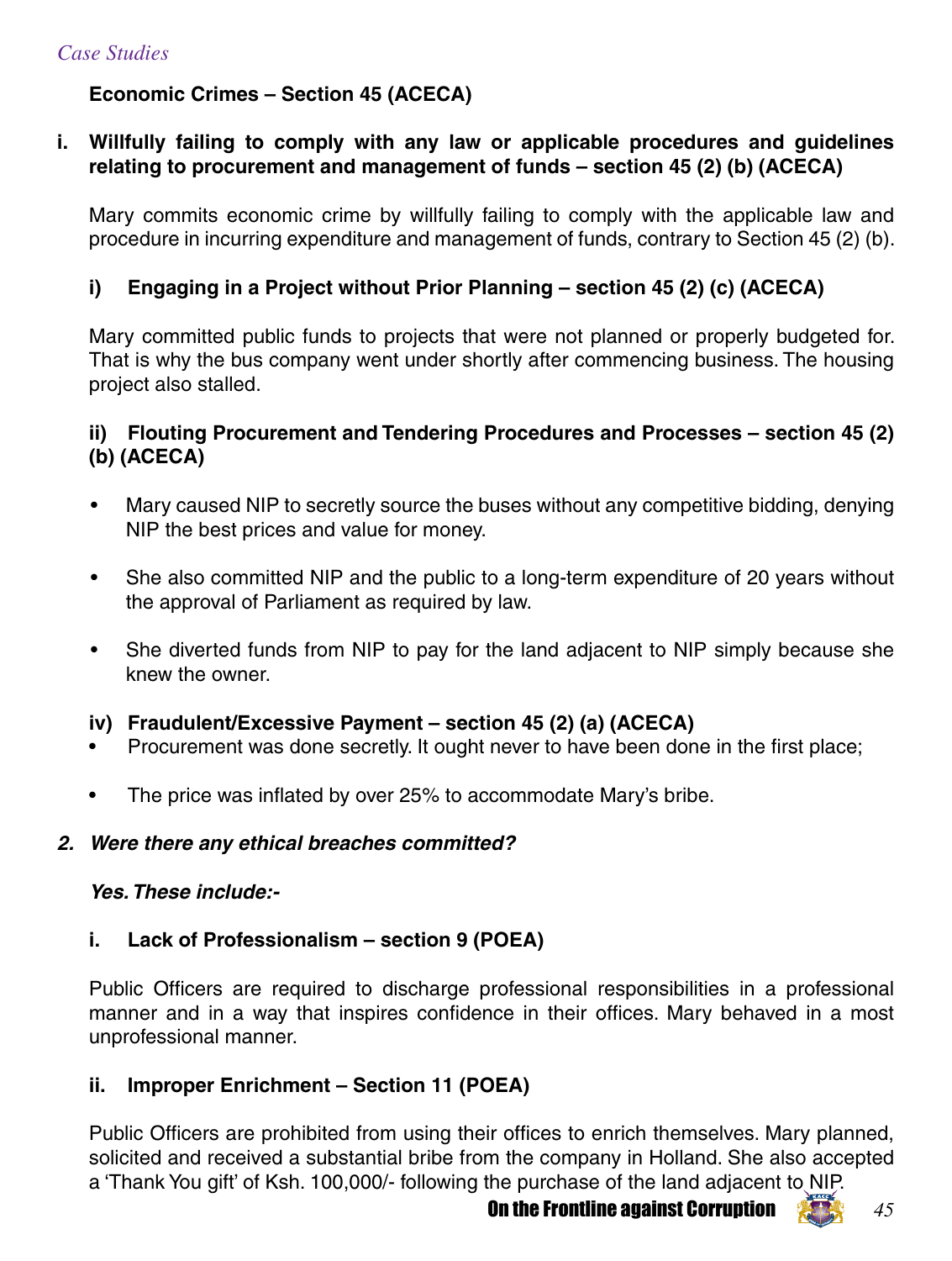**Economic Crimes – Section 45 (ACECA)**

**i. Willfully failing to comply with any law or applicable procedures and guidelines relating to procurement and management of funds – section 45 (2) (b) (ACECA)**

Mary commits economic crime by willfully failing to comply with the applicable law and procedure in incurring expenditure and management of funds, contrary to Section 45 (2) (b).

**i) Engaging in a Project without Prior Planning – section 45 (2) (c) (ACECA)**

Mary committed public funds to projects that were not planned or properly budgeted for. That is why the bus company went under shortly after commencing business. The housing project also stalled.

**ii) Flouting Procurement and Tendering Procedures and Processes – section 45 (2) (b) (ACECA)**

- Mary caused NIP to secretly source the buses without any competitive bidding, denying NIP the best prices and value for money.
- She also committed NIP and the public to a long-term expenditure of 20 years without the approval of Parliament as required by law.
- She diverted funds from NIP to pay for the land adjacent to NIP simply because she knew the owner.

**iv) Fraudulent/Excessive Payment – section 45 (2) (a) (ACECA)**

- Procurement was done secretly. It ought never to have been done in the first place;
- The price was inflated by over 25% to accommodate Mary's bribe.

***2. Were there any ethical breaches committed?***

***Yes. These include:-***

**i. Lack of Professionalism – section 9 (POEA)**

Public Officers are required to discharge professional responsibilities in a professional manner and in a way that inspires confidence in their offices. Mary behaved in a most unprofessional manner.

**ii. Improper Enrichment – Section 11 (POEA)**

Public Officers are prohibited from using their offices to enrich themselves. Mary planned, solicited and received a substantial bribe from the company in Holland. She also accepted a 'Thank You gift' of Ksh. 100,000/- following the purchase of the land adjacent to NIP.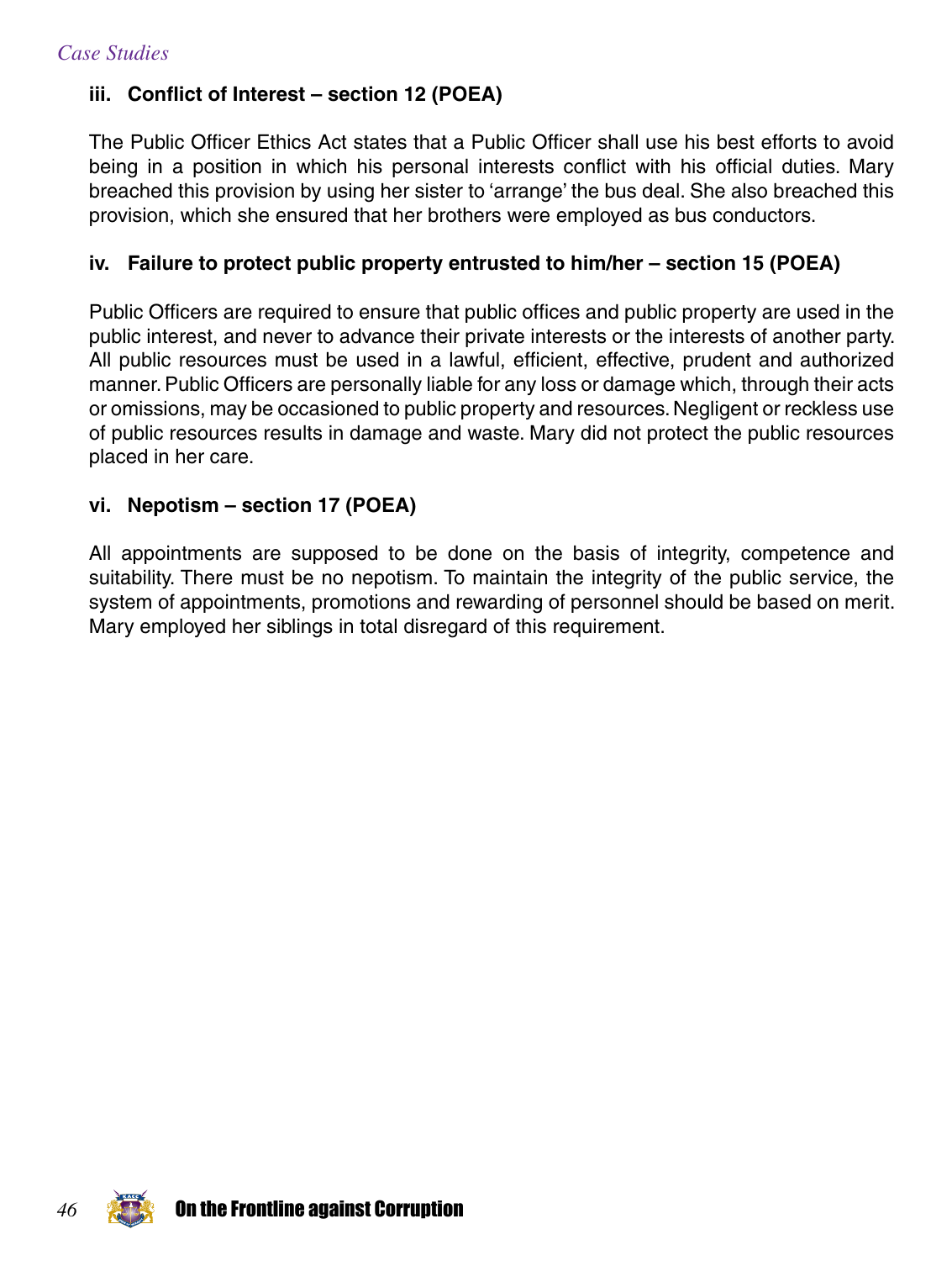### iii. Conflict of Interest – section 12 (POEA)

The Public Officer Ethics Act states that a Public Officer shall use his best efforts to avoid being in a position in which his personal interests conflict with his official duties. Mary breached this provision by using her sister to 'arrange' the bus deal. She also breached this provision, which she ensured that her brothers were employed as bus conductors.

### iv. Failure to protect public property entrusted to him/her – section 15 (POEA)

Public Officers are required to ensure that public offices and public property are used in the public interest, and never to advance their private interests or the interests of another party. All public resources must be used in a lawful, efficient, effective, prudent and authorized manner. Public Officers are personally liable for any loss or damage which, through their acts or omissions, may be occasioned to public property and resources. Negligent or reckless use of public resources results in damage and waste. Mary did not protect the public resources placed in her care.

### vi. Nepotism – section 17 (POEA)

All appointments are supposed to be done on the basis of integrity, competence and suitability. There must be no nepotism. To maintain the integrity of the public service, the system of appointments, promotions and rewarding of personnel should be based on merit. Mary employed her siblings in total disregard of this requirement.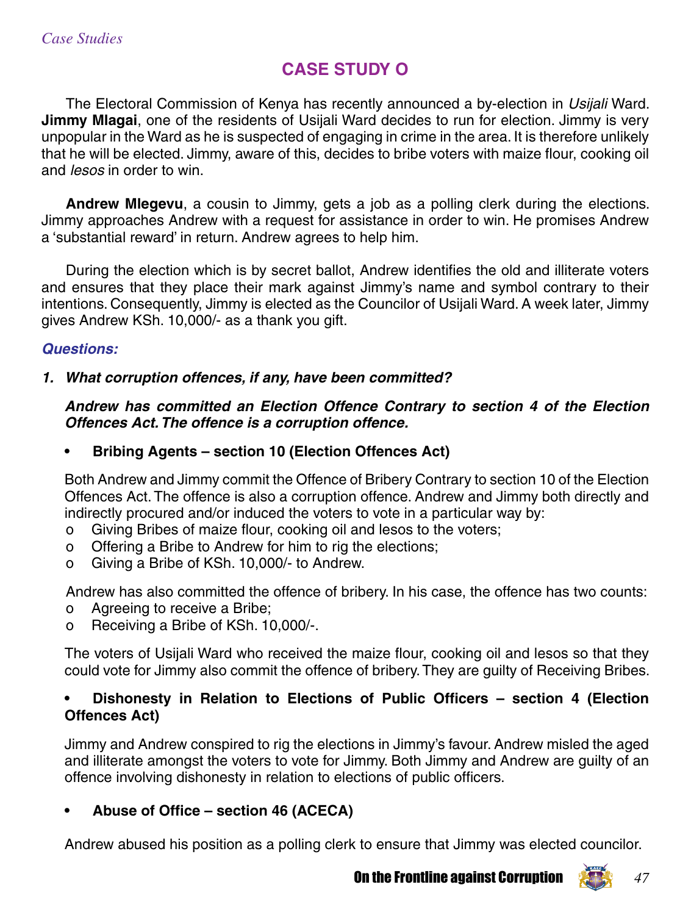## CASE STUDY O

The Electoral Commission of Kenya has recently announced a by-election in *Usijali* Ward. **Jimmy Mlagai**, one of the residents of Usijali Ward decides to run for election. Jimmy is very unpopular in the Ward as he is suspected of engaging in crime in the area. It is therefore unlikely that he will be elected. Jimmy, aware of this, decides to bribe voters with maize flour, cooking oil and *lesos* in order to win.

**Andrew Mlegevu**, a cousin to Jimmy, gets a job as a polling clerk during the elections. Jimmy approaches Andrew with a request for assistance in order to win. He promises Andrew a 'substantial reward' in return. Andrew agrees to help him.

During the election which is by secret ballot, Andrew identifies the old and illiterate voters and ensures that they place their mark against Jimmy's name and symbol contrary to their intentions. Consequently, Jimmy is elected as the Councilor of Usijali Ward. A week later, Jimmy gives Andrew KSh. 10,000/- as a thank you gift.

### *Questions:*

1. ***What corruption offences, if any, have been committed?***

   ***Andrew has committed an Election Offence Contrary to section 4 of the Election Offences Act. The offence is a corruption offence.***

- **Bribing Agents – section 10 (Election Offences Act)**

Both Andrew and Jimmy commit the Offence of Bribery Contrary to section 10 of the Election Offences Act. The offence is also a corruption offence. Andrew and Jimmy both directly and indirectly procured and/or induced the voters to vote in a particular way by:

- o Giving Bribes of maize flour, cooking oil and lesos to the voters;
- o Offering a Bribe to Andrew for him to rig the elections;
- o Giving a Bribe of KSh. 10,000/- to Andrew.

Andrew has also committed the offence of bribery. In his case, the offence has two counts:

- o Agreeing to receive a Bribe;
- o Receiving a Bribe of KSh. 10,000/-.

The voters of Usijali Ward who received the maize flour, cooking oil and lesos so that they could vote for Jimmy also commit the offence of bribery. They are guilty of Receiving Bribes.

- **Dishonesty in Relation to Elections of Public Officers – section 4 (Election Offences Act)**

Jimmy and Andrew conspired to rig the elections in Jimmy's favour. Andrew misled the aged and illiterate amongst the voters to vote for Jimmy. Both Jimmy and Andrew are guilty of an offence involving dishonesty in relation to elections of public officers.

- **Abuse of Office – section 46 (ACECA)**

Andrew abused his position as a polling clerk to ensure that Jimmy was elected councilor.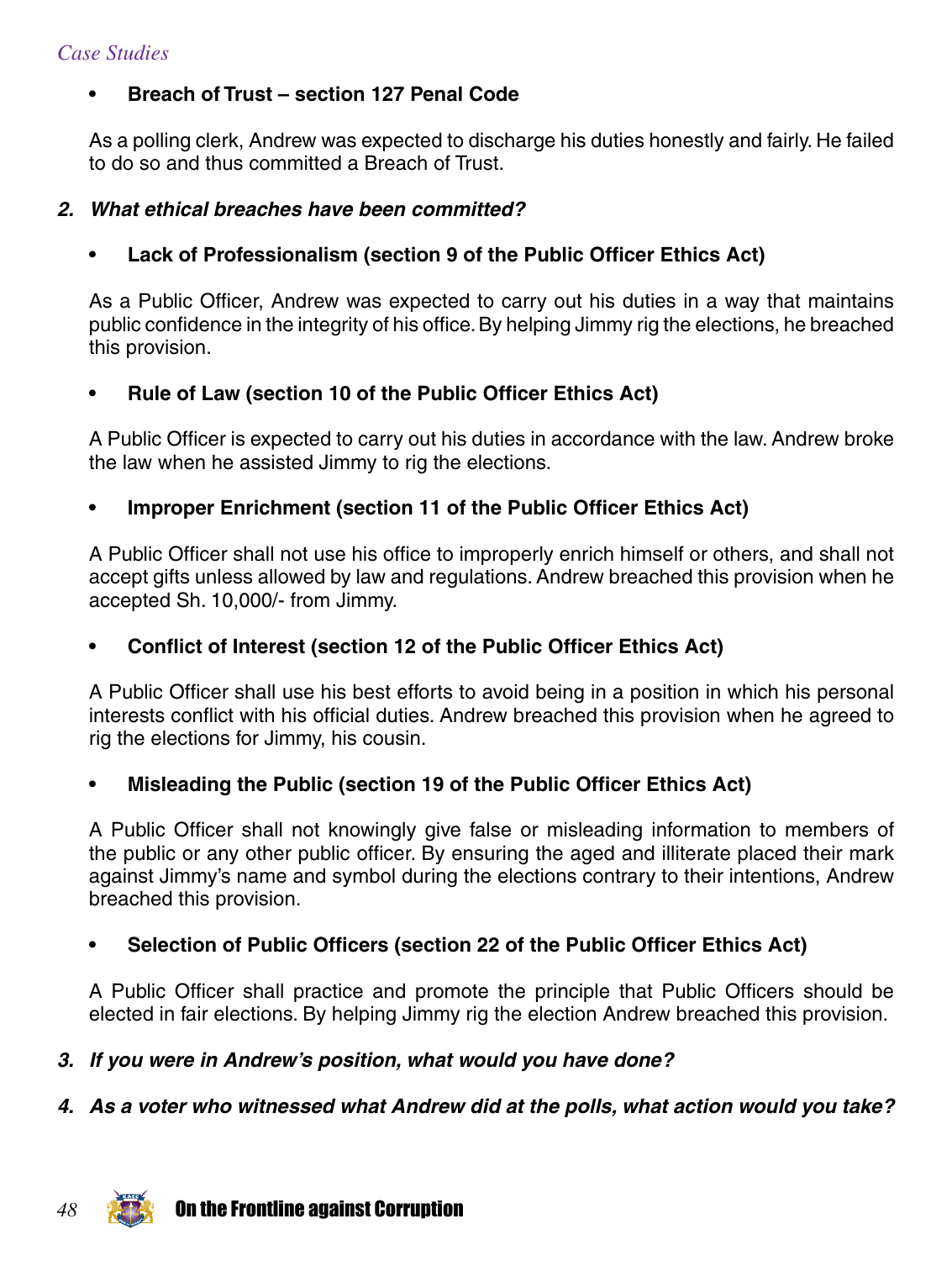- **Breach of Trust – section 127 Penal Code**

As a polling clerk, Andrew was expected to discharge his duties honestly and fairly. He failed to do so and thus committed a Breach of Trust.

***2. What ethical breaches have been committed?***

- **Lack of Professionalism (section 9 of the Public Officer Ethics Act)**

As a Public Officer, Andrew was expected to carry out his duties in a way that maintains public confidence in the integrity of his office. By helping Jimmy rig the elections, he breached this provision.

- **Rule of Law (section 10 of the Public Officer Ethics Act)**

A Public Officer is expected to carry out his duties in accordance with the law. Andrew broke the law when he assisted Jimmy to rig the elections.

- **Improper Enrichment (section 11 of the Public Officer Ethics Act)**

A Public Officer shall not use his office to improperly enrich himself or others, and shall not accept gifts unless allowed by law and regulations. Andrew breached this provision when he accepted Sh. 10,000/- from Jimmy.

- **Conflict of Interest (section 12 of the Public Officer Ethics Act)**

A Public Officer shall use his best efforts to avoid being in a position in which his personal interests conflict with his official duties. Andrew breached this provision when he agreed to rig the elections for Jimmy, his cousin.

- **Misleading the Public (section 19 of the Public Officer Ethics Act)**

A Public Officer shall not knowingly give false or misleading information to members of the public or any other public officer. By ensuring the aged and illiterate placed their mark against Jimmy's name and symbol during the elections contrary to their intentions, Andrew breached this provision.

- **Selection of Public Officers (section 22 of the Public Officer Ethics Act)**

A Public Officer shall practice and promote the principle that Public Officers should be elected in fair elections. By helping Jimmy rig the election Andrew breached this provision.

***3. If you were in Andrew's position, what would you have done?***

***4. As a voter who witnessed what Andrew did at the polls, what action would you take?***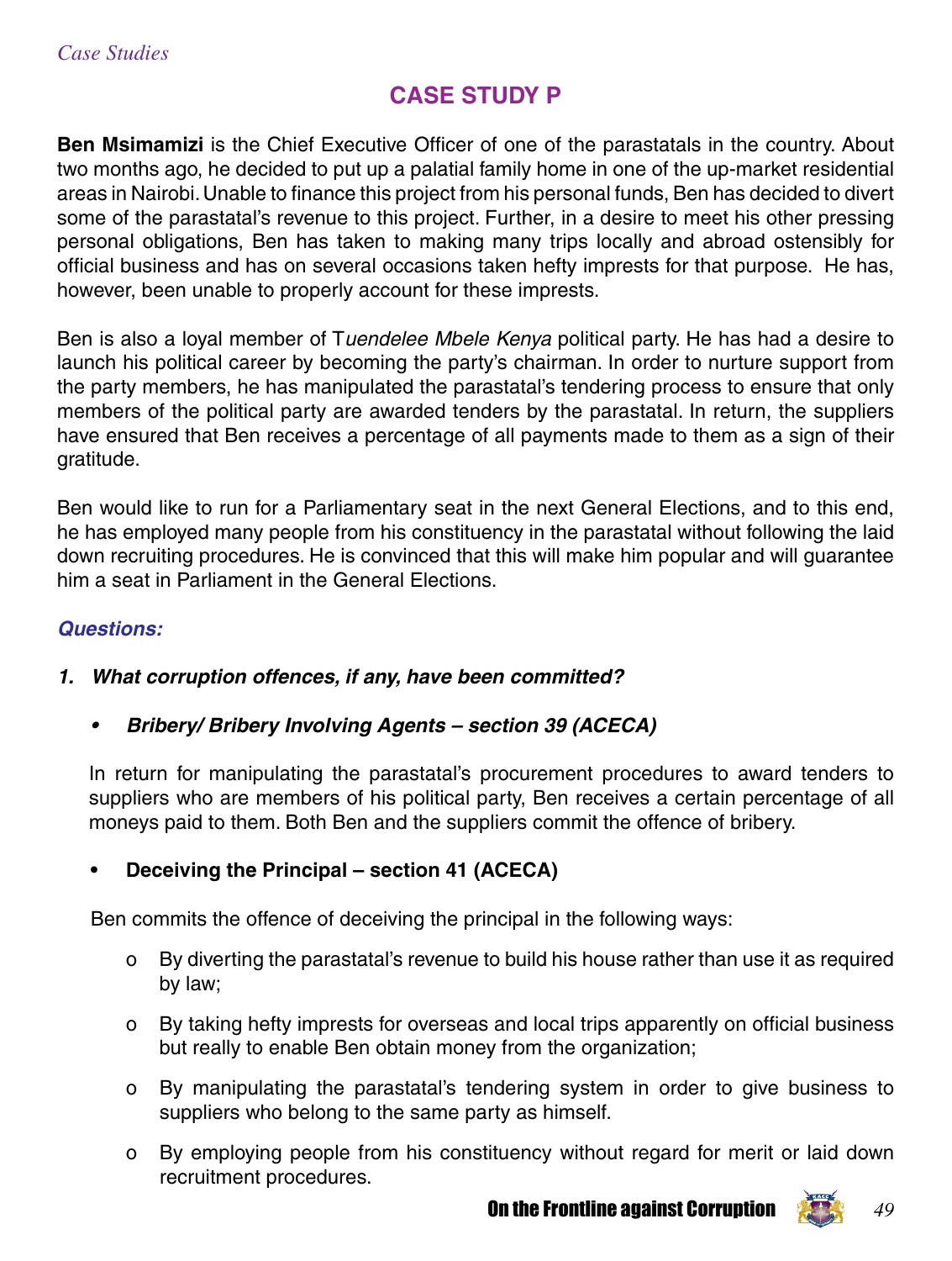## CASE STUDY P

**Ben Msimamizi** is the Chief Executive Officer of one of the parastatals in the country. About two months ago, he decided to put up a palatial family home in one of the up-market residential areas in Nairobi. Unable to finance this project from his personal funds, Ben has decided to divert some of the parastatal's revenue to this project. Further, in a desire to meet his other pressing personal obligations, Ben has taken to making many trips locally and abroad ostensibly for official business and has on several occasions taken hefty imprests for that purpose. He has, however, been unable to properly account for these imprests.

Ben is also a loyal member of T*uendelee Mbele Kenya* political party. He has had a desire to launch his political career by becoming the party's chairman. In order to nurture support from the party members, he has manipulated the parastatal's tendering process to ensure that only members of the political party are awarded tenders by the parastatal. In return, the suppliers have ensured that Ben receives a percentage of all payments made to them as a sign of their gratitude.

Ben would like to run for a Parliamentary seat in the next General Elections, and to this end, he has employed many people from his constituency in the parastatal without following the laid down recruiting procedures. He is convinced that this will make him popular and will guarantee him a seat in Parliament in the General Elections.

***Questions:***

1. ***What corruption offences, if any, have been committed?***

   - ***Bribery/ Bribery Involving Agents – section 39 (ACECA)***

   In return for manipulating the parastatal's procurement procedures to award tenders to suppliers who are members of his political party, Ben receives a certain percentage of all moneys paid to them. Both Ben and the suppliers commit the offence of bribery.

   - **Deceiving the Principal – section 41 (ACECA)**

   Ben commits the offence of deceiving the principal in the following ways:

     - By diverting the parastatal's revenue to build his house rather than use it as required by law;
     - By taking hefty imprests for overseas and local trips apparently on official business but really to enable Ben obtain money from the organization;
     - By manipulating the parastatal's tendering system in order to give business to suppliers who belong to the same party as himself.
     - By employing people from his constituency without regard for merit or laid down recruitment procedures.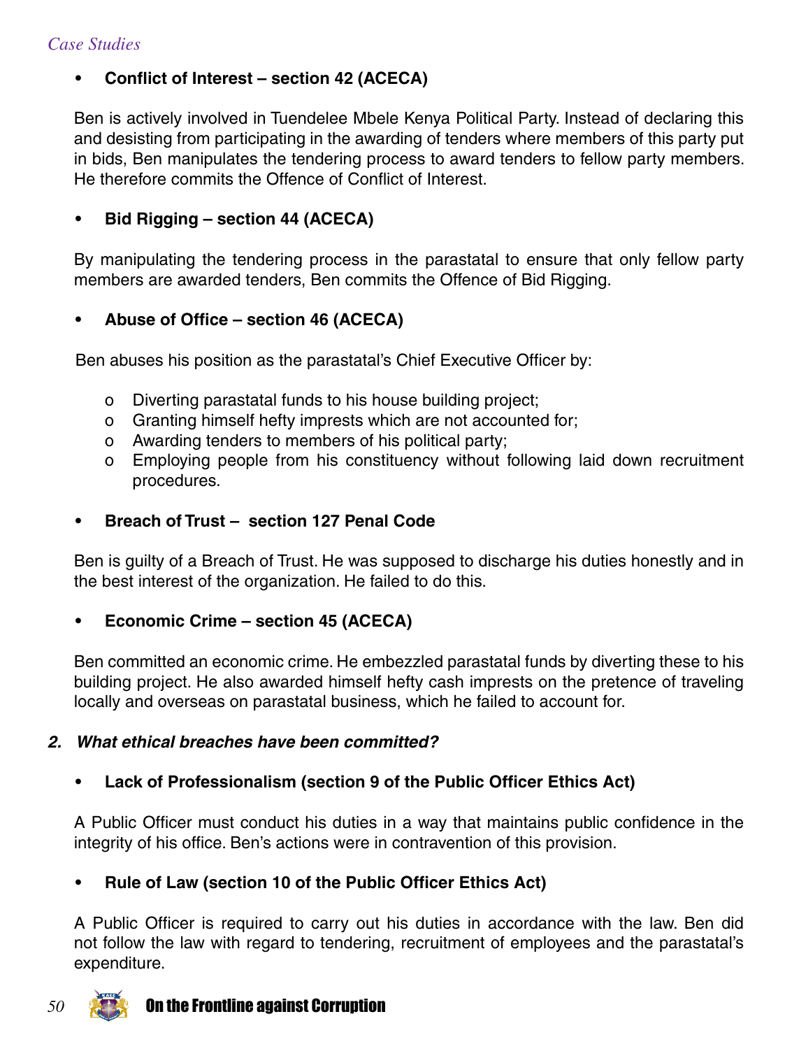- **Conflict of Interest – section 42 (ACECA)**

Ben is actively involved in Tuendelee Mbele Kenya Political Party. Instead of declaring this and desisting from participating in the awarding of tenders where members of this party put in bids, Ben manipulates the tendering process to award tenders to fellow party members. He therefore commits the Offence of Conflict of Interest.

- **Bid Rigging – section 44 (ACECA)**

By manipulating the tendering process in the parastatal to ensure that only fellow party members are awarded tenders, Ben commits the Offence of Bid Rigging.

- **Abuse of Office – section 46 (ACECA)**

Ben abuses his position as the parastatal's Chief Executive Officer by:

  - Diverting parastatal funds to his house building project;
  - Granting himself hefty imprests which are not accounted for;
  - Awarding tenders to members of his political party;
  - Employing people from his constituency without following laid down recruitment procedures.

- **Breach of Trust – section 127 Penal Code**

Ben is guilty of a Breach of Trust. He was supposed to discharge his duties honestly and in the best interest of the organization. He failed to do this.

- **Economic Crime – section 45 (ACECA)**

Ben committed an economic crime. He embezzled parastatal funds by diverting these to his building project. He also awarded himself hefty cash imprests on the pretence of traveling locally and overseas on parastatal business, which he failed to account for.

***2. What ethical breaches have been committed?***

- **Lack of Professionalism (section 9 of the Public Officer Ethics Act)**

A Public Officer must conduct his duties in a way that maintains public confidence in the integrity of his office. Ben's actions were in contravention of this provision.

- **Rule of Law (section 10 of the Public Officer Ethics Act)**

A Public Officer is required to carry out his duties in accordance with the law. Ben did not follow the law with regard to tendering, recruitment of employees and the parastatal's expenditure.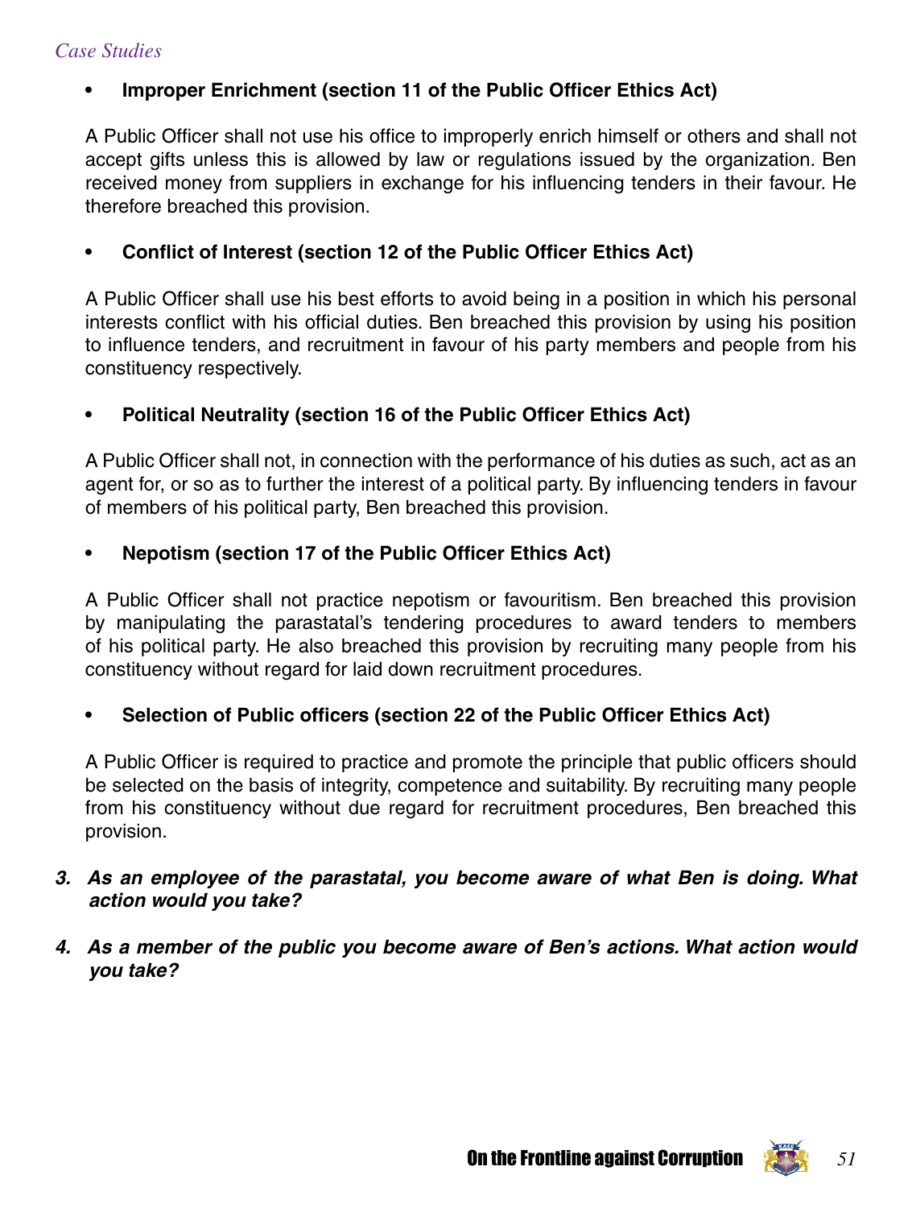- **Improper Enrichment (section 11 of the Public Officer Ethics Act)**

  A Public Officer shall not use his office to improperly enrich himself or others and shall not accept gifts unless this is allowed by law or regulations issued by the organization. Ben received money from suppliers in exchange for his influencing tenders in their favour. He therefore breached this provision.

- **Conflict of Interest (section 12 of the Public Officer Ethics Act)**

  A Public Officer shall use his best efforts to avoid being in a position in which his personal interests conflict with his official duties. Ben breached this provision by using his position to influence tenders, and recruitment in favour of his party members and people from his constituency respectively.

- **Political Neutrality (section 16 of the Public Officer Ethics Act)**

  A Public Officer shall not, in connection with the performance of his duties as such, act as an agent for, or so as to further the interest of a political party. By influencing tenders in favour of members of his political party, Ben breached this provision.

- **Nepotism (section 17 of the Public Officer Ethics Act)**

  A Public Officer shall not practice nepotism or favouritism. Ben breached this provision by manipulating the parastatal's tendering procedures to award tenders to members of his political party. He also breached this provision by recruiting many people from his constituency without regard for laid down recruitment procedures.

- **Selection of Public officers (section 22 of the Public Officer Ethics Act)**

  A Public Officer is required to practice and promote the principle that public officers should be selected on the basis of integrity, competence and suitability. By recruiting many people from his constituency without due regard for recruitment procedures, Ben breached this provision.

3. ***As an employee of the parastatal, you become aware of what Ben is doing. What action would you take?***

4. ***As a member of the public you become aware of Ben's actions. What action would you take?***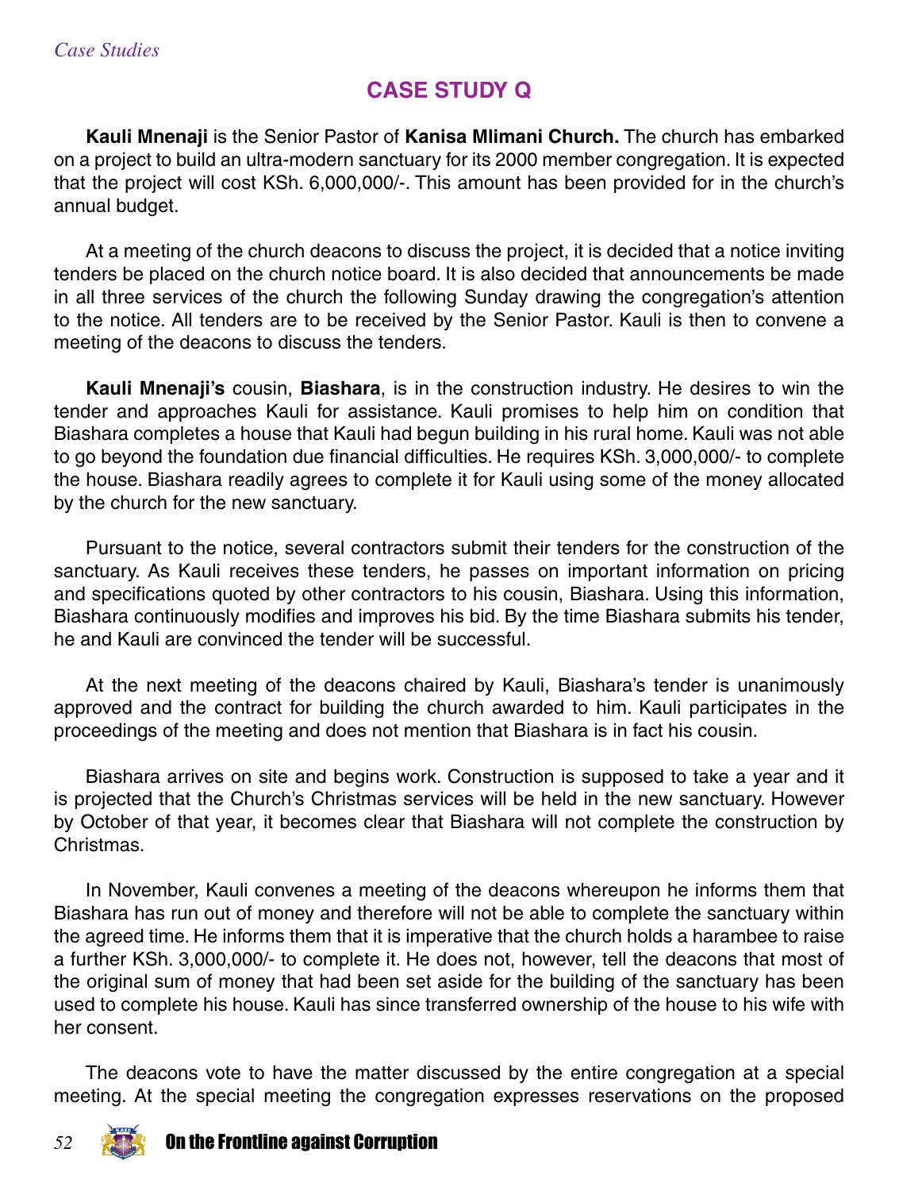## CASE STUDY Q

**Kauli Mnenaji** is the Senior Pastor of **Kanisa Mlimani Church.** The church has embarked on a project to build an ultra-modern sanctuary for its 2000 member congregation. It is expected that the project will cost KSh. 6,000,000/-. This amount has been provided for in the church's annual budget.

At a meeting of the church deacons to discuss the project, it is decided that a notice inviting tenders be placed on the church notice board. It is also decided that announcements be made in all three services of the church the following Sunday drawing the congregation's attention to the notice. All tenders are to be received by the Senior Pastor. Kauli is then to convene a meeting of the deacons to discuss the tenders.

**Kauli Mnenaji's** cousin, **Biashara**, is in the construction industry. He desires to win the tender and approaches Kauli for assistance. Kauli promises to help him on condition that Biashara completes a house that Kauli had begun building in his rural home. Kauli was not able to go beyond the foundation due financial difficulties. He requires KSh. 3,000,000/- to complete the house. Biashara readily agrees to complete it for Kauli using some of the money allocated by the church for the new sanctuary.

Pursuant to the notice, several contractors submit their tenders for the construction of the sanctuary. As Kauli receives these tenders, he passes on important information on pricing and specifications quoted by other contractors to his cousin, Biashara. Using this information, Biashara continuously modifies and improves his bid. By the time Biashara submits his tender, he and Kauli are convinced the tender will be successful.

At the next meeting of the deacons chaired by Kauli, Biashara's tender is unanimously approved and the contract for building the church awarded to him. Kauli participates in the proceedings of the meeting and does not mention that Biashara is in fact his cousin.

Biashara arrives on site and begins work. Construction is supposed to take a year and it is projected that the Church's Christmas services will be held in the new sanctuary. However by October of that year, it becomes clear that Biashara will not complete the construction by Christmas.

In November, Kauli convenes a meeting of the deacons whereupon he informs them that Biashara has run out of money and therefore will not be able to complete the sanctuary within the agreed time. He informs them that it is imperative that the church holds a harambee to raise a further KSh. 3,000,000/- to complete it. He does not, however, tell the deacons that most of the original sum of money that had been set aside for the building of the sanctuary has been used to complete his house. Kauli has since transferred ownership of the house to his wife with her consent.

The deacons vote to have the matter discussed by the entire congregation at a special meeting. At the special meeting the congregation expresses reservations on the proposed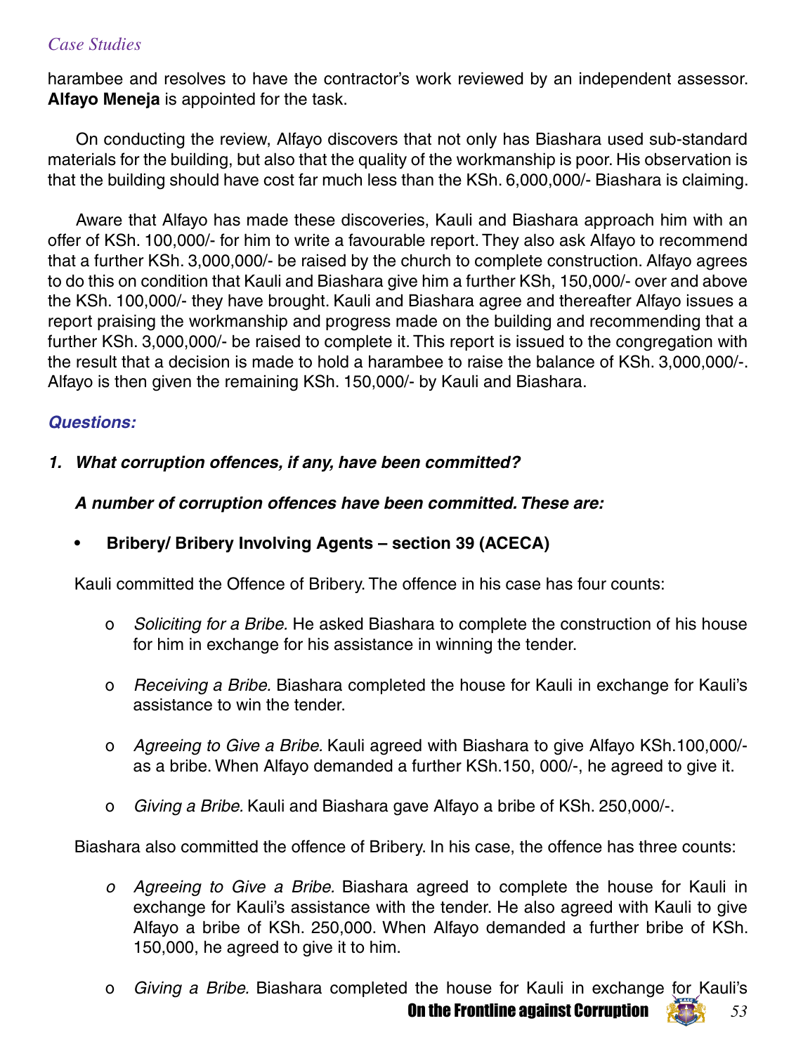harambee and resolves to have the contractor's work reviewed by an independent assessor. **Alfayo Meneja** is appointed for the task.

On conducting the review, Alfayo discovers that not only has Biashara used sub-standard materials for the building, but also that the quality of the workmanship is poor. His observation is that the building should have cost far much less than the KSh. 6,000,000/- Biashara is claiming.

Aware that Alfayo has made these discoveries, Kauli and Biashara approach him with an offer of KSh. 100,000/- for him to write a favourable report. They also ask Alfayo to recommend that a further KSh. 3,000,000/- be raised by the church to complete construction. Alfayo agrees to do this on condition that Kauli and Biashara give him a further KSh, 150,000/- over and above the KSh. 100,000/- they have brought. Kauli and Biashara agree and thereafter Alfayo issues a report praising the workmanship and progress made on the building and recommending that a further KSh. 3,000,000/- be raised to complete it. This report is issued to the congregation with the result that a decision is made to hold a harambee to raise the balance of KSh. 3,000,000/-. Alfayo is then given the remaining KSh. 150,000/- by Kauli and Biashara.

***Questions:***

1. ***What corruption offences, if any, have been committed?***

   ***A number of corruption offences have been committed. These are:***

   - **Bribery/ Bribery Involving Agents – section 39 (ACECA)**

   Kauli committed the Offence of Bribery. The offence in his case has four counts:

   - *Soliciting for a Bribe.* He asked Biashara to complete the construction of his house for him in exchange for his assistance in winning the tender.
   - *Receiving a Bribe.* Biashara completed the house for Kauli in exchange for Kauli's assistance to win the tender.
   - *Agreeing to Give a Bribe.* Kauli agreed with Biashara to give Alfayo KSh.100,000/- as a bribe. When Alfayo demanded a further KSh.150, 000/-, he agreed to give it.
   - *Giving a Bribe.* Kauli and Biashara gave Alfayo a bribe of KSh. 250,000/-.

   Biashara also committed the offence of Bribery. In his case, the offence has three counts:

   - *Agreeing to Give a Bribe.* Biashara agreed to complete the house for Kauli in exchange for Kauli's assistance with the tender. He also agreed with Kauli to give Alfayo a bribe of KSh. 250,000. When Alfayo demanded a further bribe of KSh. 150,000, he agreed to give it to him.
   - *Giving a Bribe.* Biashara completed the house for Kauli in exchange for Kauli's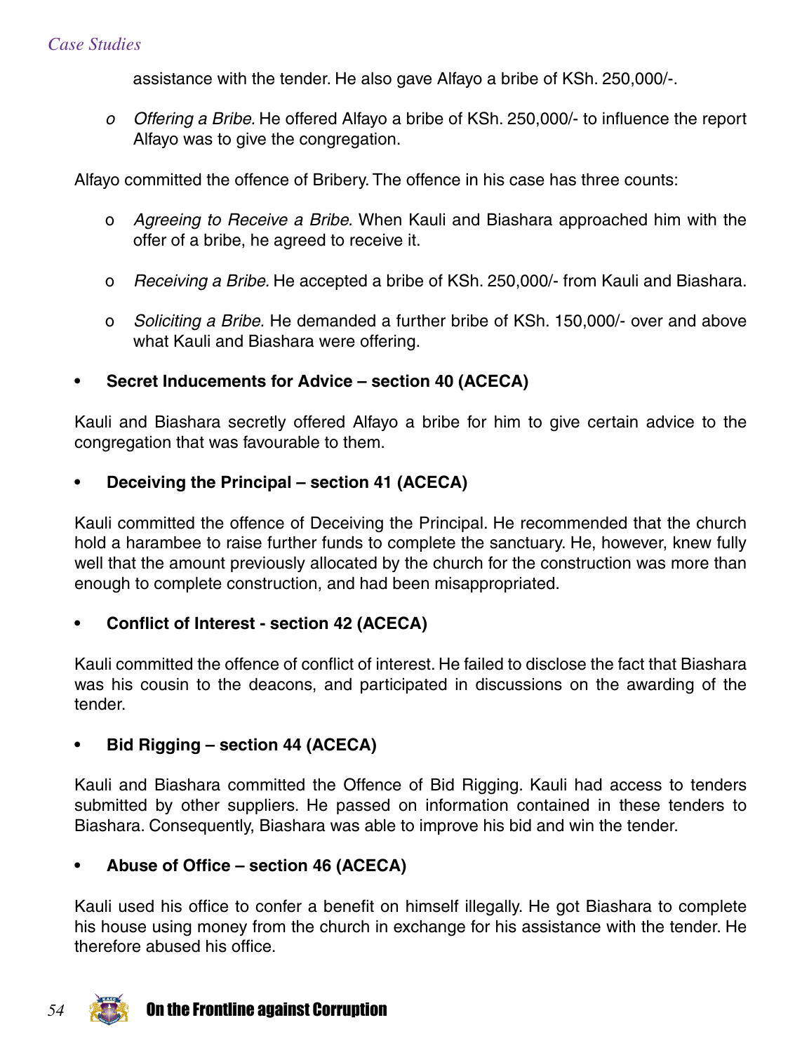assistance with the tender. He also gave Alfayo a bribe of KSh. 250,000/-.

- *Offering a Bribe.* He offered Alfayo a bribe of KSh. 250,000/- to influence the report Alfayo was to give the congregation.

Alfayo committed the offence of Bribery. The offence in his case has three counts:

- *Agreeing to Receive a Bribe.* When Kauli and Biashara approached him with the offer of a bribe, he agreed to receive it.
- *Receiving a Bribe.* He accepted a bribe of KSh. 250,000/- from Kauli and Biashara.
- *Soliciting a Bribe.* He demanded a further bribe of KSh. 150,000/- over and above what Kauli and Biashara were offering.

- **Secret Inducements for Advice – section 40 (ACECA)**

Kauli and Biashara secretly offered Alfayo a bribe for him to give certain advice to the congregation that was favourable to them.

- **Deceiving the Principal – section 41 (ACECA)**

Kauli committed the offence of Deceiving the Principal. He recommended that the church hold a harambee to raise further funds to complete the sanctuary. He, however, knew fully well that the amount previously allocated by the church for the construction was more than enough to complete construction, and had been misappropriated.

- **Conflict of Interest - section 42 (ACECA)**

Kauli committed the offence of conflict of interest. He failed to disclose the fact that Biashara was his cousin to the deacons, and participated in discussions on the awarding of the tender.

- **Bid Rigging – section 44 (ACECA)**

Kauli and Biashara committed the Offence of Bid Rigging. Kauli had access to tenders submitted by other suppliers. He passed on information contained in these tenders to Biashara. Consequently, Biashara was able to improve his bid and win the tender.

- **Abuse of Office – section 46 (ACECA)**

Kauli used his office to confer a benefit on himself illegally. He got Biashara to complete his house using money from the church in exchange for his assistance with the tender. He therefore abused his office.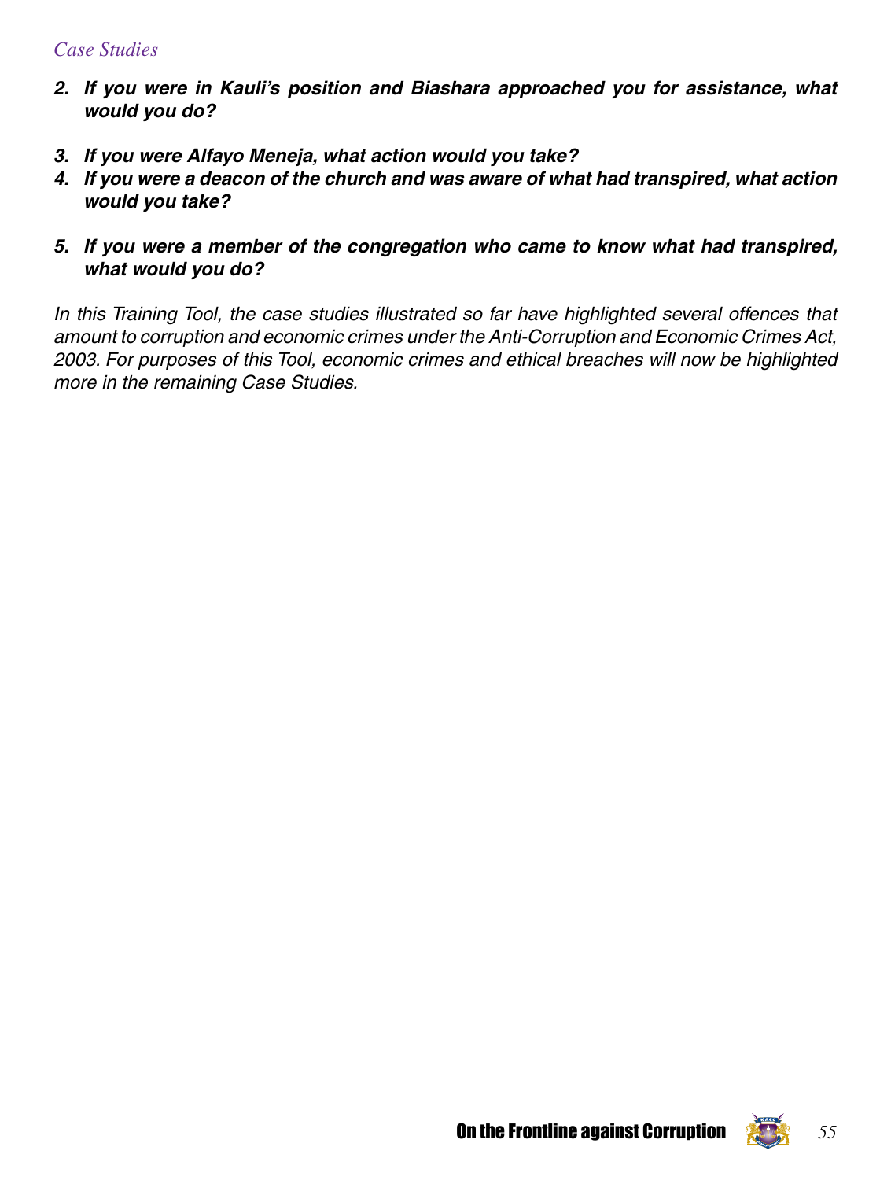2. ***If you were in Kauli's position and Biashara approached you for assistance, what would you do?***
3. ***If you were Alfayo Meneja, what action would you take?***
4. ***If you were a deacon of the church and was aware of what had transpired, what action would you take?***
5. ***If you were a member of the congregation who came to know what had transpired, what would you do?***

*In this Training Tool, the case studies illustrated so far have highlighted several offences that amount to corruption and economic crimes under the Anti-Corruption and Economic Crimes Act, 2003. For purposes of this Tool, economic crimes and ethical breaches will now be highlighted more in the remaining Case Studies.*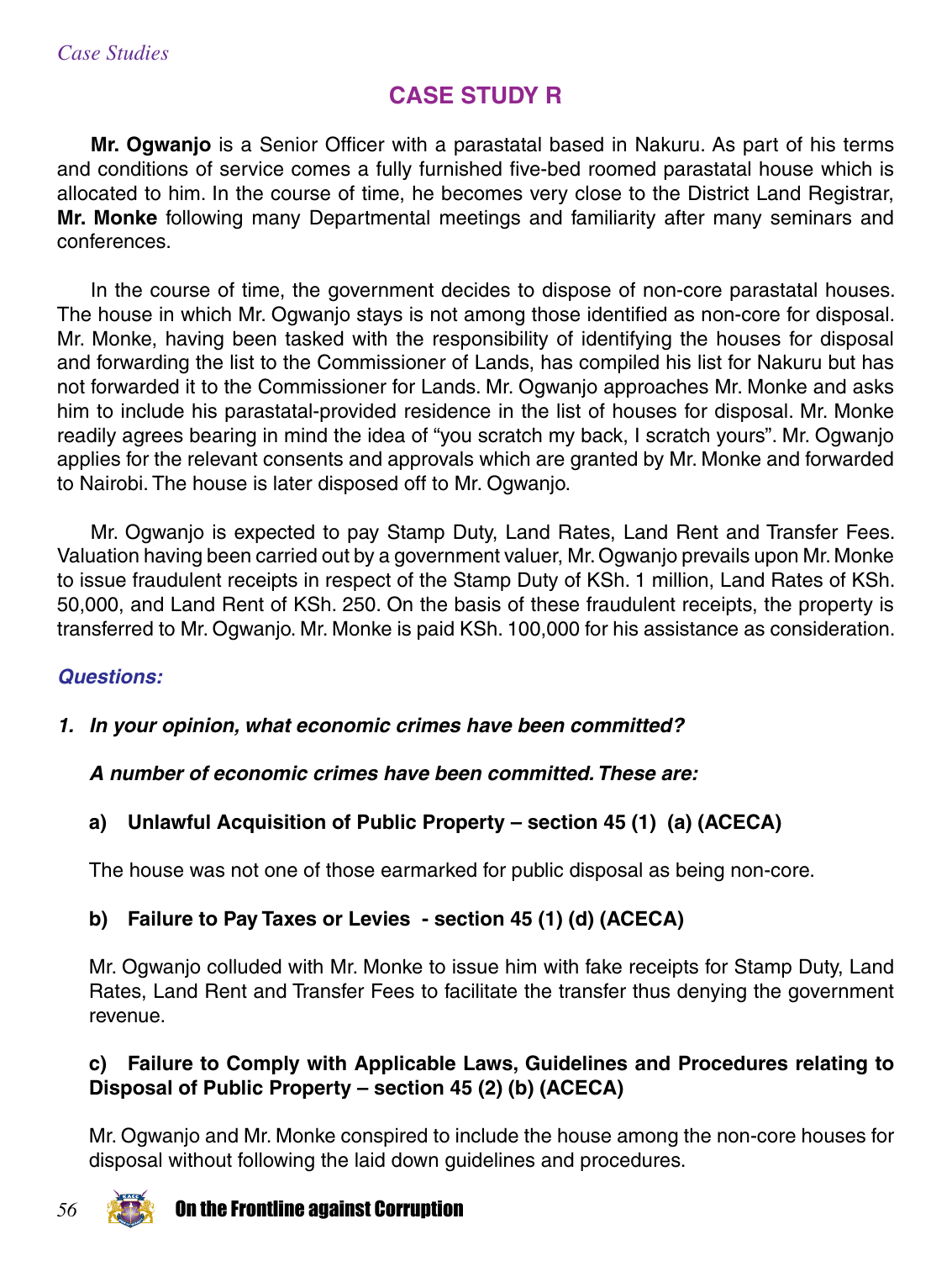## CASE STUDY R

**Mr. Ogwanjo** is a Senior Officer with a parastatal based in Nakuru. As part of his terms and conditions of service comes a fully furnished five-bed roomed parastatal house which is allocated to him. In the course of time, he becomes very close to the District Land Registrar, **Mr. Monke** following many Departmental meetings and familiarity after many seminars and conferences.

In the course of time, the government decides to dispose of non-core parastatal houses. The house in which Mr. Ogwanjo stays is not among those identified as non-core for disposal. Mr. Monke, having been tasked with the responsibility of identifying the houses for disposal and forwarding the list to the Commissioner of Lands, has compiled his list for Nakuru but has not forwarded it to the Commissioner for Lands. Mr. Ogwanjo approaches Mr. Monke and asks him to include his parastatal-provided residence in the list of houses for disposal. Mr. Monke readily agrees bearing in mind the idea of "you scratch my back, I scratch yours". Mr. Ogwanjo applies for the relevant consents and approvals which are granted by Mr. Monke and forwarded to Nairobi. The house is later disposed off to Mr. Ogwanjo.

Mr. Ogwanjo is expected to pay Stamp Duty, Land Rates, Land Rent and Transfer Fees. Valuation having been carried out by a government valuer, Mr. Ogwanjo prevails upon Mr. Monke to issue fraudulent receipts in respect of the Stamp Duty of KSh. 1 million, Land Rates of KSh. 50,000, and Land Rent of KSh. 250. On the basis of these fraudulent receipts, the property is transferred to Mr. Ogwanjo. Mr. Monke is paid KSh. 100,000 for his assistance as consideration.

### *Questions:*

1. ***In your opinion, what economic crimes have been committed?***

   ***A number of economic crimes have been committed. These are:***

   **a) Unlawful Acquisition of Public Property – section 45 (1) (a) (ACECA)**

   The house was not one of those earmarked for public disposal as being non-core.

   **b) Failure to Pay Taxes or Levies - section 45 (1) (d) (ACECA)**

   Mr. Ogwanjo colluded with Mr. Monke to issue him with fake receipts for Stamp Duty, Land Rates, Land Rent and Transfer Fees to facilitate the transfer thus denying the government revenue.

   **c) Failure to Comply with Applicable Laws, Guidelines and Procedures relating to Disposal of Public Property – section 45 (2) (b) (ACECA)**

   Mr. Ogwanjo and Mr. Monke conspired to include the house among the non-core houses for disposal without following the laid down guidelines and procedures.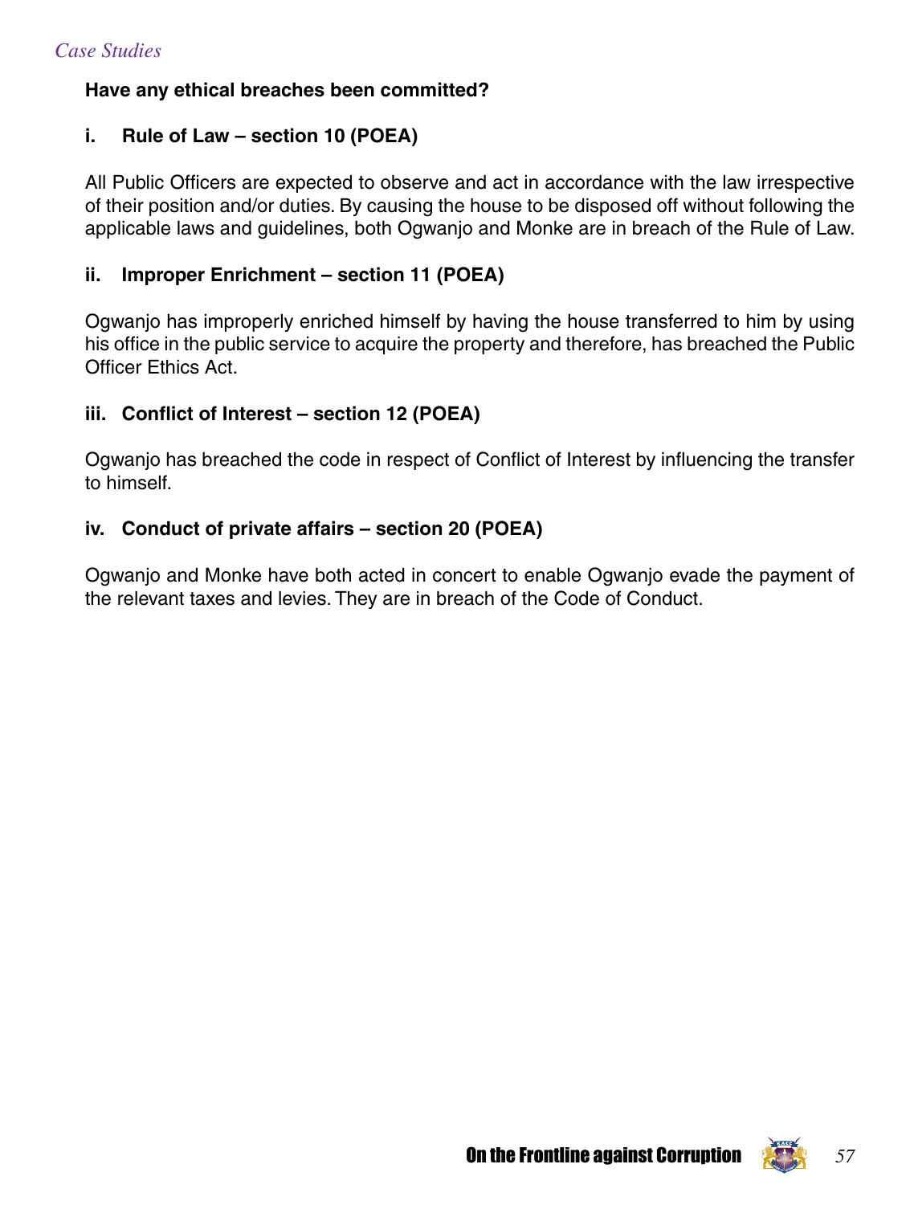**Have any ethical breaches been committed?**

**i. Rule of Law – section 10 (POEA)**

All Public Officers are expected to observe and act in accordance with the law irrespective of their position and/or duties. By causing the house to be disposed off without following the applicable laws and guidelines, both Ogwanjo and Monke are in breach of the Rule of Law.

**ii. Improper Enrichment – section 11 (POEA)**

Ogwanjo has improperly enriched himself by having the house transferred to him by using his office in the public service to acquire the property and therefore, has breached the Public Officer Ethics Act.

**iii. Conflict of Interest – section 12 (POEA)**

Ogwanjo has breached the code in respect of Conflict of Interest by influencing the transfer to himself.

**iv. Conduct of private affairs – section 20 (POEA)**

Ogwanjo and Monke have both acted in concert to enable Ogwanjo evade the payment of the relevant taxes and levies. They are in breach of the Code of Conduct.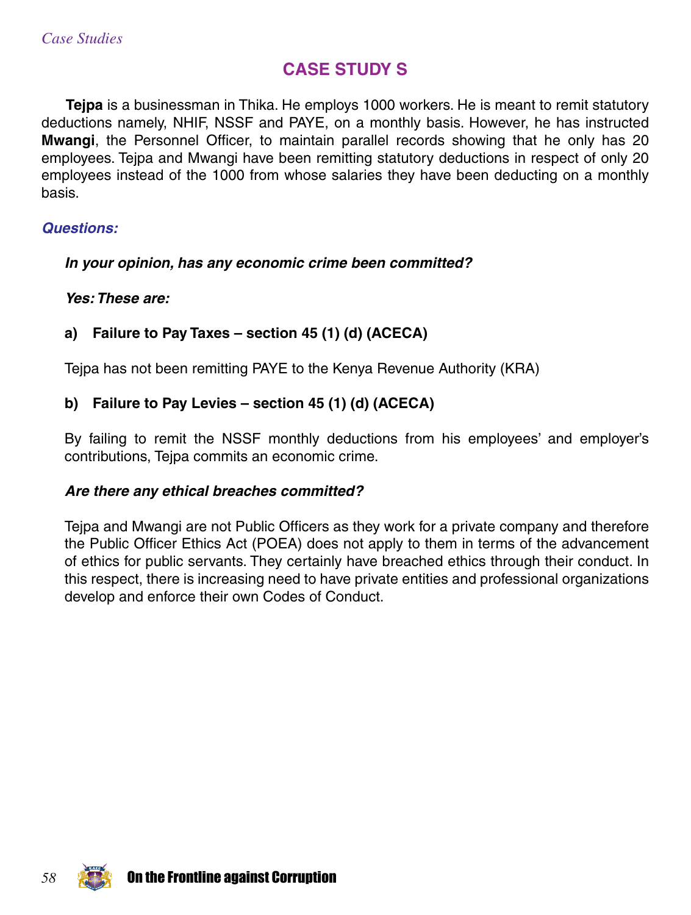## CASE STUDY S

**Tejpa** is a businessman in Thika. He employs 1000 workers. He is meant to remit statutory deductions namely, NHIF, NSSF and PAYE, on a monthly basis. However, he has instructed **Mwangi**, the Personnel Officer, to maintain parallel records showing that he only has 20 employees. Tejpa and Mwangi have been remitting statutory deductions in respect of only 20 employees instead of the 1000 from whose salaries they have been deducting on a monthly basis.

### *Questions:*

***In your opinion, has any economic crime been committed?***

***Yes: These are:***

**a) Failure to Pay Taxes – section 45 (1) (d) (ACECA)**

Tejpa has not been remitting PAYE to the Kenya Revenue Authority (KRA)

**b) Failure to Pay Levies – section 45 (1) (d) (ACECA)**

By failing to remit the NSSF monthly deductions from his employees' and employer's contributions, Tejpa commits an economic crime.

***Are there any ethical breaches committed?***

Tejpa and Mwangi are not Public Officers as they work for a private company and therefore the Public Officer Ethics Act (POEA) does not apply to them in terms of the advancement of ethics for public servants. They certainly have breached ethics through their conduct. In this respect, there is increasing need to have private entities and professional organizations develop and enforce their own Codes of Conduct.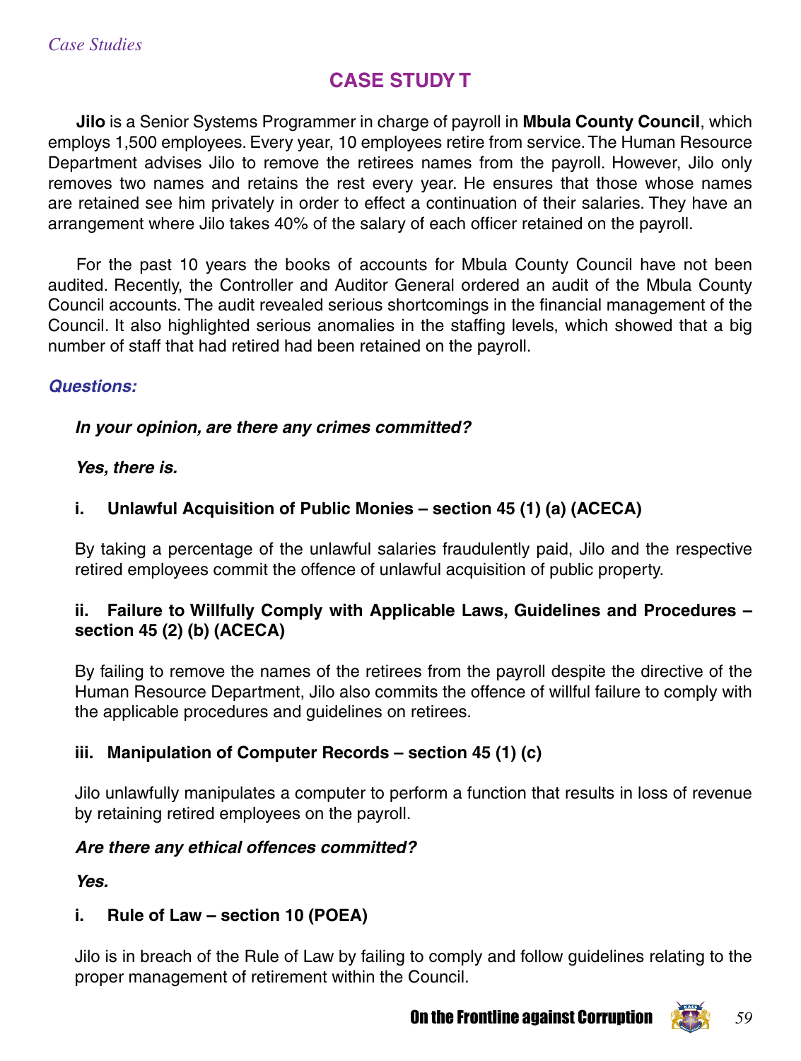## CASE STUDY T

**Jilo** is a Senior Systems Programmer in charge of payroll in **Mbula County Council**, which employs 1,500 employees. Every year, 10 employees retire from service. The Human Resource Department advises Jilo to remove the retirees names from the payroll. However, Jilo only removes two names and retains the rest every year. He ensures that those whose names are retained see him privately in order to effect a continuation of their salaries. They have an arrangement where Jilo takes 40% of the salary of each officer retained on the payroll.

For the past 10 years the books of accounts for Mbula County Council have not been audited. Recently, the Controller and Auditor General ordered an audit of the Mbula County Council accounts. The audit revealed serious shortcomings in the financial management of the Council. It also highlighted serious anomalies in the staffing levels, which showed that a big number of staff that had retired had been retained on the payroll.

***Questions:***

***In your opinion, are there any crimes committed?***

***Yes, there is.***

**i. Unlawful Acquisition of Public Monies – section 45 (1) (a) (ACECA)**

By taking a percentage of the unlawful salaries fraudulently paid, Jilo and the respective retired employees commit the offence of unlawful acquisition of public property.

**ii. Failure to Willfully Comply with Applicable Laws, Guidelines and Procedures – section 45 (2) (b) (ACECA)**

By failing to remove the names of the retirees from the payroll despite the directive of the Human Resource Department, Jilo also commits the offence of willful failure to comply with the applicable procedures and guidelines on retirees.

**iii. Manipulation of Computer Records – section 45 (1) (c)**

Jilo unlawfully manipulates a computer to perform a function that results in loss of revenue by retaining retired employees on the payroll.

***Are there any ethical offences committed?***

***Yes.***

**i. Rule of Law – section 10 (POEA)**

Jilo is in breach of the Rule of Law by failing to comply and follow guidelines relating to the proper management of retirement within the Council.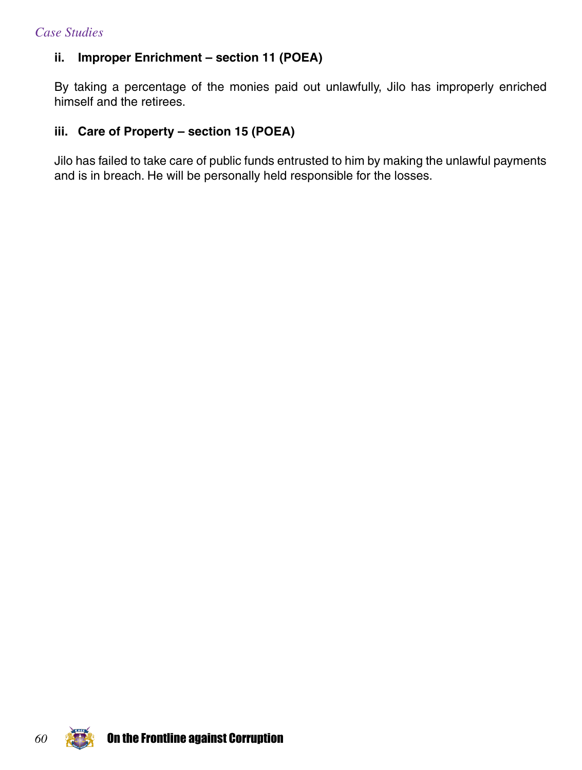### ii. Improper Enrichment – section 11 (POEA)

By taking a percentage of the monies paid out unlawfully, Jilo has improperly enriched himself and the retirees.

### iii. Care of Property – section 15 (POEA)

Jilo has failed to take care of public funds entrusted to him by making the unlawful payments and is in breach. He will be personally held responsible for the losses.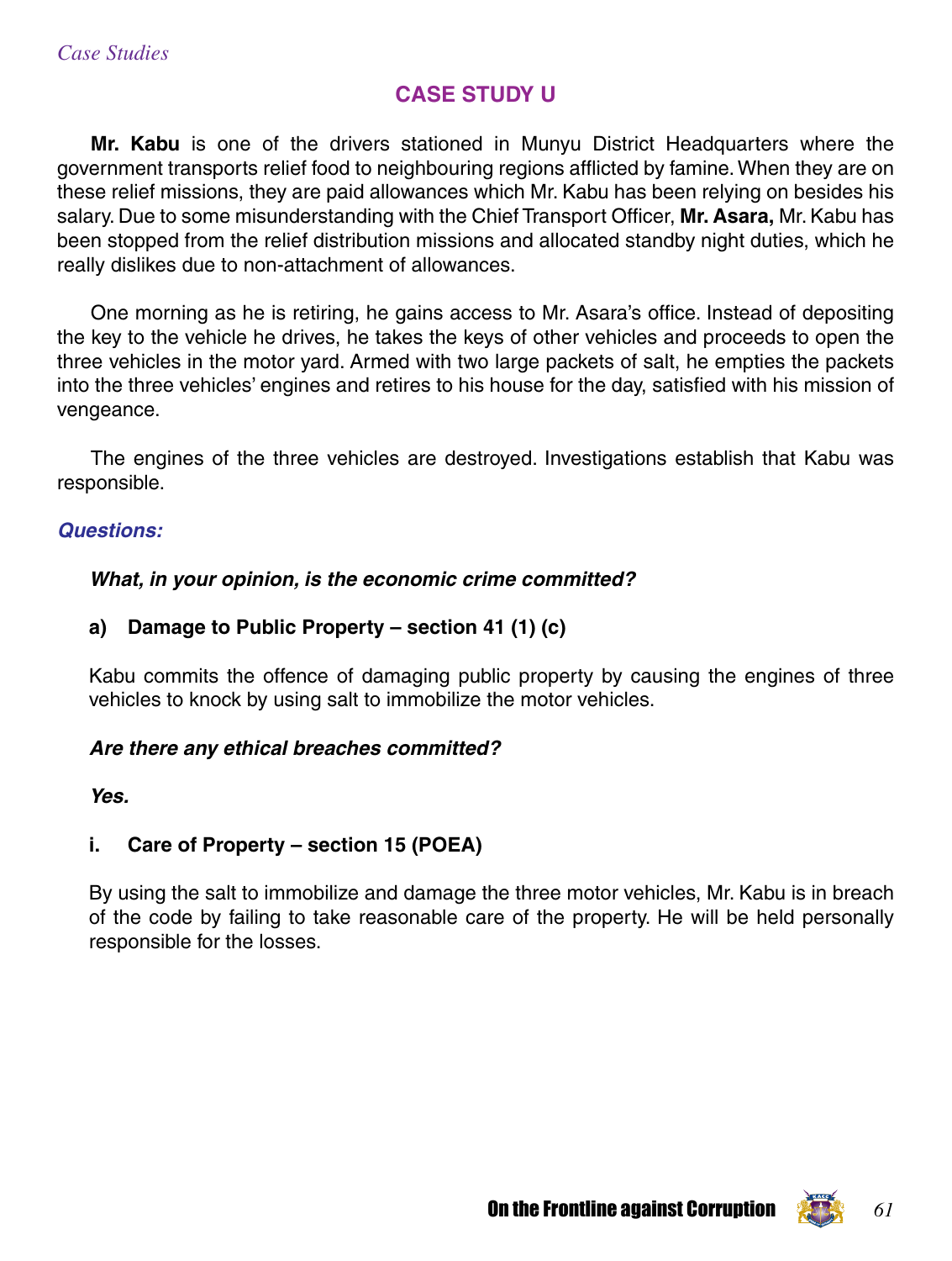## CASE STUDY U

**Mr. Kabu** is one of the drivers stationed in Munyu District Headquarters where the government transports relief food to neighbouring regions afflicted by famine. When they are on these relief missions, they are paid allowances which Mr. Kabu has been relying on besides his salary. Due to some misunderstanding with the Chief Transport Officer, **Mr. Asara,** Mr. Kabu has been stopped from the relief distribution missions and allocated standby night duties, which he really dislikes due to non-attachment of allowances.

One morning as he is retiring, he gains access to Mr. Asara's office. Instead of depositing the key to the vehicle he drives, he takes the keys of other vehicles and proceeds to open the three vehicles in the motor yard. Armed with two large packets of salt, he empties the packets into the three vehicles' engines and retires to his house for the day, satisfied with his mission of vengeance.

The engines of the three vehicles are destroyed. Investigations establish that Kabu was responsible.

***Questions:***

***What, in your opinion, is the economic crime committed?***

**a) Damage to Public Property – section 41 (1) (c)**

Kabu commits the offence of damaging public property by causing the engines of three vehicles to knock by using salt to immobilize the motor vehicles.

***Are there any ethical breaches committed?***

***Yes.***

**i. Care of Property – section 15 (POEA)**

By using the salt to immobilize and damage the three motor vehicles, Mr. Kabu is in breach of the code by failing to take reasonable care of the property. He will be held personally responsible for the losses.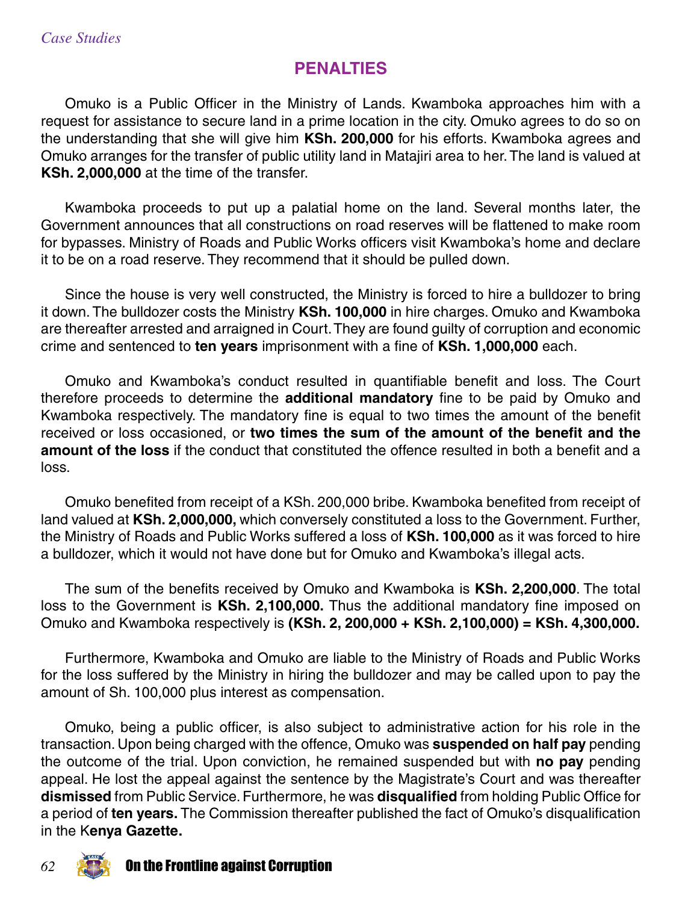## PENALTIES

Omuko is a Public Officer in the Ministry of Lands. Kwamboka approaches him with a request for assistance to secure land in a prime location in the city. Omuko agrees to do so on the understanding that she will give him **KSh. 200,000** for his efforts. Kwamboka agrees and Omuko arranges for the transfer of public utility land in Matajiri area to her. The land is valued at **KSh. 2,000,000** at the time of the transfer.

Kwamboka proceeds to put up a palatial home on the land. Several months later, the Government announces that all constructions on road reserves will be flattened to make room for bypasses. Ministry of Roads and Public Works officers visit Kwamboka's home and declare it to be on a road reserve. They recommend that it should be pulled down.

Since the house is very well constructed, the Ministry is forced to hire a bulldozer to bring it down. The bulldozer costs the Ministry **KSh. 100,000** in hire charges. Omuko and Kwamboka are thereafter arrested and arraigned in Court. They are found guilty of corruption and economic crime and sentenced to **ten years** imprisonment with a fine of **KSh. 1,000,000** each.

Omuko and Kwamboka's conduct resulted in quantifiable benefit and loss. The Court therefore proceeds to determine the **additional mandatory** fine to be paid by Omuko and Kwamboka respectively. The mandatory fine is equal to two times the amount of the benefit received or loss occasioned, or **two times the sum of the amount of the benefit and the amount of the loss** if the conduct that constituted the offence resulted in both a benefit and a loss.

Omuko benefited from receipt of a KSh. 200,000 bribe. Kwamboka benefited from receipt of land valued at **KSh. 2,000,000,** which conversely constituted a loss to the Government. Further, the Ministry of Roads and Public Works suffered a loss of **KSh. 100,000** as it was forced to hire a bulldozer, which it would not have done but for Omuko and Kwamboka's illegal acts.

The sum of the benefits received by Omuko and Kwamboka is **KSh. 2,200,000**. The total loss to the Government is **KSh. 2,100,000.** Thus the additional mandatory fine imposed on Omuko and Kwamboka respectively is **(KSh. 2, 200,000 + KSh. 2,100,000) = KSh. 4,300,000.**

Furthermore, Kwamboka and Omuko are liable to the Ministry of Roads and Public Works for the loss suffered by the Ministry in hiring the bulldozer and may be called upon to pay the amount of Sh. 100,000 plus interest as compensation.

Omuko, being a public officer, is also subject to administrative action for his role in the transaction. Upon being charged with the offence, Omuko was **suspended on half pay** pending the outcome of the trial. Upon conviction, he remained suspended but with **no pay** pending appeal. He lost the appeal against the sentence by the Magistrate's Court and was thereafter **dismissed** from Public Service. Furthermore, he was **disqualified** from holding Public Office for a period of **ten years.** The Commission thereafter published the fact of Omuko's disqualification in the K**enya Gazette.**